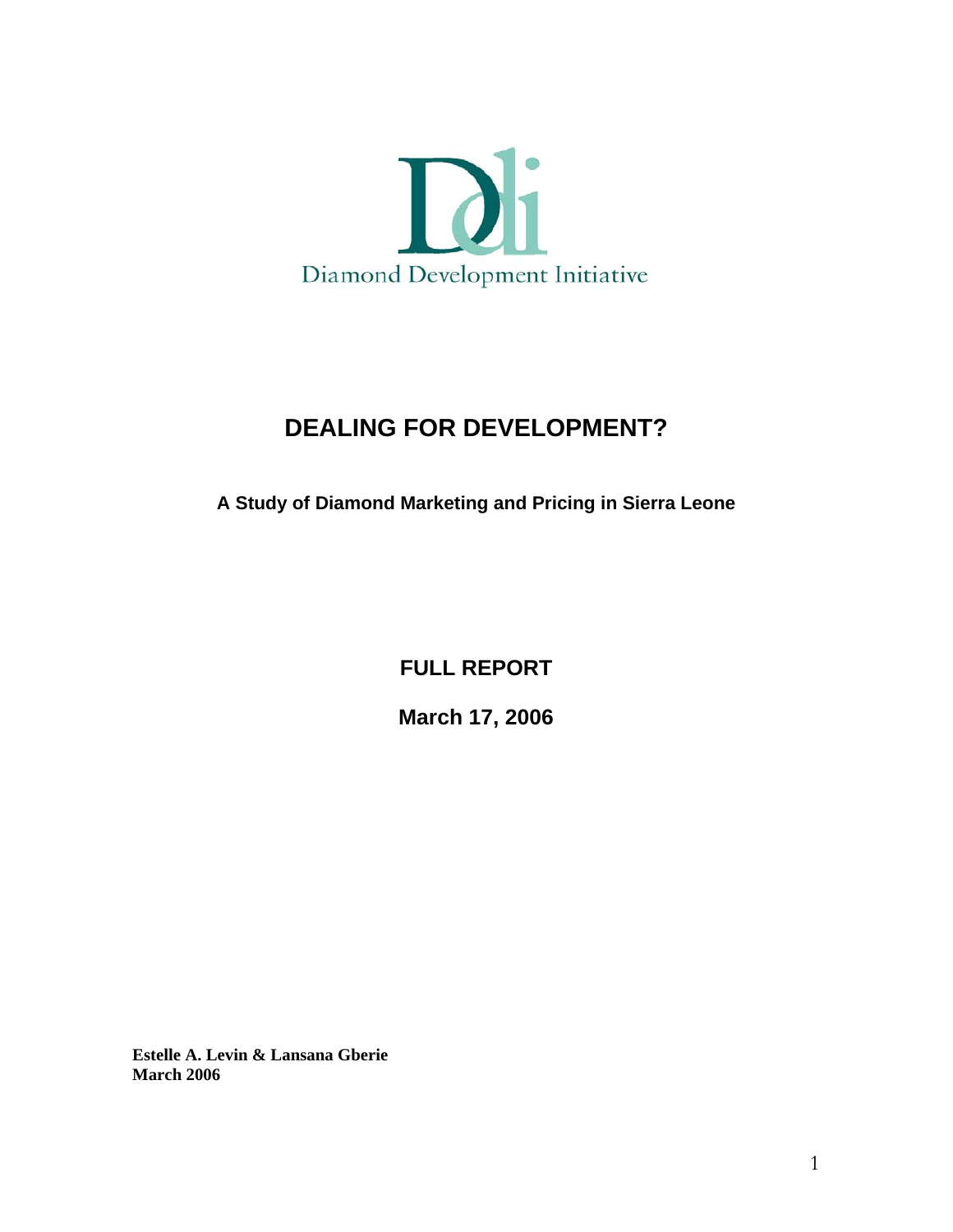Diamond Development Initiative

# DEALING FOR DEVELOPMENT?

**A Study of Diamond Marketing and Pricing in Sierra Leone**

**FULL REPORT**

**March 17, 2006**

**Estelle A. Levin & Lansana Gberie**
**March 2006**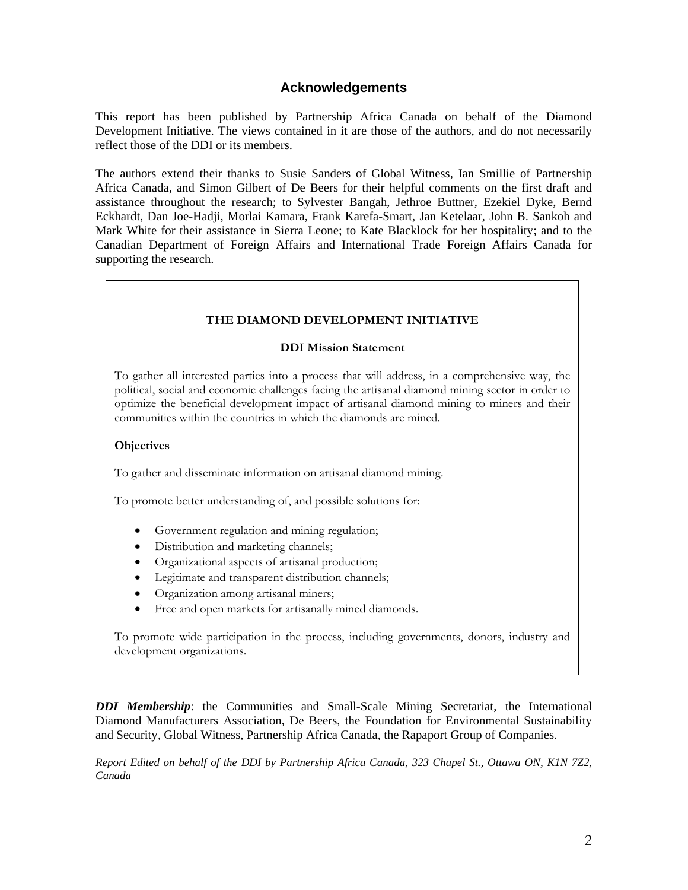## Acknowledgements

This report has been published by Partnership Africa Canada on behalf of the Diamond Development Initiative. The views contained in it are those of the authors, and do not necessarily reflect those of the DDI or its members.

The authors extend their thanks to Susie Sanders of Global Witness, Ian Smillie of Partnership Africa Canada, and Simon Gilbert of De Beers for their helpful comments on the first draft and assistance throughout the research; to Sylvester Bangah, Jethroe Buttner, Ezekiel Dyke, Bernd Eckhardt, Dan Joe-Hadji, Morlai Kamara, Frank Karefa-Smart, Jan Ketelaar, John B. Sankoh and Mark White for their assistance in Sierra Leone; to Kate Blacklock for her hospitality; and to the Canadian Department of Foreign Affairs and International Trade Foreign Affairs Canada for supporting the research.

**THE DIAMOND DEVELOPMENT INITIATIVE**

**DDI Mission Statement**

To gather all interested parties into a process that will address, in a comprehensive way, the political, social and economic challenges facing the artisanal diamond mining sector in order to optimize the beneficial development impact of artisanal diamond mining to miners and their communities within the countries in which the diamonds are mined.

**Objectives**

To gather and disseminate information on artisanal diamond mining.

To promote better understanding of, and possible solutions for:

- Government regulation and mining regulation;
- Distribution and marketing channels;
- Organizational aspects of artisanal production;
- Legitimate and transparent distribution channels;
- Organization among artisanal miners;
- Free and open markets for artisanally mined diamonds.

To promote wide participation in the process, including governments, donors, industry and development organizations.

***DDI Membership***: the Communities and Small-Scale Mining Secretariat, the International Diamond Manufacturers Association, De Beers, the Foundation for Environmental Sustainability and Security, Global Witness, Partnership Africa Canada, the Rapaport Group of Companies.

*Report Edited on behalf of the DDI by Partnership Africa Canada, 323 Chapel St., Ottawa ON, K1N 7Z2, Canada*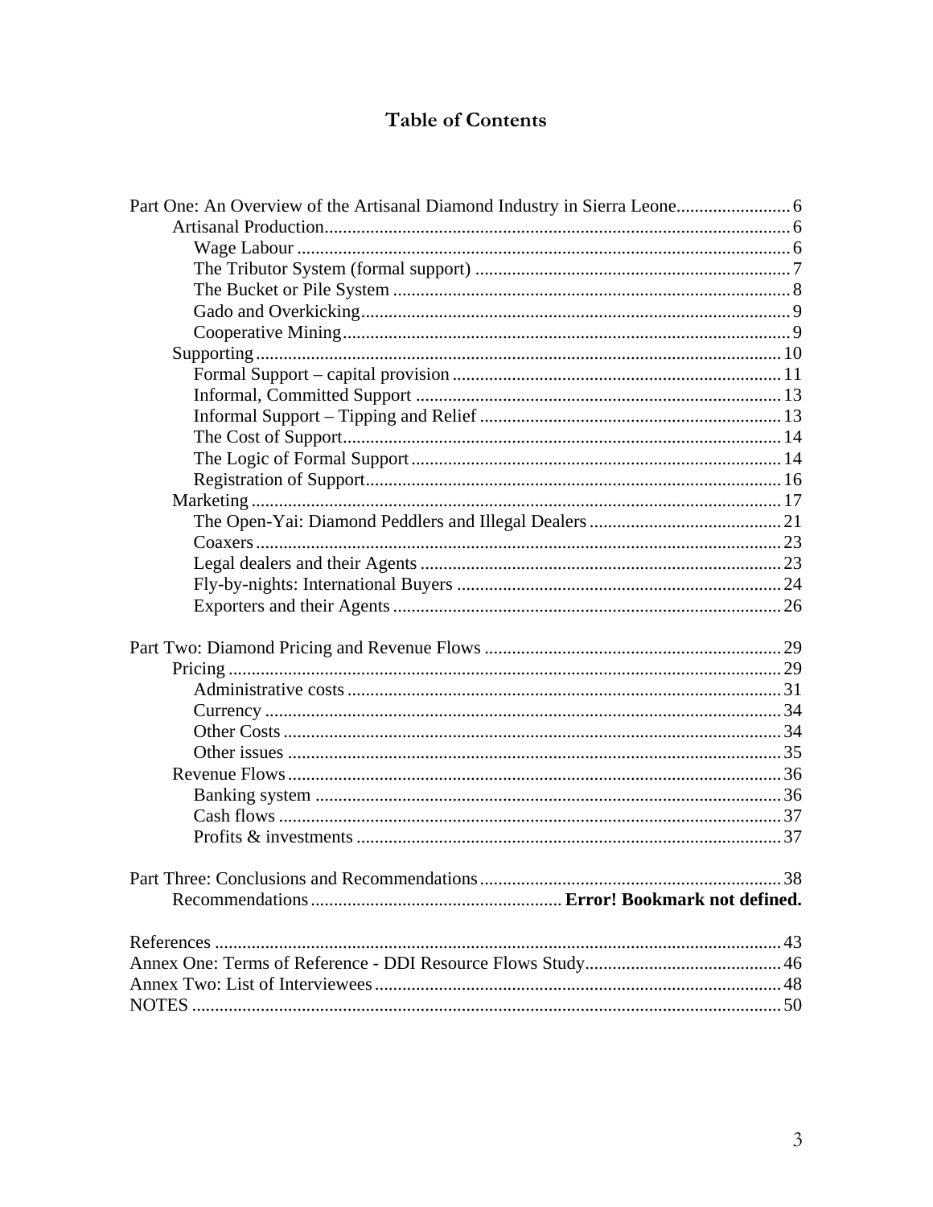# Table of Contents

- Part One: An Overview of the Artisanal Diamond Industry in Sierra Leone ........ 6
  - Artisanal Production ........ 6
    - Wage Labour ........ 6
    - The Tributor System (formal support) ........ 7
    - The Bucket or Pile System ........ 8
    - Gado and Overkicking ........ 9
    - Cooperative Mining ........ 9
  - Supporting ........ 10
    - Formal Support – capital provision ........ 11
    - Informal, Committed Support ........ 13
    - Informal Support – Tipping and Relief ........ 13
    - The Cost of Support ........ 14
    - The Logic of Formal Support ........ 14
    - Registration of Support ........ 16
  - Marketing ........ 17
    - The Open-Yai: Diamond Peddlers and Illegal Dealers ........ 21
    - Coaxers ........ 23
    - Legal dealers and their Agents ........ 23
    - Fly-by-nights: International Buyers ........ 24
    - Exporters and their Agents ........ 26
- Part Two: Diamond Pricing and Revenue Flows ........ 29
  - Pricing ........ 29
    - Administrative costs ........ 31
    - Currency ........ 34
    - Other Costs ........ 34
    - Other issues ........ 35
  - Revenue Flows ........ 36
    - Banking system ........ 36
    - Cash flows ........ 37
    - Profits & investments ........ 37
- Part Three: Conclusions and Recommendations ........ 38
  - Recommendations ........ **Error! Bookmark not defined.**
- References ........ 43
- Annex One: Terms of Reference - DDI Resource Flows Study ........ 46
- Annex Two: List of Interviewees ........ 48
- NOTES ........ 50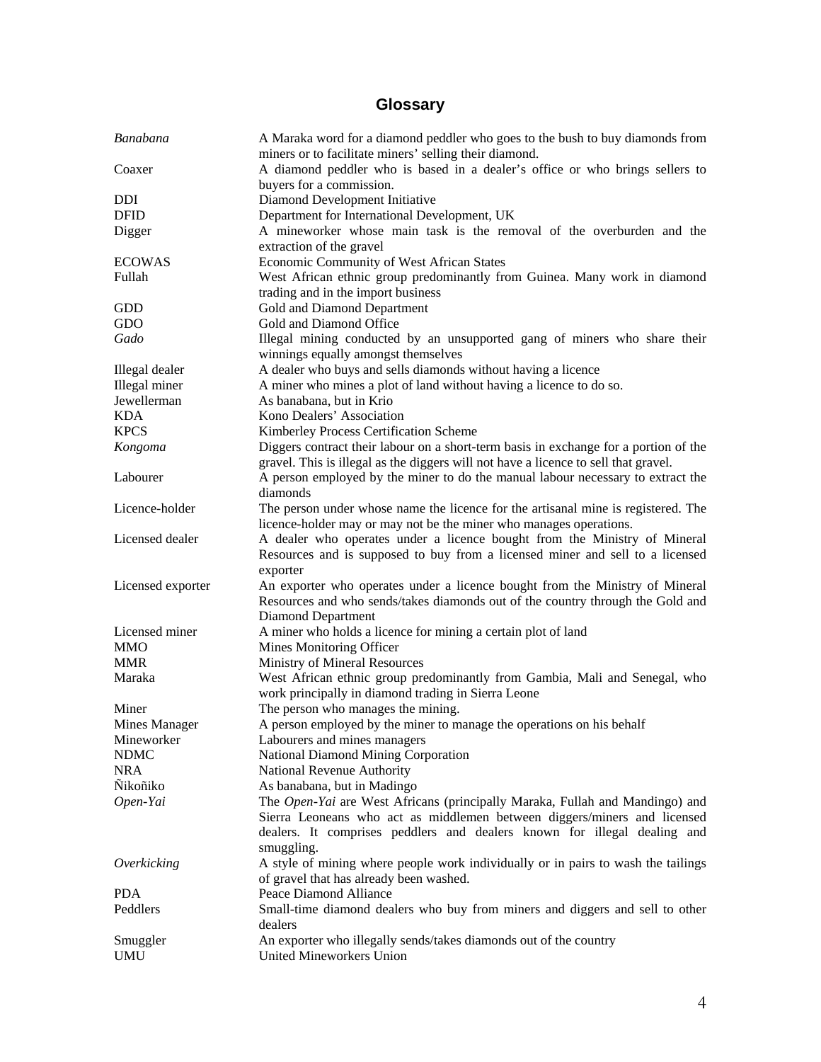# Glossary

| | |
|---|---|
| *Banabana* | A Maraka word for a diamond peddler who goes to the bush to buy diamonds from miners or to facilitate miners' selling their diamond. |
| Coaxer | A diamond peddler who is based in a dealer's office or who brings sellers to buyers for a commission. |
| DDI | Diamond Development Initiative |
| DFID | Department for International Development, UK |
| Digger | A mineworker whose main task is the removal of the overburden and the extraction of the gravel |
| ECOWAS | Economic Community of West African States |
| Fullah | West African ethnic group predominantly from Guinea. Many work in diamond trading and in the import business |
| GDD | Gold and Diamond Department |
| GDO | Gold and Diamond Office |
| *Gado* | Illegal mining conducted by an unsupported gang of miners who share their winnings equally amongst themselves |
| Illegal dealer | A dealer who buys and sells diamonds without having a licence |
| Illegal miner | A miner who mines a plot of land without having a licence to do so. |
| Jewellerman | As banabana, but in Krio |
| KDA | Kono Dealers' Association |
| KPCS | Kimberley Process Certification Scheme |
| *Kongoma* | Diggers contract their labour on a short-term basis in exchange for a portion of the gravel. This is illegal as the diggers will not have a licence to sell that gravel. |
| Labourer | A person employed by the miner to do the manual labour necessary to extract the diamonds |
| Licence-holder | The person under whose name the licence for the artisanal mine is registered. The licence-holder may or may not be the miner who manages operations. |
| Licensed dealer | A dealer who operates under a licence bought from the Ministry of Mineral Resources and is supposed to buy from a licensed miner and sell to a licensed exporter |
| Licensed exporter | An exporter who operates under a licence bought from the Ministry of Mineral Resources and who sends/takes diamonds out of the country through the Gold and Diamond Department |
| Licensed miner | A miner who holds a licence for mining a certain plot of land |
| MMO | Mines Monitoring Officer |
| MMR | Ministry of Mineral Resources |
| Maraka | West African ethnic group predominantly from Gambia, Mali and Senegal, who work principally in diamond trading in Sierra Leone |
| Miner | The person who manages the mining. |
| Mines Manager | A person employed by the miner to manage the operations on his behalf |
| Mineworker | Labourers and mines managers |
| NDMC | National Diamond Mining Corporation |
| NRA | National Revenue Authority |
| Ñikoñiko | As banabana, but in Madingo |
| *Open-Yai* | The *Open-Yai* are West Africans (principally Maraka, Fullah and Mandingo) and Sierra Leoneans who act as middlemen between diggers/miners and licensed dealers. It comprises peddlers and dealers known for illegal dealing and smuggling. |
| *Overkicking* | A style of mining where people work individually or in pairs to wash the tailings of gravel that has already been washed. |
| PDA | Peace Diamond Alliance |
| Peddlers | Small-time diamond dealers who buy from miners and diggers and sell to other dealers |
| Smuggler | An exporter who illegally sends/takes diamonds out of the country |
| UMU | United Mineworkers Union |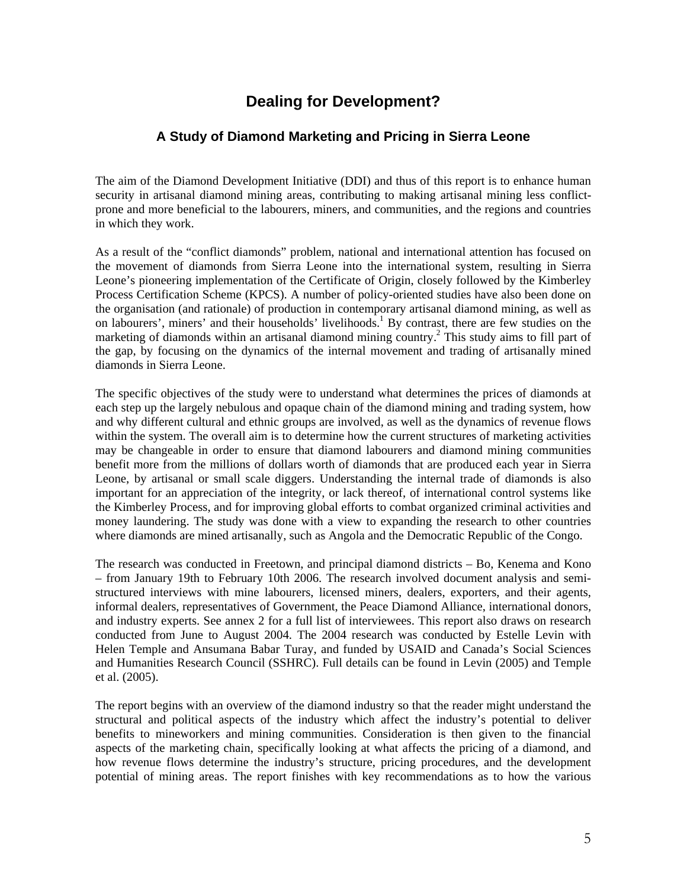# Dealing for Development?

## A Study of Diamond Marketing and Pricing in Sierra Leone

The aim of the Diamond Development Initiative (DDI) and thus of this report is to enhance human security in artisanal diamond mining areas, contributing to making artisanal mining less conflict-prone and more beneficial to the labourers, miners, and communities, and the regions and countries in which they work.

As a result of the "conflict diamonds" problem, national and international attention has focused on the movement of diamonds from Sierra Leone into the international system, resulting in Sierra Leone's pioneering implementation of the Certificate of Origin, closely followed by the Kimberley Process Certification Scheme (KPCS). A number of policy-oriented studies have also been done on the organisation (and rationale) of production in contemporary artisanal diamond mining, as well as on labourers', miners' and their households' livelihoods.[1] By contrast, there are few studies on the marketing of diamonds within an artisanal diamond mining country.[2] This study aims to fill part of the gap, by focusing on the dynamics of the internal movement and trading of artisanally mined diamonds in Sierra Leone.

The specific objectives of the study were to understand what determines the prices of diamonds at each step up the largely nebulous and opaque chain of the diamond mining and trading system, how and why different cultural and ethnic groups are involved, as well as the dynamics of revenue flows within the system. The overall aim is to determine how the current structures of marketing activities may be changeable in order to ensure that diamond labourers and diamond mining communities benefit more from the millions of dollars worth of diamonds that are produced each year in Sierra Leone, by artisanal or small scale diggers. Understanding the internal trade of diamonds is also important for an appreciation of the integrity, or lack thereof, of international control systems like the Kimberley Process, and for improving global efforts to combat organized criminal activities and money laundering. The study was done with a view to expanding the research to other countries where diamonds are mined artisanally, such as Angola and the Democratic Republic of the Congo.

The research was conducted in Freetown, and principal diamond districts – Bo, Kenema and Kono – from January 19th to February 10th 2006. The research involved document analysis and semi-structured interviews with mine labourers, licensed miners, dealers, exporters, and their agents, informal dealers, representatives of Government, the Peace Diamond Alliance, international donors, and industry experts. See annex 2 for a full list of interviewees. This report also draws on research conducted from June to August 2004. The 2004 research was conducted by Estelle Levin with Helen Temple and Ansumana Babar Turay, and funded by USAID and Canada's Social Sciences and Humanities Research Council (SSHRC). Full details can be found in Levin (2005) and Temple et al. (2005).

The report begins with an overview of the diamond industry so that the reader might understand the structural and political aspects of the industry which affect the industry's potential to deliver benefits to mineworkers and mining communities. Consideration is then given to the financial aspects of the marketing chain, specifically looking at what affects the pricing of a diamond, and how revenue flows determine the industry's structure, pricing procedures, and the development potential of mining areas. The report finishes with key recommendations as to how the various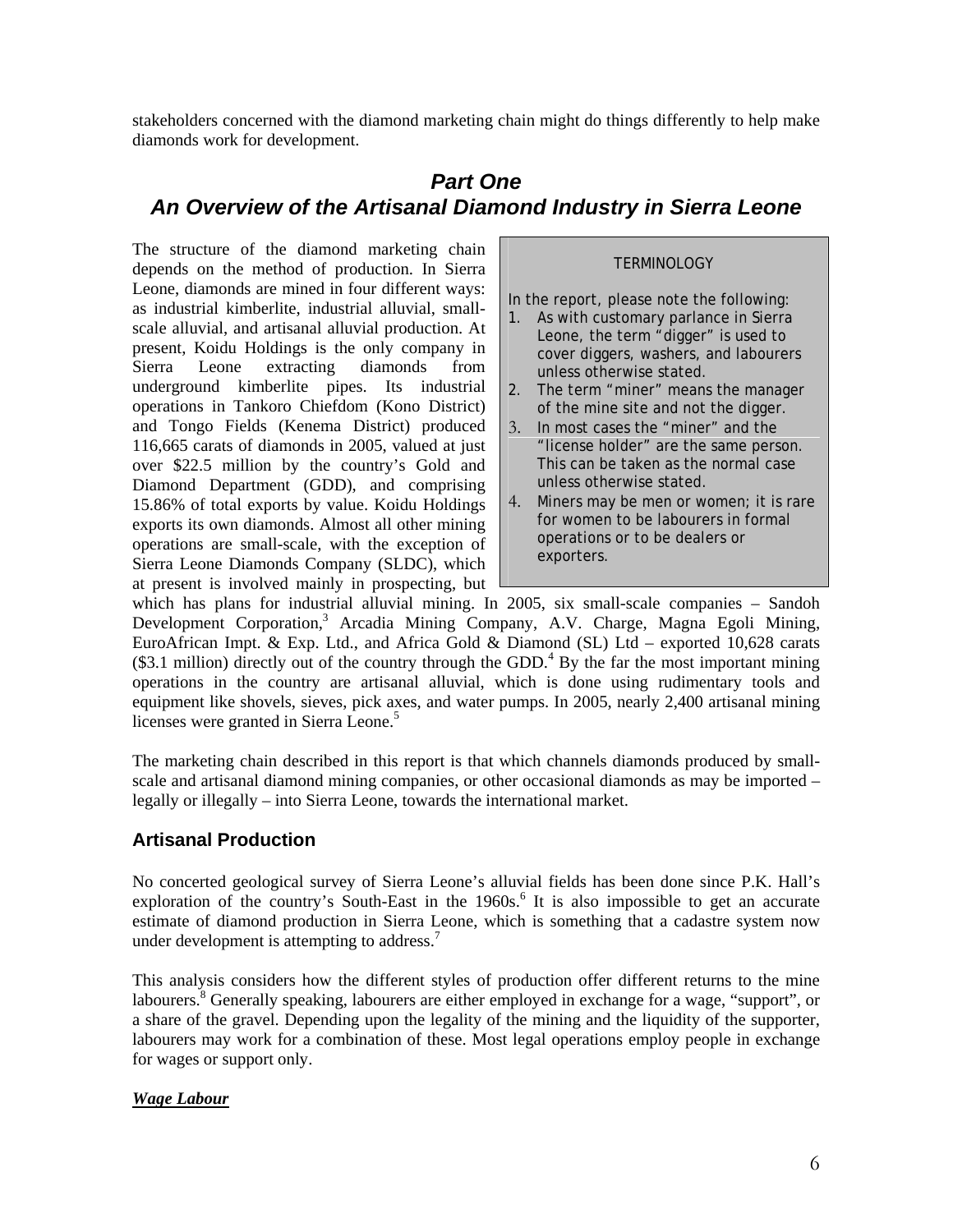stakeholders concerned with the diamond marketing chain might do things differently to help make diamonds work for development.

# *Part One*
# *An Overview of the Artisanal Diamond Industry in Sierra Leone*

> TERMINOLOGY
>
> In the report, please note the following:
> 1. As with customary parlance in Sierra Leone, the term "digger" is used to cover diggers, washers, and labourers unless otherwise stated.
> 2. The term "miner" means the manager of the mine site and not the digger.
> 3. In most cases the "miner" and the "license holder" are the same person. This can be taken as the normal case unless otherwise stated.
> 4. Miners may be men or women; it is rare for women to be labourers in formal operations or to be dealers or exporters.

The structure of the diamond marketing chain depends on the method of production. In Sierra Leone, diamonds are mined in four different ways: as industrial kimberlite, industrial alluvial, small-scale alluvial, and artisanal alluvial production. At present, Koidu Holdings is the only company in Sierra Leone extracting diamonds from underground kimberlite pipes. Its industrial operations in Tankoro Chiefdom (Kono District) and Tongo Fields (Kenema District) produced 116,665 carats of diamonds in 2005, valued at just over $22.5 million by the country's Gold and Diamond Department (GDD), and comprising 15.86% of total exports by value. Koidu Holdings exports its own diamonds. Almost all other mining operations are small-scale, with the exception of Sierra Leone Diamonds Company (SLDC), which at present is involved mainly in prospecting, but which has plans for industrial alluvial mining. In 2005, six small-scale companies – Sandoh Development Corporation,[3] Arcadia Mining Company, A.V. Charge, Magna Egoli Mining, EuroAfrican Impt. & Exp. Ltd., and Africa Gold & Diamond (SL) Ltd – exported 10,628 carats ($3.1 million) directly out of the country through the GDD.[4] By the far the most important mining operations in the country are artisanal alluvial, which is done using rudimentary tools and equipment like shovels, sieves, pick axes, and water pumps. In 2005, nearly 2,400 artisanal mining licenses were granted in Sierra Leone.[5]

The marketing chain described in this report is that which channels diamonds produced by small-scale and artisanal diamond mining companies, or other occasional diamonds as may be imported – legally or illegally – into Sierra Leone, towards the international market.

## Artisanal Production

No concerted geological survey of Sierra Leone's alluvial fields has been done since P.K. Hall's exploration of the country's South-East in the 1960s.[6] It is also impossible to get an accurate estimate of diamond production in Sierra Leone, which is something that a cadastre system now under development is attempting to address.[7]

This analysis considers how the different styles of production offer different returns to the mine labourers.[8] Generally speaking, labourers are either employed in exchange for a wage, "support", or a share of the gravel. Depending upon the legality of the mining and the liquidity of the supporter, labourers may work for a combination of these. Most legal operations employ people in exchange for wages or support only.

### *Wage Labour*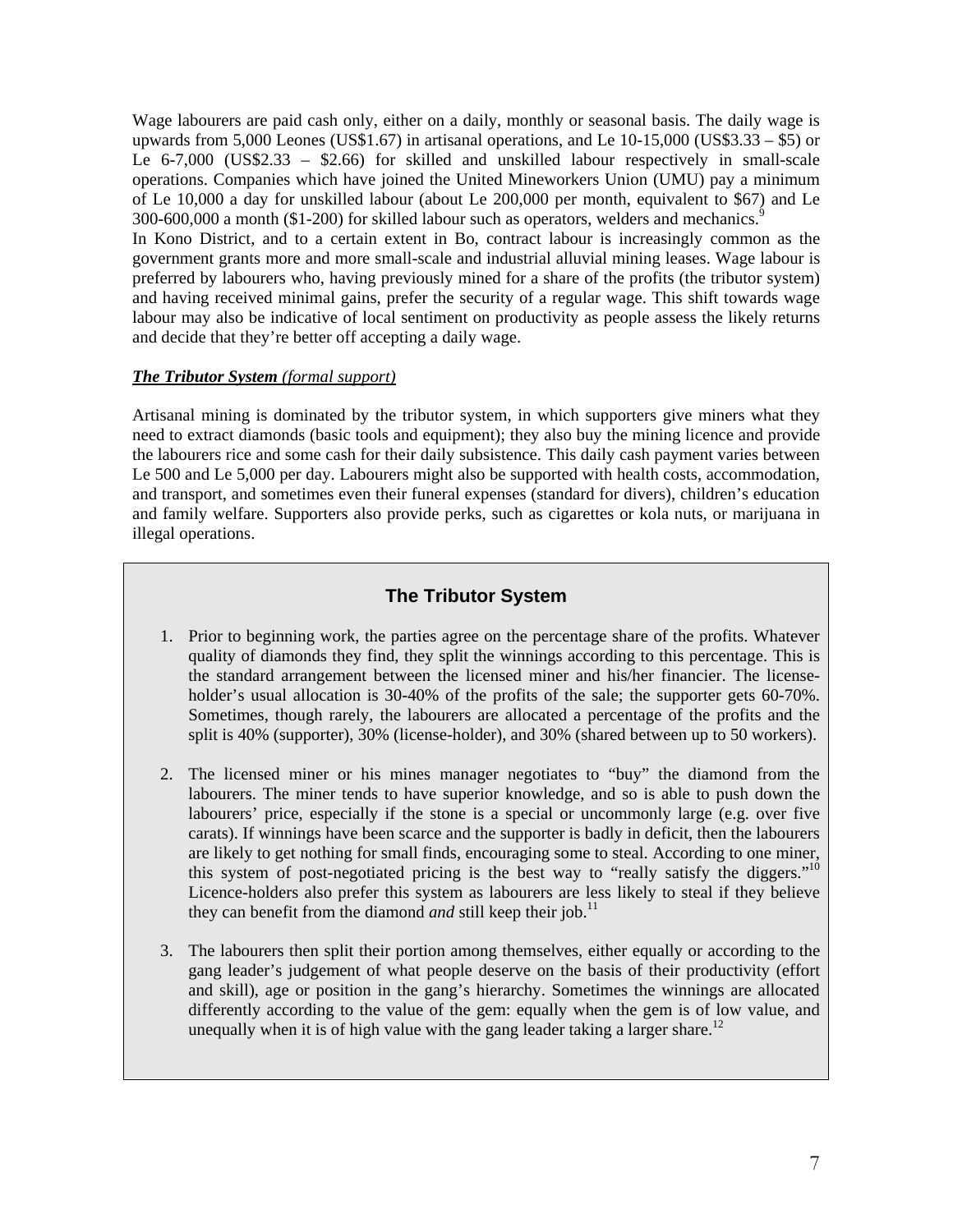Wage labourers are paid cash only, either on a daily, monthly or seasonal basis. The daily wage is upwards from 5,000 Leones (US$1.67) in artisanal operations, and Le 10-15,000 (US$3.33 – $5) or Le 6-7,000 (US$2.33 – $2.66) for skilled and unskilled labour respectively in small-scale operations. Companies which have joined the United Mineworkers Union (UMU) pay a minimum of Le 10,000 a day for unskilled labour (about Le 200,000 per month, equivalent to $67) and Le 300-600,000 a month ($1-200) for skilled labour such as operators, welders and mechanics.[9]

In Kono District, and to a certain extent in Bo, contract labour is increasingly common as the government grants more and more small-scale and industrial alluvial mining leases. Wage labour is preferred by labourers who, having previously mined for a share of the profits (the tributor system) and having received minimal gains, prefer the security of a regular wage. This shift towards wage labour may also be indicative of local sentiment on productivity as people assess the likely returns and decide that they're better off accepting a daily wage.

***The Tributor System*** *(formal support)*

Artisanal mining is dominated by the tributor system, in which supporters give miners what they need to extract diamonds (basic tools and equipment); they also buy the mining licence and provide the labourers rice and some cash for their daily subsistence. This daily cash payment varies between Le 500 and Le 5,000 per day. Labourers might also be supported with health costs, accommodation, and transport, and sometimes even their funeral expenses (standard for divers), children's education and family welfare. Supporters also provide perks, such as cigarettes or kola nuts, or marijuana in illegal operations.

### The Tributor System

1. Prior to beginning work, the parties agree on the percentage share of the profits. Whatever quality of diamonds they find, they split the winnings according to this percentage. This is the standard arrangement between the licensed miner and his/her financier. The license-holder's usual allocation is 30-40% of the profits of the sale; the supporter gets 60-70%. Sometimes, though rarely, the labourers are allocated a percentage of the profits and the split is 40% (supporter), 30% (license-holder), and 30% (shared between up to 50 workers).

2. The licensed miner or his mines manager negotiates to "buy" the diamond from the labourers. The miner tends to have superior knowledge, and so is able to push down the labourers' price, especially if the stone is a special or uncommonly large (e.g. over five carats). If winnings have been scarce and the supporter is badly in deficit, then the labourers are likely to get nothing for small finds, encouraging some to steal. According to one miner, this system of post-negotiated pricing is the best way to "really satisfy the diggers."[10] Licence-holders also prefer this system as labourers are less likely to steal if they believe they can benefit from the diamond *and* still keep their job.[11]

3. The labourers then split their portion among themselves, either equally or according to the gang leader's judgement of what people deserve on the basis of their productivity (effort and skill), age or position in the gang's hierarchy. Sometimes the winnings are allocated differently according to the value of the gem: equally when the gem is of low value, and unequally when it is of high value with the gang leader taking a larger share.[12]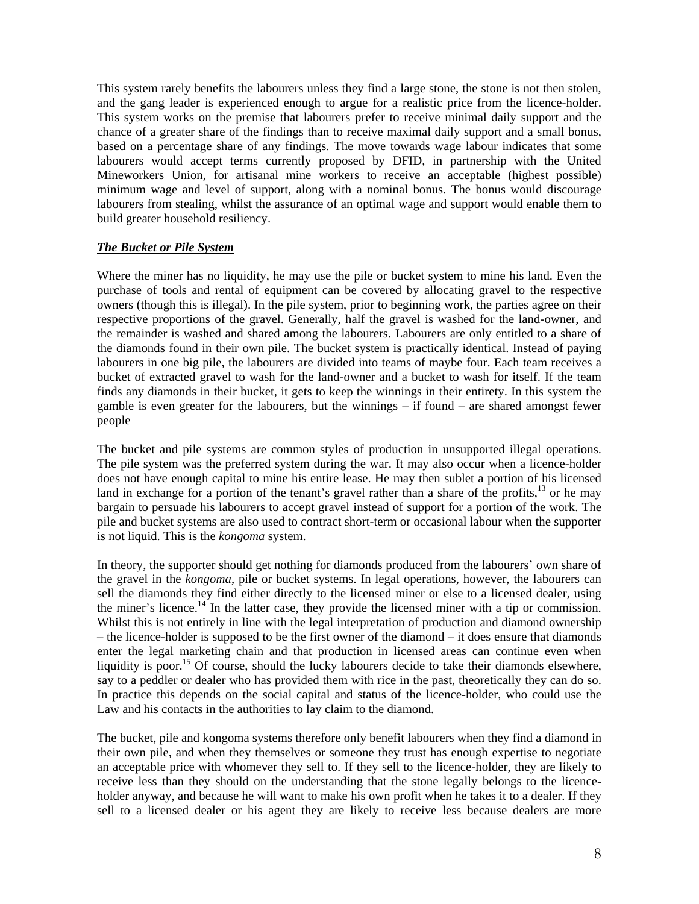This system rarely benefits the labourers unless they find a large stone, the stone is not then stolen, and the gang leader is experienced enough to argue for a realistic price from the licence-holder. This system works on the premise that labourers prefer to receive minimal daily support and the chance of a greater share of the findings than to receive maximal daily support and a small bonus, based on a percentage share of any findings. The move towards wage labour indicates that some labourers would accept terms currently proposed by DFID, in partnership with the United Mineworkers Union, for artisanal mine workers to receive an acceptable (highest possible) minimum wage and level of support, along with a nominal bonus. The bonus would discourage labourers from stealing, whilst the assurance of an optimal wage and support would enable them to build greater household resiliency.

***The Bucket or Pile System***

Where the miner has no liquidity, he may use the pile or bucket system to mine his land. Even the purchase of tools and rental of equipment can be covered by allocating gravel to the respective owners (though this is illegal). In the pile system, prior to beginning work, the parties agree on their respective proportions of the gravel. Generally, half the gravel is washed for the land-owner, and the remainder is washed and shared among the labourers. Labourers are only entitled to a share of the diamonds found in their own pile. The bucket system is practically identical. Instead of paying labourers in one big pile, the labourers are divided into teams of maybe four. Each team receives a bucket of extracted gravel to wash for the land-owner and a bucket to wash for itself. If the team finds any diamonds in their bucket, it gets to keep the winnings in their entirety. In this system the gamble is even greater for the labourers, but the winnings – if found – are shared amongst fewer people

The bucket and pile systems are common styles of production in unsupported illegal operations. The pile system was the preferred system during the war. It may also occur when a licence-holder does not have enough capital to mine his entire lease. He may then sublet a portion of his licensed land in exchange for a portion of the tenant's gravel rather than a share of the profits,[13] or he may bargain to persuade his labourers to accept gravel instead of support for a portion of the work. The pile and bucket systems are also used to contract short-term or occasional labour when the supporter is not liquid. This is the *kongoma* system.

In theory, the supporter should get nothing for diamonds produced from the labourers' own share of the gravel in the *kongoma*, pile or bucket systems. In legal operations, however, the labourers can sell the diamonds they find either directly to the licensed miner or else to a licensed dealer, using the miner's licence.[14] In the latter case, they provide the licensed miner with a tip or commission. Whilst this is not entirely in line with the legal interpretation of production and diamond ownership – the licence-holder is supposed to be the first owner of the diamond – it does ensure that diamonds enter the legal marketing chain and that production in licensed areas can continue even when liquidity is poor.[15] Of course, should the lucky labourers decide to take their diamonds elsewhere, say to a peddler or dealer who has provided them with rice in the past, theoretically they can do so. In practice this depends on the social capital and status of the licence-holder, who could use the Law and his contacts in the authorities to lay claim to the diamond.

The bucket, pile and kongoma systems therefore only benefit labourers when they find a diamond in their own pile, and when they themselves or someone they trust has enough expertise to negotiate an acceptable price with whomever they sell to. If they sell to the licence-holder, they are likely to receive less than they should on the understanding that the stone legally belongs to the licence-holder anyway, and because he will want to make his own profit when he takes it to a dealer. If they sell to a licensed dealer or his agent they are likely to receive less because dealers are more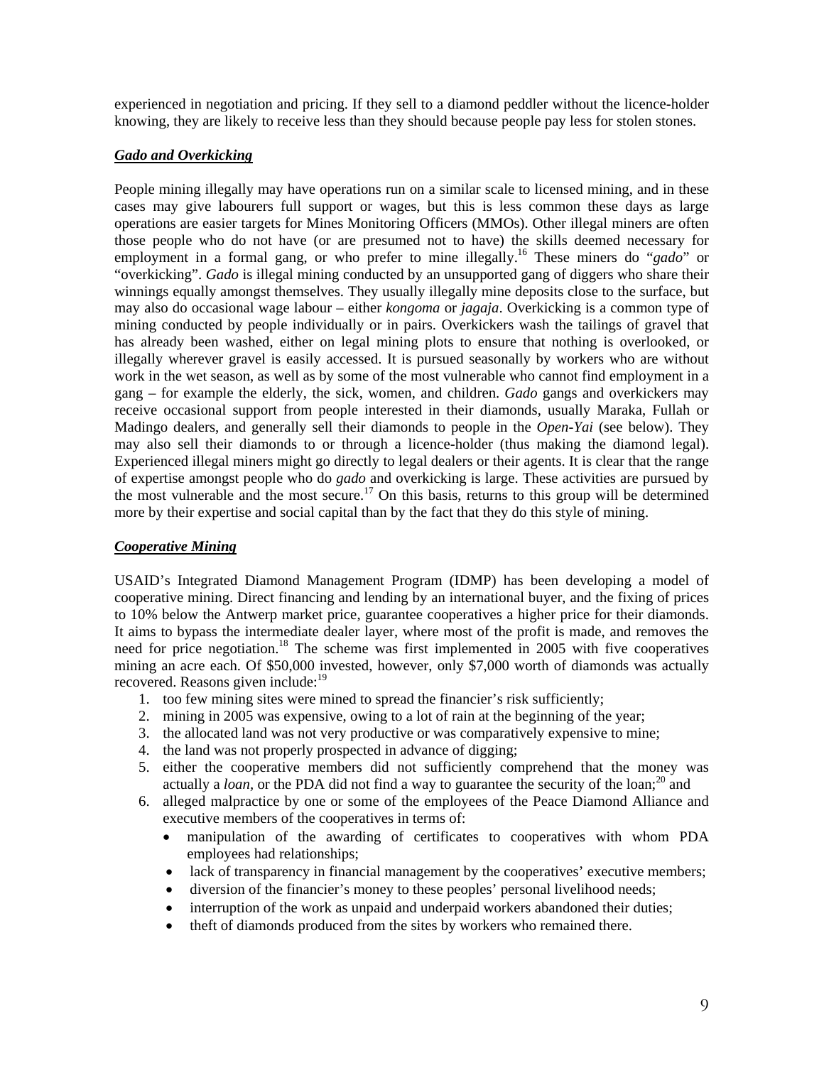experienced in negotiation and pricing. If they sell to a diamond peddler without the licence-holder knowing, they are likely to receive less than they should because people pay less for stolen stones.

### ***Gado and Overkicking***

People mining illegally may have operations run on a similar scale to licensed mining, and in these cases may give labourers full support or wages, but this is less common these days as large operations are easier targets for Mines Monitoring Officers (MMOs). Other illegal miners are often those people who do not have (or are presumed not to have) the skills deemed necessary for employment in a formal gang, or who prefer to mine illegally.[16] These miners do "*gado*" or "overkicking". *Gado* is illegal mining conducted by an unsupported gang of diggers who share their winnings equally amongst themselves. They usually illegally mine deposits close to the surface, but may also do occasional wage labour – either *kongoma* or *jagaja*. Overkicking is a common type of mining conducted by people individually or in pairs. Overkickers wash the tailings of gravel that has already been washed, either on legal mining plots to ensure that nothing is overlooked, or illegally wherever gravel is easily accessed. It is pursued seasonally by workers who are without work in the wet season, as well as by some of the most vulnerable who cannot find employment in a gang – for example the elderly, the sick, women, and children. *Gado* gangs and overkickers may receive occasional support from people interested in their diamonds, usually Maraka, Fullah or Madingo dealers, and generally sell their diamonds to people in the *Open-Yai* (see below). They may also sell their diamonds to or through a licence-holder (thus making the diamond legal). Experienced illegal miners might go directly to legal dealers or their agents. It is clear that the range of expertise amongst people who do *gado* and overkicking is large. These activities are pursued by the most vulnerable and the most secure.[17] On this basis, returns to this group will be determined more by their expertise and social capital than by the fact that they do this style of mining.

### ***Cooperative Mining***

USAID's Integrated Diamond Management Program (IDMP) has been developing a model of cooperative mining. Direct financing and lending by an international buyer, and the fixing of prices to 10% below the Antwerp market price, guarantee cooperatives a higher price for their diamonds. It aims to bypass the intermediate dealer layer, where most of the profit is made, and removes the need for price negotiation.[18] The scheme was first implemented in 2005 with five cooperatives mining an acre each. Of $50,000 invested, however, only $7,000 worth of diamonds was actually recovered. Reasons given include:[19]

1. too few mining sites were mined to spread the financier's risk sufficiently;
2. mining in 2005 was expensive, owing to a lot of rain at the beginning of the year;
3. the allocated land was not very productive or was comparatively expensive to mine;
4. the land was not properly prospected in advance of digging;
5. either the cooperative members did not sufficiently comprehend that the money was actually a *loan*, or the PDA did not find a way to guarantee the security of the loan;[20] and
6. alleged malpractice by one or some of the employees of the Peace Diamond Alliance and executive members of the cooperatives in terms of:
   - manipulation of the awarding of certificates to cooperatives with whom PDA employees had relationships;
   - lack of transparency in financial management by the cooperatives' executive members;
   - diversion of the financier's money to these peoples' personal livelihood needs;
   - interruption of the work as unpaid and underpaid workers abandoned their duties;
   - theft of diamonds produced from the sites by workers who remained there.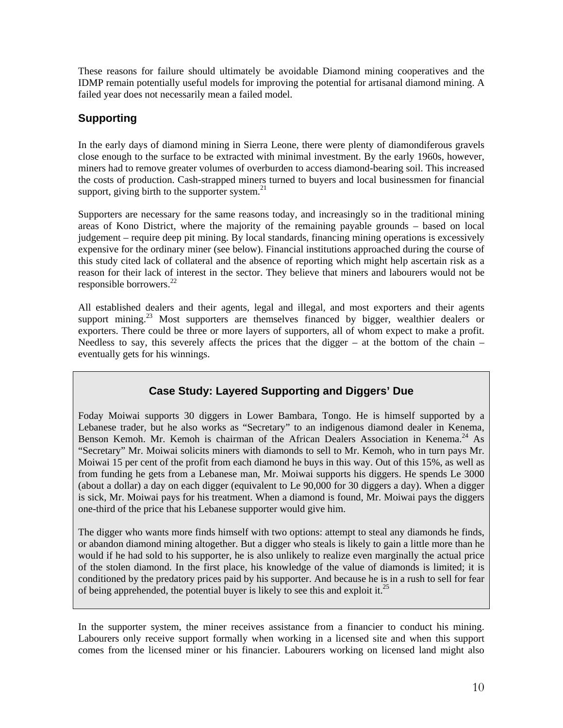These reasons for failure should ultimately be avoidable Diamond mining cooperatives and the IDMP remain potentially useful models for improving the potential for artisanal diamond mining. A failed year does not necessarily mean a failed model.

## Supporting

In the early days of diamond mining in Sierra Leone, there were plenty of diamondiferous gravels close enough to the surface to be extracted with minimal investment. By the early 1960s, however, miners had to remove greater volumes of overburden to access diamond-bearing soil. This increased the costs of production. Cash-strapped miners turned to buyers and local businessmen for financial support, giving birth to the supporter system.[21]

Supporters are necessary for the same reasons today, and increasingly so in the traditional mining areas of Kono District, where the majority of the remaining payable grounds – based on local judgement – require deep pit mining. By local standards, financing mining operations is excessively expensive for the ordinary miner (see below). Financial institutions approached during the course of this study cited lack of collateral and the absence of reporting which might help ascertain risk as a reason for their lack of interest in the sector. They believe that miners and labourers would not be responsible borrowers.[22]

All established dealers and their agents, legal and illegal, and most exporters and their agents support mining.[23] Most supporters are themselves financed by bigger, wealthier dealers or exporters. There could be three or more layers of supporters, all of whom expect to make a profit. Needless to say, this severely affects the prices that the digger – at the bottom of the chain – eventually gets for his winnings.

> ### Case Study: Layered Supporting and Diggers' Due
>
> Foday Moiwai supports 30 diggers in Lower Bambara, Tongo. He is himself supported by a Lebanese trader, but he also works as "Secretary" to an indigenous diamond dealer in Kenema, Benson Kemoh. Mr. Kemoh is chairman of the African Dealers Association in Kenema.[24] As "Secretary" Mr. Moiwai solicits miners with diamonds to sell to Mr. Kemoh, who in turn pays Mr. Moiwai 15 per cent of the profit from each diamond he buys in this way. Out of this 15%, as well as from funding he gets from a Lebanese man, Mr. Moiwai supports his diggers. He spends Le 3000 (about a dollar) a day on each digger (equivalent to Le 90,000 for 30 diggers a day). When a digger is sick, Mr. Moiwai pays for his treatment. When a diamond is found, Mr. Moiwai pays the diggers one-third of the price that his Lebanese supporter would give him.
>
> The digger who wants more finds himself with two options: attempt to steal any diamonds he finds, or abandon diamond mining altogether. But a digger who steals is likely to gain a little more than he would if he had sold to his supporter, he is also unlikely to realize even marginally the actual price of the stolen diamond. In the first place, his knowledge of the value of diamonds is limited; it is conditioned by the predatory prices paid by his supporter. And because he is in a rush to sell for fear of being apprehended, the potential buyer is likely to see this and exploit it.[25]

In the supporter system, the miner receives assistance from a financier to conduct his mining. Labourers only receive support formally when working in a licensed site and when this support comes from the licensed miner or his financier. Labourers working on licensed land might also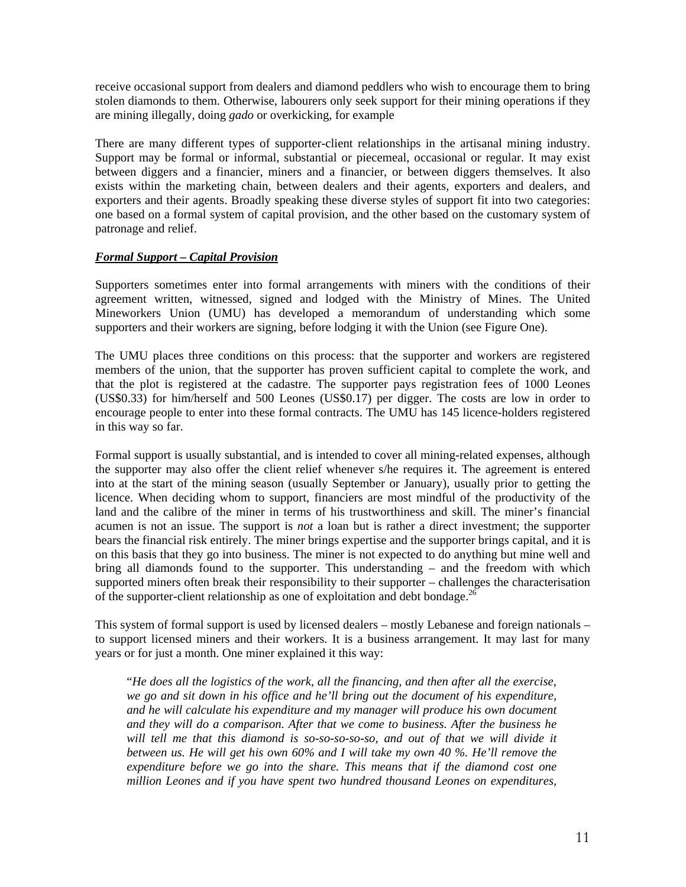receive occasional support from dealers and diamond peddlers who wish to encourage them to bring stolen diamonds to them. Otherwise, labourers only seek support for their mining operations if they are mining illegally, doing *gado* or overkicking, for example

There are many different types of supporter-client relationships in the artisanal mining industry. Support may be formal or informal, substantial or piecemeal, occasional or regular. It may exist between diggers and a financier, miners and a financier, or between diggers themselves. It also exists within the marketing chain, between dealers and their agents, exporters and dealers, and exporters and their agents. Broadly speaking these diverse styles of support fit into two categories: one based on a formal system of capital provision, and the other based on the customary system of patronage and relief.

***Formal Support – Capital Provision***

Supporters sometimes enter into formal arrangements with miners with the conditions of their agreement written, witnessed, signed and lodged with the Ministry of Mines. The United Mineworkers Union (UMU) has developed a memorandum of understanding which some supporters and their workers are signing, before lodging it with the Union (see Figure One).

The UMU places three conditions on this process: that the supporter and workers are registered members of the union, that the supporter has proven sufficient capital to complete the work, and that the plot is registered at the cadastre. The supporter pays registration fees of 1000 Leones (US$0.33) for him/herself and 500 Leones (US$0.17) per digger. The costs are low in order to encourage people to enter into these formal contracts. The UMU has 145 licence-holders registered in this way so far.

Formal support is usually substantial, and is intended to cover all mining-related expenses, although the supporter may also offer the client relief whenever s/he requires it. The agreement is entered into at the start of the mining season (usually September or January), usually prior to getting the licence. When deciding whom to support, financiers are most mindful of the productivity of the land and the calibre of the miner in terms of his trustworthiness and skill. The miner's financial acumen is not an issue. The support is *not* a loan but is rather a direct investment; the supporter bears the financial risk entirely. The miner brings expertise and the supporter brings capital, and it is on this basis that they go into business. The miner is not expected to do anything but mine well and bring all diamonds found to the supporter. This understanding – and the freedom with which supported miners often break their responsibility to their supporter – challenges the characterisation of the supporter-client relationship as one of exploitation and debt bondage.[26]

This system of formal support is used by licensed dealers – mostly Lebanese and foreign nationals – to support licensed miners and their workers. It is a business arrangement. It may last for many years or for just a month. One miner explained it this way:

> "*He does all the logistics of the work, all the financing, and then after all the exercise, we go and sit down in his office and he'll bring out the document of his expenditure, and he will calculate his expenditure and my manager will produce his own document and they will do a comparison. After that we come to business. After the business he will tell me that this diamond is so-so-so-so-so, and out of that we will divide it between us. He will get his own 60% and I will take my own 40 %. He'll remove the expenditure before we go into the share. This means that if the diamond cost one million Leones and if you have spent two hundred thousand Leones on expenditures,*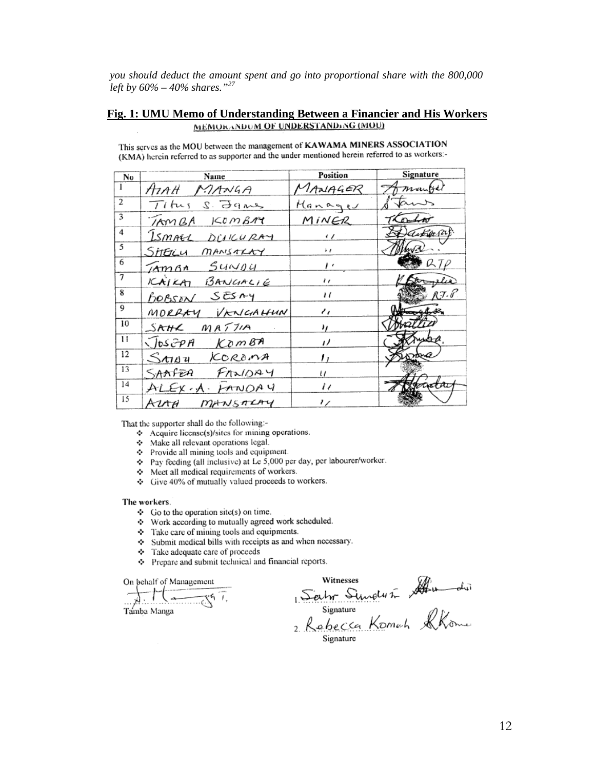*you should deduct the amount spent and go into proportional share with the 800,000 left by 60% – 40% shares."*[27]

**Fig. 1: UMU Memo of Understanding Between a Financier and His Workers**

MEMORANDUM OF UNDERSTANDING (MOU)

This serves as the MOU between the management of **KAWAMA MINERS ASSOCIATION** (KMA) herein referred to as supporter and the under mentioned herein referred to as workers:-

| No | Name | Position | Signature |
|---|---|---|---|
| 1 | ATAH MANGA | MANAGER | Amanga |
| 2 | Titus S. Jane | Manager | S Jane |
| 3 | TAMBA KOMBAY | MINER | Kombay |
| 4 | ISMAEL DUKURAY | " | Dukuray |
| 5 | SHEKU MANSARAY | " | |
| 6 | TAMBA SUNDU | " | RTP |
| 7 | KAIKAI BANGALIE | " | K Bangalie |
| 8 | BOBSON SESAY | " | RT.P |
| 9 | MORRAY VANGAHUN | " | |
| 10 | SAHR MATTIA | " | Mattia |
| 11 | JOSEPH KOMBA | " | Komba |
| 12 | SAIDU KOROMA | " | Koroma |
| 13 | SAAFEA FANDAY | " | |
| 14 | ALEX. A. FANDAY | " | A Fanday |
| 15 | AIAH MANSARAY | " | |

That the supporter shall do the following:-

- Acquire license(s)/sites for mining operations.
- Make all relevant operations legal.
- Provide all mining tools and equipment.
- Pay feeding (all inclusive) at Le 5,000 per day, per labourer/worker.
- Meet all medical requirements of workers.
- Give 40% of mutually valued proceeds to workers.

**The workers**

- Go to the operation site(s) on time.
- Work according to mutually agreed work scheduled.
- Take care of mining tools and equipments.
- Submit medical bills with receipts as and when necessary.
- Take adequate care of proceeds
- Prepare and submit technical and financial reports.

On behalf of Management

Tamba Manga

Witnesses

1. Sahr Sundufi — Signature

2. Rebecca Komeh — Signature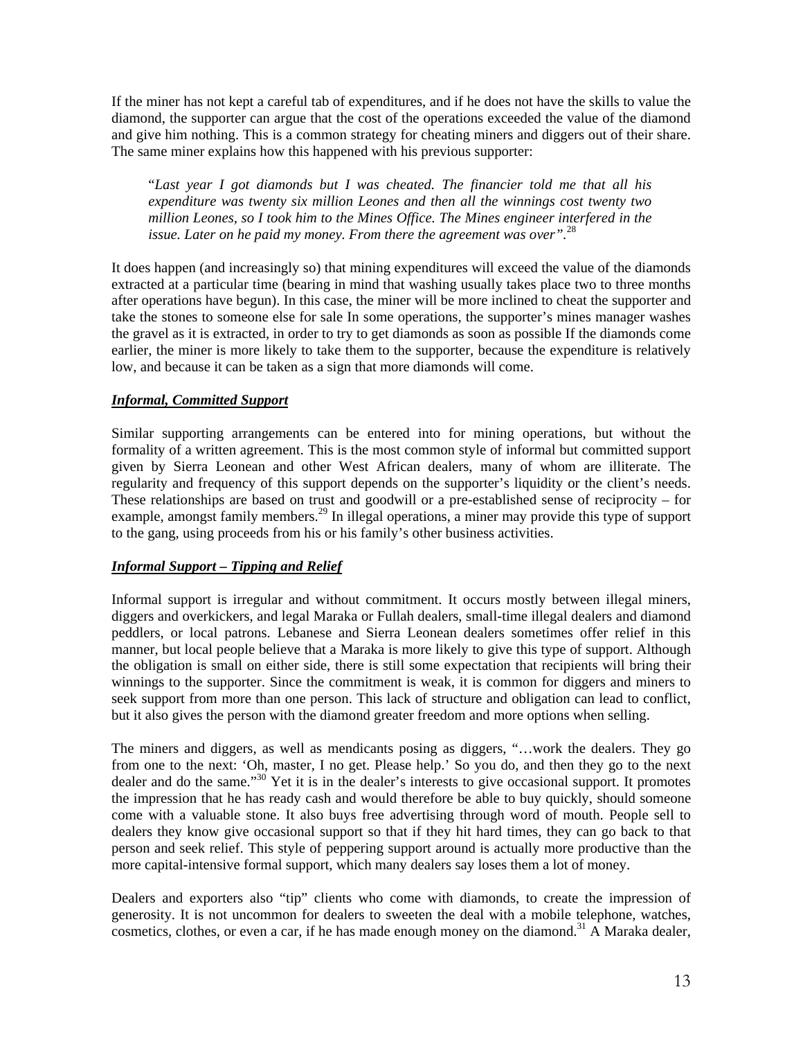If the miner has not kept a careful tab of expenditures, and if he does not have the skills to value the diamond, the supporter can argue that the cost of the operations exceeded the value of the diamond and give him nothing. This is a common strategy for cheating miners and diggers out of their share. The same miner explains how this happened with his previous supporter:

> "*Last year I got diamonds but I was cheated. The financier told me that all his expenditure was twenty six million Leones and then all the winnings cost twenty two million Leones, so I took him to the Mines Office. The Mines engineer interfered in the issue. Later on he paid my money. From there the agreement was over"*.[28]

It does happen (and increasingly so) that mining expenditures will exceed the value of the diamonds extracted at a particular time (bearing in mind that washing usually takes place two to three months after operations have begun). In this case, the miner will be more inclined to cheat the supporter and take the stones to someone else for sale In some operations, the supporter's mines manager washes the gravel as it is extracted, in order to try to get diamonds as soon as possible If the diamonds come earlier, the miner is more likely to take them to the supporter, because the expenditure is relatively low, and because it can be taken as a sign that more diamonds will come.

### ***Informal, Committed Support***

Similar supporting arrangements can be entered into for mining operations, but without the formality of a written agreement. This is the most common style of informal but committed support given by Sierra Leonean and other West African dealers, many of whom are illiterate. The regularity and frequency of this support depends on the supporter's liquidity or the client's needs. These relationships are based on trust and goodwill or a pre-established sense of reciprocity – for example, amongst family members.[29] In illegal operations, a miner may provide this type of support to the gang, using proceeds from his or his family's other business activities.

### ***Informal Support – Tipping and Relief***

Informal support is irregular and without commitment. It occurs mostly between illegal miners, diggers and overkickers, and legal Maraka or Fullah dealers, small-time illegal dealers and diamond peddlers, or local patrons. Lebanese and Sierra Leonean dealers sometimes offer relief in this manner, but local people believe that a Maraka is more likely to give this type of support. Although the obligation is small on either side, there is still some expectation that recipients will bring their winnings to the supporter. Since the commitment is weak, it is common for diggers and miners to seek support from more than one person. This lack of structure and obligation can lead to conflict, but it also gives the person with the diamond greater freedom and more options when selling.

The miners and diggers, as well as mendicants posing as diggers, "…work the dealers. They go from one to the next: 'Oh, master, I no get. Please help.' So you do, and then they go to the next dealer and do the same."[30] Yet it is in the dealer's interests to give occasional support. It promotes the impression that he has ready cash and would therefore be able to buy quickly, should someone come with a valuable stone. It also buys free advertising through word of mouth. People sell to dealers they know give occasional support so that if they hit hard times, they can go back to that person and seek relief. This style of peppering support around is actually more productive than the more capital-intensive formal support, which many dealers say loses them a lot of money.

Dealers and exporters also "tip" clients who come with diamonds, to create the impression of generosity. It is not uncommon for dealers to sweeten the deal with a mobile telephone, watches, cosmetics, clothes, or even a car, if he has made enough money on the diamond.[31] A Maraka dealer,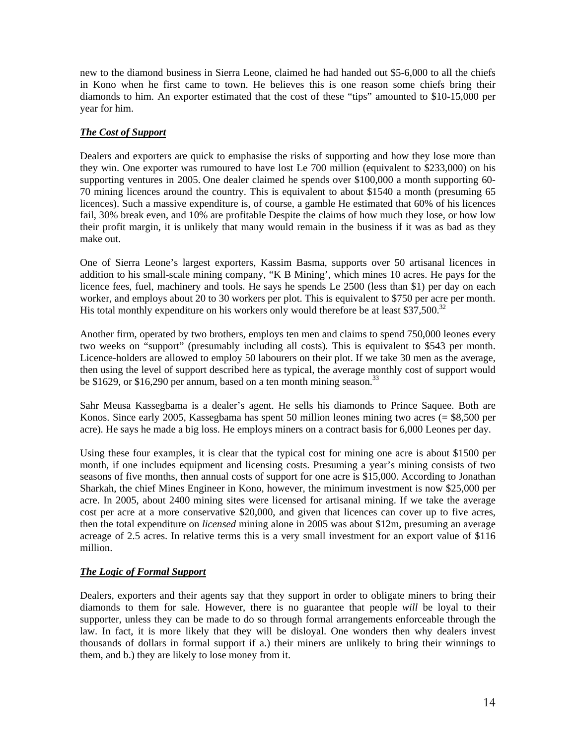new to the diamond business in Sierra Leone, claimed he had handed out $5-6,000 to all the chiefs in Kono when he first came to town. He believes this is one reason some chiefs bring their diamonds to him. An exporter estimated that the cost of these “tips” amounted to $10-15,000 per year for him.

***The Cost of Support***

Dealers and exporters are quick to emphasise the risks of supporting and how they lose more than they win. One exporter was rumoured to have lost Le 700 million (equivalent to $233,000) on his supporting ventures in 2005. One dealer claimed he spends over $100,000 a month supporting 60-70 mining licences around the country. This is equivalent to about $1540 a month (presuming 65 licences). Such a massive expenditure is, of course, a gamble He estimated that 60% of his licences fail, 30% break even, and 10% are profitable Despite the claims of how much they lose, or how low their profit margin, it is unlikely that many would remain in the business if it was as bad as they make out.

One of Sierra Leone’s largest exporters, Kassim Basma, supports over 50 artisanal licences in addition to his small-scale mining company, “K B Mining’, which mines 10 acres. He pays for the licence fees, fuel, machinery and tools. He says he spends Le 2500 (less than $1) per day on each worker, and employs about 20 to 30 workers per plot. This is equivalent to $750 per acre per month. His total monthly expenditure on his workers only would therefore be at least $37,500.[32]

Another firm, operated by two brothers, employs ten men and claims to spend 750,000 leones every two weeks on “support” (presumably including all costs). This is equivalent to $543 per month. Licence-holders are allowed to employ 50 labourers on their plot. If we take 30 men as the average, then using the level of support described here as typical, the average monthly cost of support would be $1629, or $16,290 per annum, based on a ten month mining season.[33]

Sahr Meusa Kassegbama is a dealer’s agent. He sells his diamonds to Prince Saquee. Both are Konos. Since early 2005, Kassegbama has spent 50 million leones mining two acres (= $8,500 per acre). He says he made a big loss. He employs miners on a contract basis for 6,000 Leones per day.

Using these four examples, it is clear that the typical cost for mining one acre is about $1500 per month, if one includes equipment and licensing costs. Presuming a year’s mining consists of two seasons of five months, then annual costs of support for one acre is $15,000. According to Jonathan Sharkah, the chief Mines Engineer in Kono, however, the minimum investment is now $25,000 per acre. In 2005, about 2400 mining sites were licensed for artisanal mining. If we take the average cost per acre at a more conservative $20,000, and given that licences can cover up to five acres, then the total expenditure on *licensed* mining alone in 2005 was about $12m, presuming an average acreage of 2.5 acres. In relative terms this is a very small investment for an export value of $116 million.

***The Logic of Formal Support***

Dealers, exporters and their agents say that they support in order to obligate miners to bring their diamonds to them for sale. However, there is no guarantee that people *will* be loyal to their supporter, unless they can be made to do so through formal arrangements enforceable through the law. In fact, it is more likely that they will be disloyal. One wonders then why dealers invest thousands of dollars in formal support if a.) their miners are unlikely to bring their winnings to them, and b.) they are likely to lose money from it.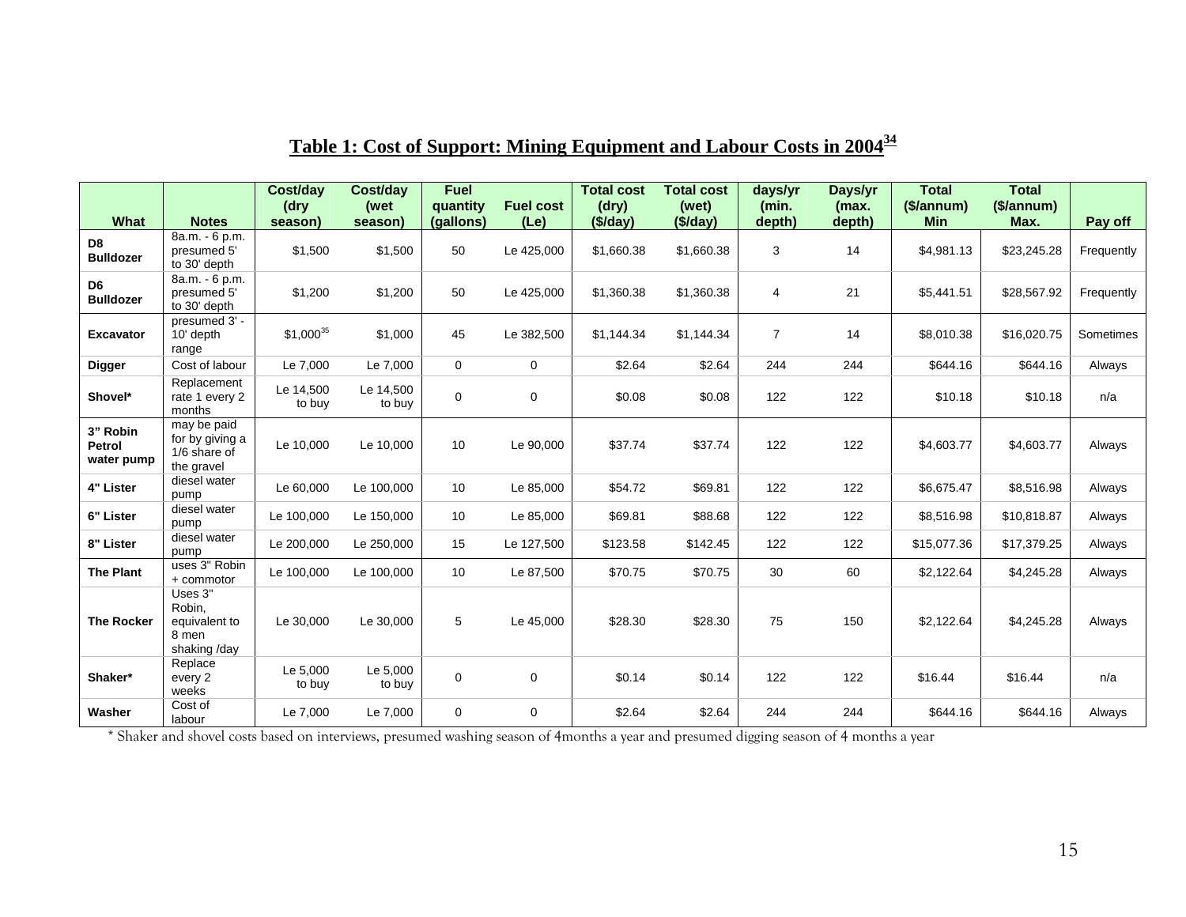## Table 1: Cost of Support: Mining Equipment and Labour Costs in 2004[34]

| What | Notes | Cost/day (dry season) | Cost/day (wet season) | Fuel quantity (gallons) | Fuel cost (Le) | Total cost (dry) ($/day) | Total cost (wet) ($/day) | days/yr (min. depth) | Days/yr (max. depth) | Total ($/annum) Min | Total ($/annum) Max. | Pay off |
|---|---|---|---|---|---|---|---|---|---|---|---|---|
| **D8 Bulldozer** | 8a.m. - 6 p.m. presumed 5' to 30' depth | $1,500 | $1,500 | 50 | Le 425,000 | $1,660.38 | $1,660.38 | 3 | 14 | $4,981.13 | $23,245.28 | Frequently |
| **D6 Bulldozer** | 8a.m. - 6 p.m. presumed 5' to 30' depth | $1,200 | $1,200 | 50 | Le 425,000 | $1,360.38 | $1,360.38 | 4 | 21 | $5,441.51 | $28,567.92 | Frequently |
| **Excavator** | presumed 3' - 10' depth range | $1,000[35] | $1,000 | 45 | Le 382,500 | $1,144.34 | $1,144.34 | 7 | 14 | $8,010.38 | $16,020.75 | Sometimes |
| **Digger** | Cost of labour | Le 7,000 | Le 7,000 | 0 | 0 | $2.64 | $2.64 | 244 | 244 | $644.16 | $644.16 | Always |
| **Shovel*** | Replacement rate 1 every 2 months | Le 14,500 to buy | Le 14,500 to buy | 0 | 0 | $0.08 | $0.08 | 122 | 122 | $10.18 | $10.18 | n/a |
| **3" Robin Petrol water pump** | may be paid for by giving a 1/6 share of the gravel | Le 10,000 | Le 10,000 | 10 | Le 90,000 | $37.74 | $37.74 | 122 | 122 | $4,603.77 | $4,603.77 | Always |
| **4" Lister** | diesel water pump | Le 60,000 | Le 100,000 | 10 | Le 85,000 | $54.72 | $69.81 | 122 | 122 | $6,675.47 | $8,516.98 | Always |
| **6" Lister** | diesel water pump | Le 100,000 | Le 150,000 | 10 | Le 85,000 | $69.81 | $88.68 | 122 | 122 | $8,516.98 | $10,818.87 | Always |
| **8" Lister** | diesel water pump | Le 200,000 | Le 250,000 | 15 | Le 127,500 | $123.58 | $142.45 | 122 | 122 | $15,077.36 | $17,379.25 | Always |
| **The Plant** | uses 3" Robin + commotor | Le 100,000 | Le 100,000 | 10 | Le 87,500 | $70.75 | $70.75 | 30 | 60 | $2,122.64 | $4,245.28 | Always |
| **The Rocker** | Uses 3" Robin, equivalent to 8 men shaking /day | Le 30,000 | Le 30,000 | 5 | Le 45,000 | $28.30 | $28.30 | 75 | 150 | $2,122.64 | $4,245.28 | Always |
| **Shaker*** | Replace every 2 weeks | Le 5,000 to buy | Le 5,000 to buy | 0 | 0 | $0.14 | $0.14 | 122 | 122 | $16.44 | $16.44 | n/a |
| **Washer** | Cost of labour | Le 7,000 | Le 7,000 | 0 | 0 | $2.64 | $2.64 | 244 | 244 | $644.16 | $644.16 | Always |

\* Shaker and shovel costs based on interviews, presumed washing season of 4months a year and presumed digging season of 4 months a year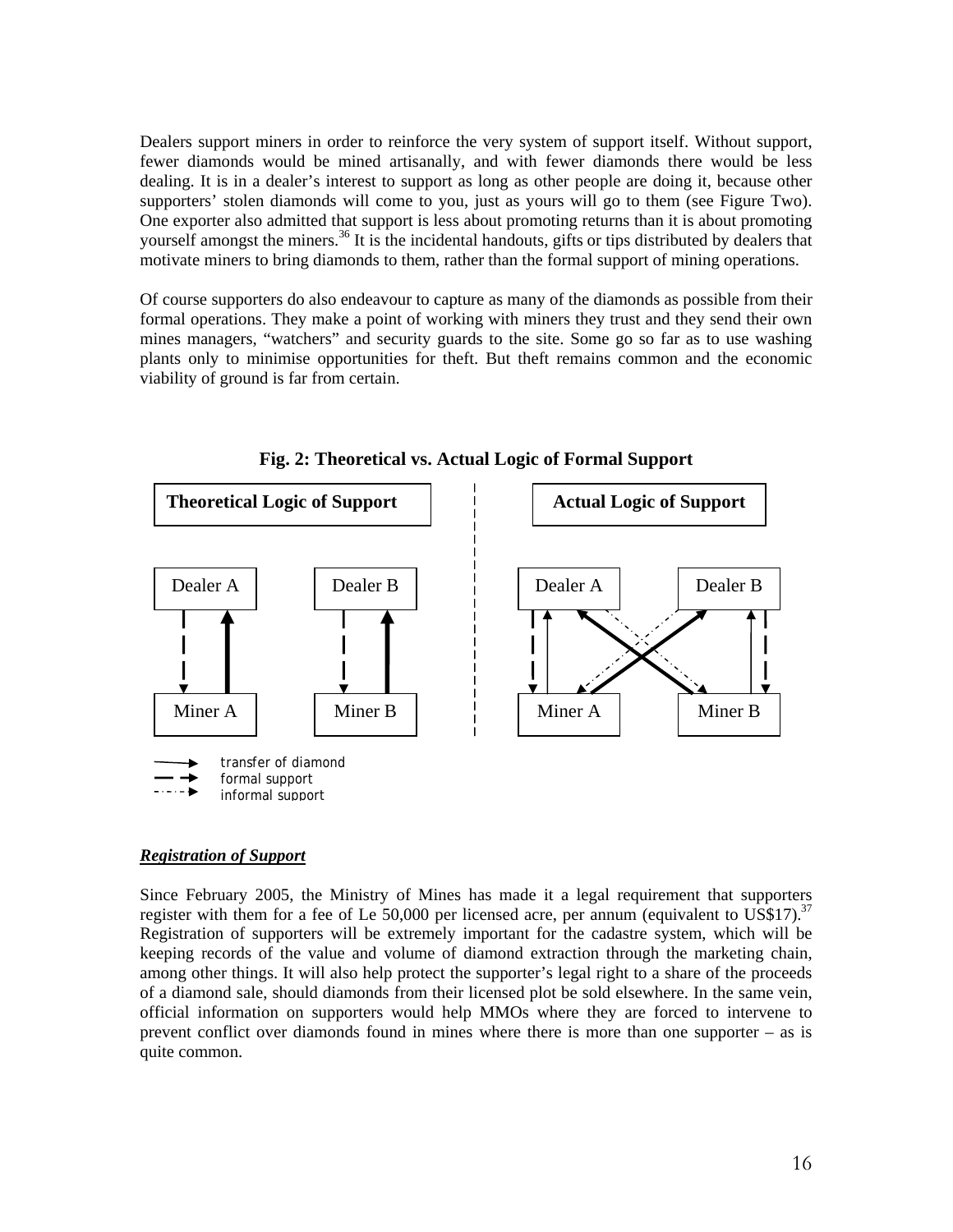Dealers support miners in order to reinforce the very system of support itself. Without support, fewer diamonds would be mined artisanally, and with fewer diamonds there would be less dealing. It is in a dealer's interest to support as long as other people are doing it, because other supporters' stolen diamonds will come to you, just as yours will go to them (see Figure Two). One exporter also admitted that support is less about promoting returns than it is about promoting yourself amongst the miners.[36] It is the incidental handouts, gifts or tips distributed by dealers that motivate miners to bring diamonds to them, rather than the formal support of mining operations.

Of course supporters do also endeavour to capture as many of the diamonds as possible from their formal operations. They make a point of working with miners they trust and they send their own mines managers, "watchers" and security guards to the site. Some go so far as to use washing plants only to minimise opportunities for theft. But theft remains common and the economic viability of ground is far from certain.

**Fig. 2: Theoretical vs. Actual Logic of Formal Support**

**Theoretical Logic of Support**

Dealer A, Dealer B, Miner A, Miner B

**Actual Logic of Support**

Dealer A, Dealer B, Miner A, Miner B

transfer of diamond
formal support
informal support

***Registration of Support***

Since February 2005, the Ministry of Mines has made it a legal requirement that supporters register with them for a fee of Le 50,000 per licensed acre, per annum (equivalent to US$17).[37] Registration of supporters will be extremely important for the cadastre system, which will be keeping records of the value and volume of diamond extraction through the marketing chain, among other things. It will also help protect the supporter's legal right to a share of the proceeds of a diamond sale, should diamonds from their licensed plot be sold elsewhere. In the same vein, official information on supporters would help MMOs where they are forced to intervene to prevent conflict over diamonds found in mines where there is more than one supporter – as is quite common.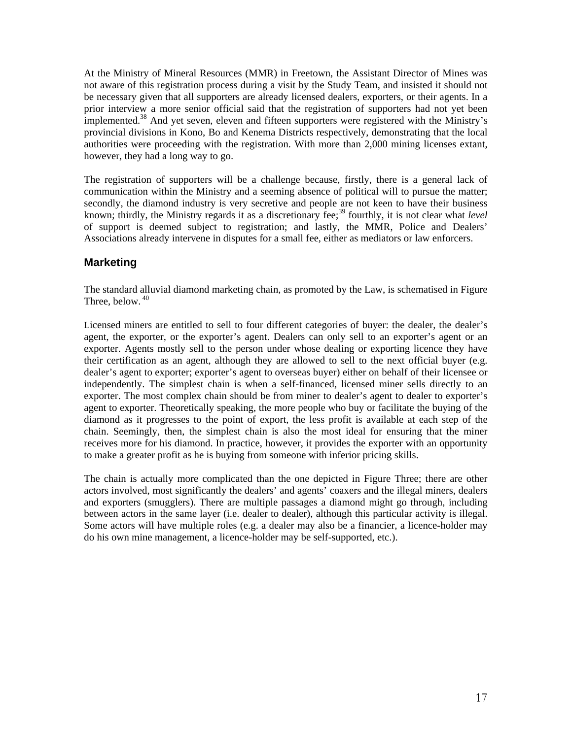At the Ministry of Mineral Resources (MMR) in Freetown, the Assistant Director of Mines was not aware of this registration process during a visit by the Study Team, and insisted it should not be necessary given that all supporters are already licensed dealers, exporters, or their agents. In a prior interview a more senior official said that the registration of supporters had not yet been implemented.[38] And yet seven, eleven and fifteen supporters were registered with the Ministry's provincial divisions in Kono, Bo and Kenema Districts respectively, demonstrating that the local authorities were proceeding with the registration. With more than 2,000 mining licenses extant, however, they had a long way to go.

The registration of supporters will be a challenge because, firstly, there is a general lack of communication within the Ministry and a seeming absence of political will to pursue the matter; secondly, the diamond industry is very secretive and people are not keen to have their business known; thirdly, the Ministry regards it as a discretionary fee;[39] fourthly, it is not clear what *level* of support is deemed subject to registration; and lastly, the MMR, Police and Dealers' Associations already intervene in disputes for a small fee, either as mediators or law enforcers.

## Marketing

The standard alluvial diamond marketing chain, as promoted by the Law, is schematised in Figure Three, below.[40]

Licensed miners are entitled to sell to four different categories of buyer: the dealer, the dealer's agent, the exporter, or the exporter's agent. Dealers can only sell to an exporter's agent or an exporter. Agents mostly sell to the person under whose dealing or exporting licence they have their certification as an agent, although they are allowed to sell to the next official buyer (e.g. dealer's agent to exporter; exporter's agent to overseas buyer) either on behalf of their licensee or independently. The simplest chain is when a self-financed, licensed miner sells directly to an exporter. The most complex chain should be from miner to dealer's agent to dealer to exporter's agent to exporter. Theoretically speaking, the more people who buy or facilitate the buying of the diamond as it progresses to the point of export, the less profit is available at each step of the chain. Seemingly, then, the simplest chain is also the most ideal for ensuring that the miner receives more for his diamond. In practice, however, it provides the exporter with an opportunity to make a greater profit as he is buying from someone with inferior pricing skills.

The chain is actually more complicated than the one depicted in Figure Three; there are other actors involved, most significantly the dealers' and agents' coaxers and the illegal miners, dealers and exporters (smugglers). There are multiple passages a diamond might go through, including between actors in the same layer (i.e. dealer to dealer), although this particular activity is illegal. Some actors will have multiple roles (e.g. a dealer may also be a financier, a licence-holder may do his own mine management, a licence-holder may be self-supported, etc.).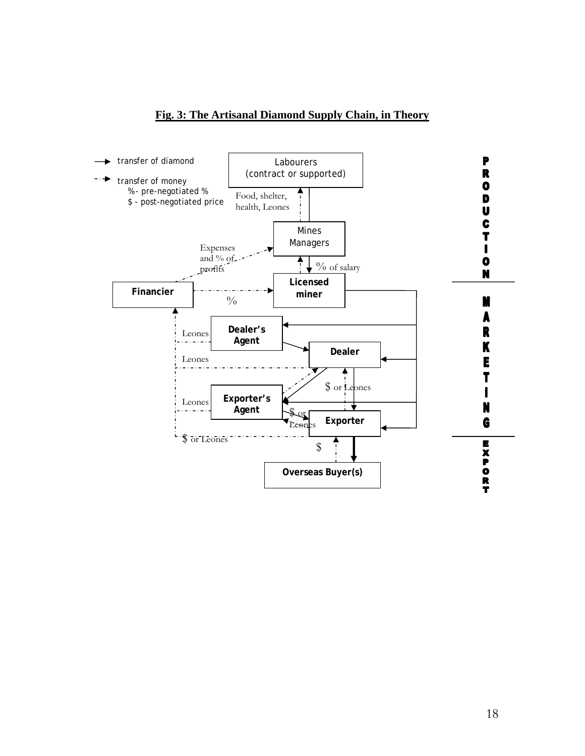**Fig. 3: The Artisanal Diamond Supply Chain, in Theory**

→ transfer of diamond

- - → transfer of money
  - %- pre-negotiated %
  - $ - post-negotiated price

Labourers (contract or supported)

Food, shelter, health, Leones

Mines Managers

Expenses and % of profits

% of salary

Licensed miner

Financier

%

Dealer's Agent

Leones

Dealer

Leones

$ or Leones

Exporter's Agent

Leones

$ or Leones

Exporter

$ or Leones

$

Overseas Buyer(s)

PRODUCTION

MARKETING

EXPORT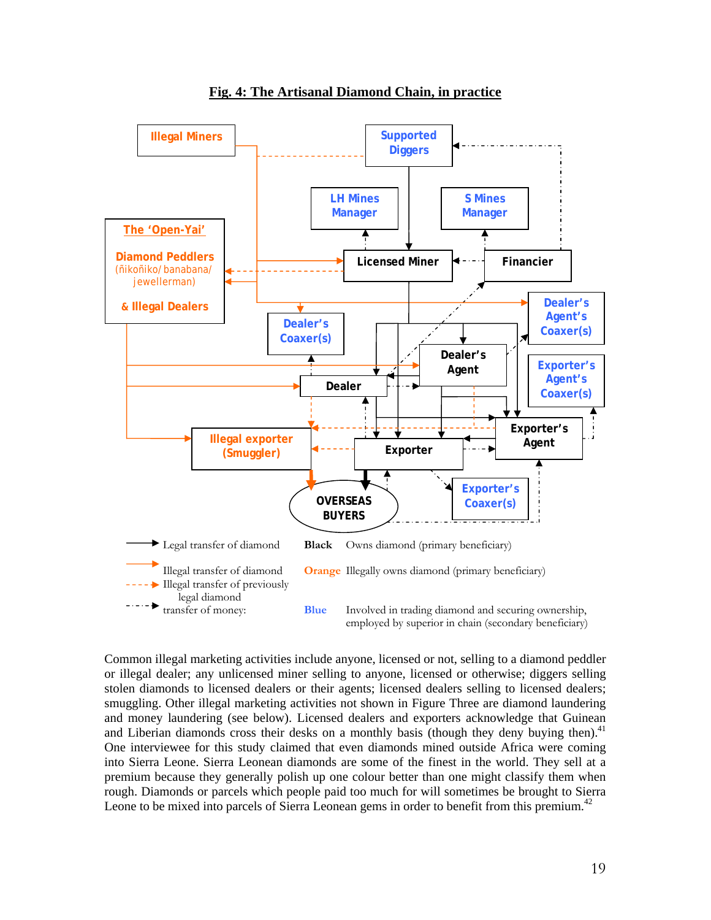**Fig. 4: The Artisanal Diamond Chain, in practice**

Illegal Miners

Supported Diggers

LH Mines Manager

S Mines Manager

The 'Open-Yai'

Diamond Peddlers (ñikoñiko/ banabana/ jewellerman)

& Illegal Dealers

Licensed Miner

Financier

Dealer's Agent's Coaxer(s)

Dealer's Coaxer(s)

Dealer's Agent

Exporter's Agent's Coaxer(s)

Dealer

Illegal exporter (Smuggler)

Exporter

Exporter's Agent

OVERSEAS BUYERS

Exporter's Coaxer(s)

| | | | |
|---|---|---|---|
| → | Legal transfer of diamond | **Black** | Owns diamond (primary beneficiary) |
| → | Illegal transfer of diamond | **Orange** | Illegally owns diamond (primary beneficiary) |
| - - -→ | Illegal transfer of previously legal diamond | | |
| -·-·→ | transfer of money: | **Blue** | Involved in trading diamond and securing ownership, employed by superior in chain (secondary beneficiary) |

Common illegal marketing activities include anyone, licensed or not, selling to a diamond peddler or illegal dealer; any unlicensed miner selling to anyone, licensed or otherwise; diggers selling stolen diamonds to licensed dealers or their agents; licensed dealers selling to licensed dealers; smuggling. Other illegal marketing activities not shown in Figure Three are diamond laundering and money laundering (see below). Licensed dealers and exporters acknowledge that Guinean and Liberian diamonds cross their desks on a monthly basis (though they deny buying then).[41] One interviewee for this study claimed that even diamonds mined outside Africa were coming into Sierra Leone. Sierra Leonean diamonds are some of the finest in the world. They sell at a premium because they generally polish up one colour better than one might classify them when rough. Diamonds or parcels which people paid too much for will sometimes be brought to Sierra Leone to be mixed into parcels of Sierra Leonean gems in order to benefit from this premium.[42]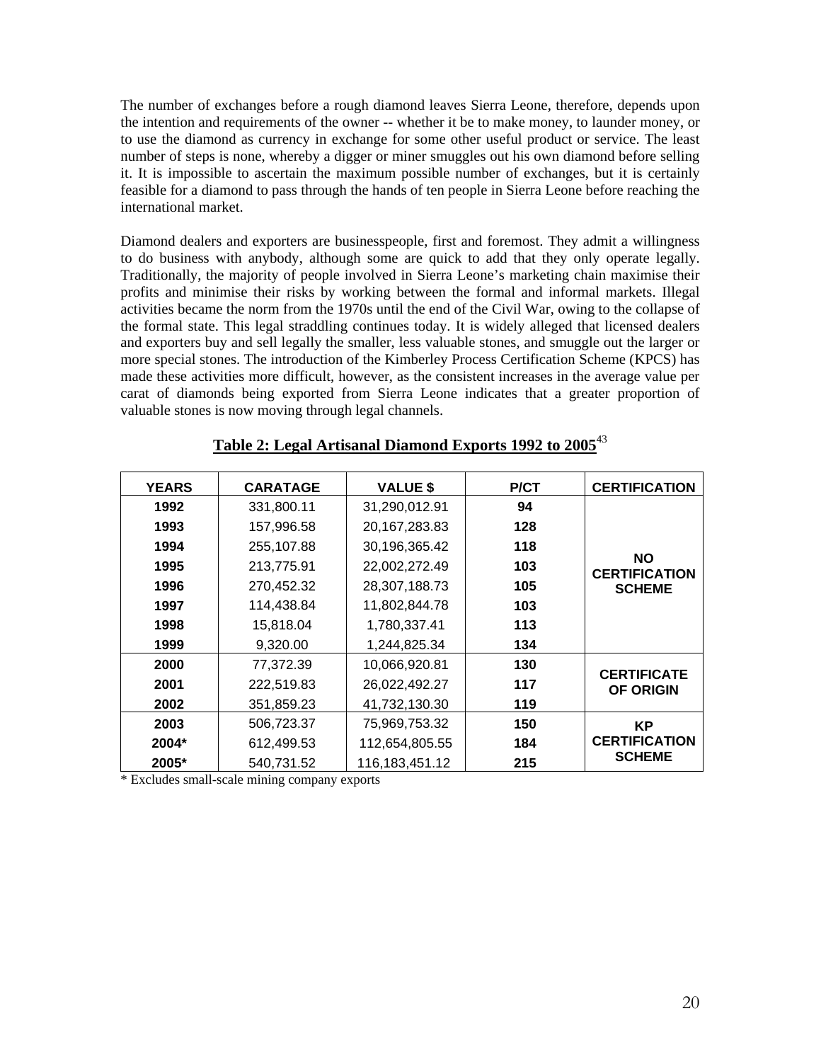The number of exchanges before a rough diamond leaves Sierra Leone, therefore, depends upon the intention and requirements of the owner -- whether it be to make money, to launder money, or to use the diamond as currency in exchange for some other useful product or service. The least number of steps is none, whereby a digger or miner smuggles out his own diamond before selling it. It is impossible to ascertain the maximum possible number of exchanges, but it is certainly feasible for a diamond to pass through the hands of ten people in Sierra Leone before reaching the international market.

Diamond dealers and exporters are businesspeople, first and foremost. They admit a willingness to do business with anybody, although some are quick to add that they only operate legally. Traditionally, the majority of people involved in Sierra Leone's marketing chain maximise their profits and minimise their risks by working between the formal and informal markets. Illegal activities became the norm from the 1970s until the end of the Civil War, owing to the collapse of the formal state. This legal straddling continues today. It is widely alleged that licensed dealers and exporters buy and sell legally the smaller, less valuable stones, and smuggle out the larger or more special stones. The introduction of the Kimberley Process Certification Scheme (KPCS) has made these activities more difficult, however, as the consistent increases in the average value per carat of diamonds being exported from Sierra Leone indicates that a greater proportion of valuable stones is now moving through legal channels.

**Table 2: Legal Artisanal Diamond Exports 1992 to 2005**[43]

| YEARS | CARATAGE | VALUE $ | P/CT | CERTIFICATION |
|---|---|---|---|---|
| 1992 | 331,800.11 | 31,290,012.91 | 94 | NO CERTIFICATION SCHEME |
| 1993 | 157,996.58 | 20,167,283.83 | 128 | |
| 1994 | 255,107.88 | 30,196,365.42 | 118 | |
| 1995 | 213,775.91 | 22,002,272.49 | 103 | |
| 1996 | 270,452.32 | 28,307,188.73 | 105 | |
| 1997 | 114,438.84 | 11,802,844.78 | 103 | |
| 1998 | 15,818.04 | 1,780,337.41 | 113 | |
| 1999 | 9,320.00 | 1,244,825.34 | 134 | |
| 2000 | 77,372.39 | 10,066,920.81 | 130 | CERTIFICATE OF ORIGIN |
| 2001 | 222,519.83 | 26,022,492.27 | 117 | |
| 2002 | 351,859.23 | 41,732,130.30 | 119 | |
| 2003 | 506,723.37 | 75,969,753.32 | 150 | KP CERTIFICATION SCHEME |
| 2004* | 612,499.53 | 112,654,805.55 | 184 | |
| 2005* | 540,731.52 | 116,183,451.12 | 215 | |

* Excludes small-scale mining company exports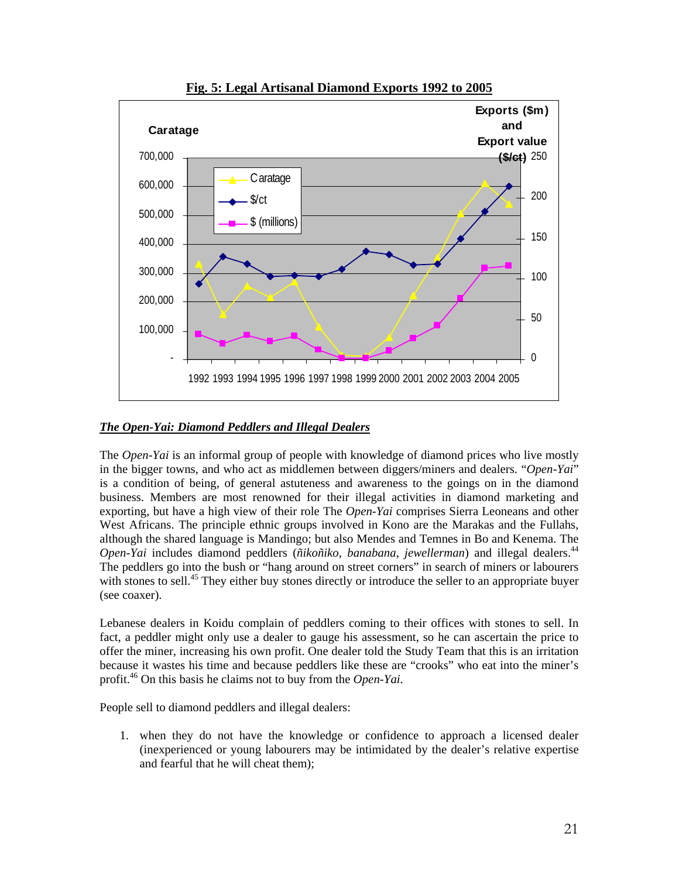**Fig. 5: Legal Artisanal Diamond Exports 1992 to 2005**

### *The Open-Yai: Diamond Peddlers and Illegal Dealers*

The *Open-Yai* is an informal group of people with knowledge of diamond prices who live mostly in the bigger towns, and who act as middlemen between diggers/miners and dealers. "*Open-Yai*" is a condition of being, of general astuteness and awareness to the goings on in the diamond business. Members are most renowned for their illegal activities in diamond marketing and exporting, but have a high view of their role The *Open-Yai* comprises Sierra Leoneans and other West Africans. The principle ethnic groups involved in Kono are the Marakas and the Fullahs, although the shared language is Mandingo; but also Mendes and Temnes in Bo and Kenema. The *Open-Yai* includes diamond peddlers (*ñikoñiko*, *banabana*, *jewellerman*) and illegal dealers.[44] The peddlers go into the bush or "hang around on street corners" in search of miners or labourers with stones to sell.[45] They either buy stones directly or introduce the seller to an appropriate buyer (see coaxer).

Lebanese dealers in Koidu complain of peddlers coming to their offices with stones to sell. In fact, a peddler might only use a dealer to gauge his assessment, so he can ascertain the price to offer the miner, increasing his own profit. One dealer told the Study Team that this is an irritation because it wastes his time and because peddlers like these are "crooks" who eat into the miner's profit.[46] On this basis he claims not to buy from the *Open-Yai*.

People sell to diamond peddlers and illegal dealers:

1. when they do not have the knowledge or confidence to approach a licensed dealer (inexperienced or young labourers may be intimidated by the dealer's relative expertise and fearful that he will cheat them);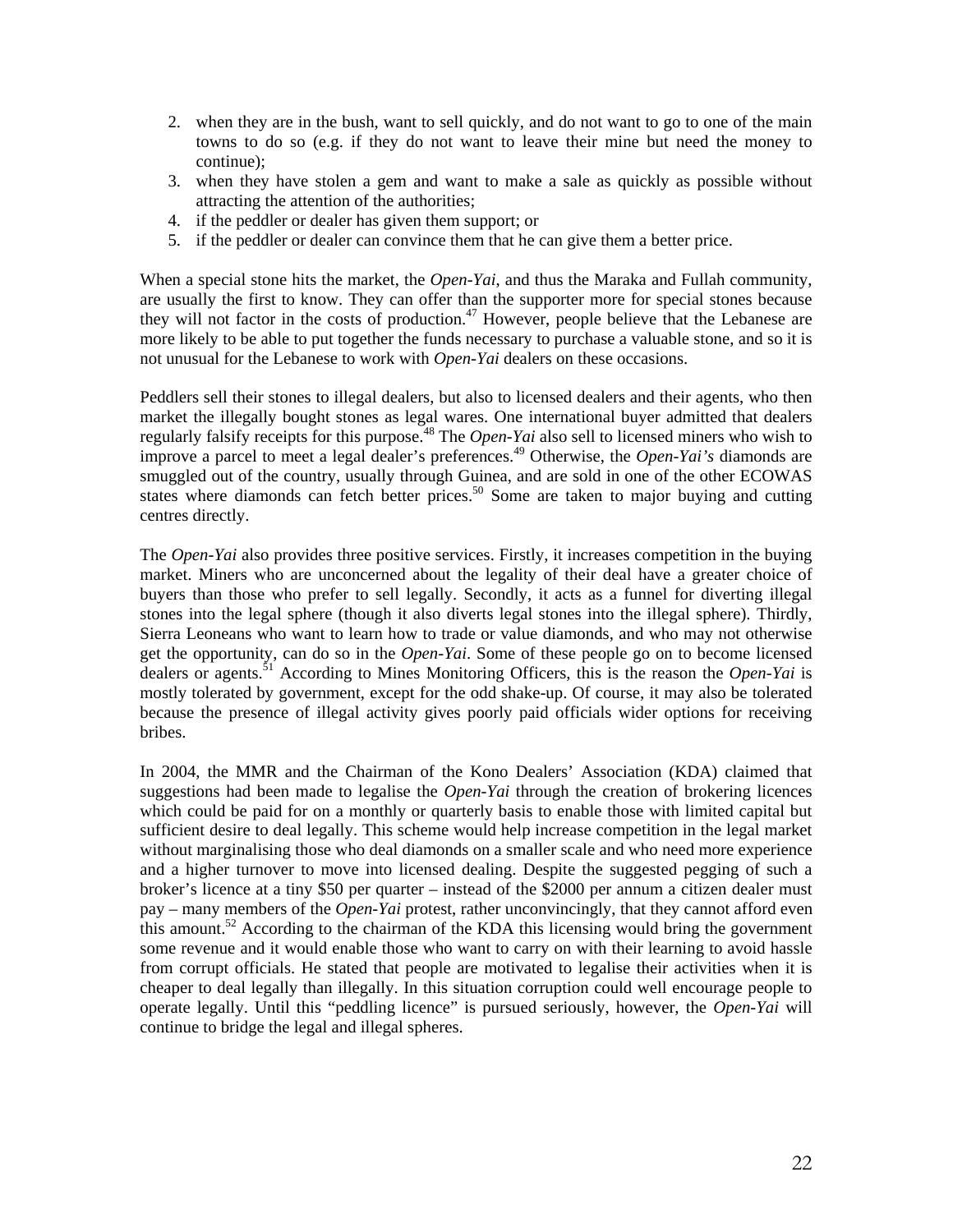2. when they are in the bush, want to sell quickly, and do not want to go to one of the main towns to do so (e.g. if they do not want to leave their mine but need the money to continue);
3. when they have stolen a gem and want to make a sale as quickly as possible without attracting the attention of the authorities;
4. if the peddler or dealer has given them support; or
5. if the peddler or dealer can convince them that he can give them a better price.

When a special stone hits the market, the *Open-Yai*, and thus the Maraka and Fullah community, are usually the first to know. They can offer than the supporter more for special stones because they will not factor in the costs of production.[47] However, people believe that the Lebanese are more likely to be able to put together the funds necessary to purchase a valuable stone, and so it is not unusual for the Lebanese to work with *Open-Yai* dealers on these occasions.

Peddlers sell their stones to illegal dealers, but also to licensed dealers and their agents, who then market the illegally bought stones as legal wares. One international buyer admitted that dealers regularly falsify receipts for this purpose.[48] The *Open-Yai* also sell to licensed miners who wish to improve a parcel to meet a legal dealer's preferences.[49] Otherwise, the *Open-Yai's* diamonds are smuggled out of the country, usually through Guinea, and are sold in one of the other ECOWAS states where diamonds can fetch better prices.[50] Some are taken to major buying and cutting centres directly.

The *Open-Yai* also provides three positive services. Firstly, it increases competition in the buying market. Miners who are unconcerned about the legality of their deal have a greater choice of buyers than those who prefer to sell legally. Secondly, it acts as a funnel for diverting illegal stones into the legal sphere (though it also diverts legal stones into the illegal sphere). Thirdly, Sierra Leoneans who want to learn how to trade or value diamonds, and who may not otherwise get the opportunity, can do so in the *Open-Yai*. Some of these people go on to become licensed dealers or agents.[51] According to Mines Monitoring Officers, this is the reason the *Open-Yai* is mostly tolerated by government, except for the odd shake-up. Of course, it may also be tolerated because the presence of illegal activity gives poorly paid officials wider options for receiving bribes.

In 2004, the MMR and the Chairman of the Kono Dealers' Association (KDA) claimed that suggestions had been made to legalise the *Open-Yai* through the creation of brokering licences which could be paid for on a monthly or quarterly basis to enable those with limited capital but sufficient desire to deal legally. This scheme would help increase competition in the legal market without marginalising those who deal diamonds on a smaller scale and who need more experience and a higher turnover to move into licensed dealing. Despite the suggested pegging of such a broker's licence at a tiny \$50 per quarter – instead of the \$2000 per annum a citizen dealer must pay – many members of the *Open-Yai* protest, rather unconvincingly, that they cannot afford even this amount.[52] According to the chairman of the KDA this licensing would bring the government some revenue and it would enable those who want to carry on with their learning to avoid hassle from corrupt officials. He stated that people are motivated to legalise their activities when it is cheaper to deal legally than illegally. In this situation corruption could well encourage people to operate legally. Until this "peddling licence" is pursued seriously, however, the *Open-Yai* will continue to bridge the legal and illegal spheres.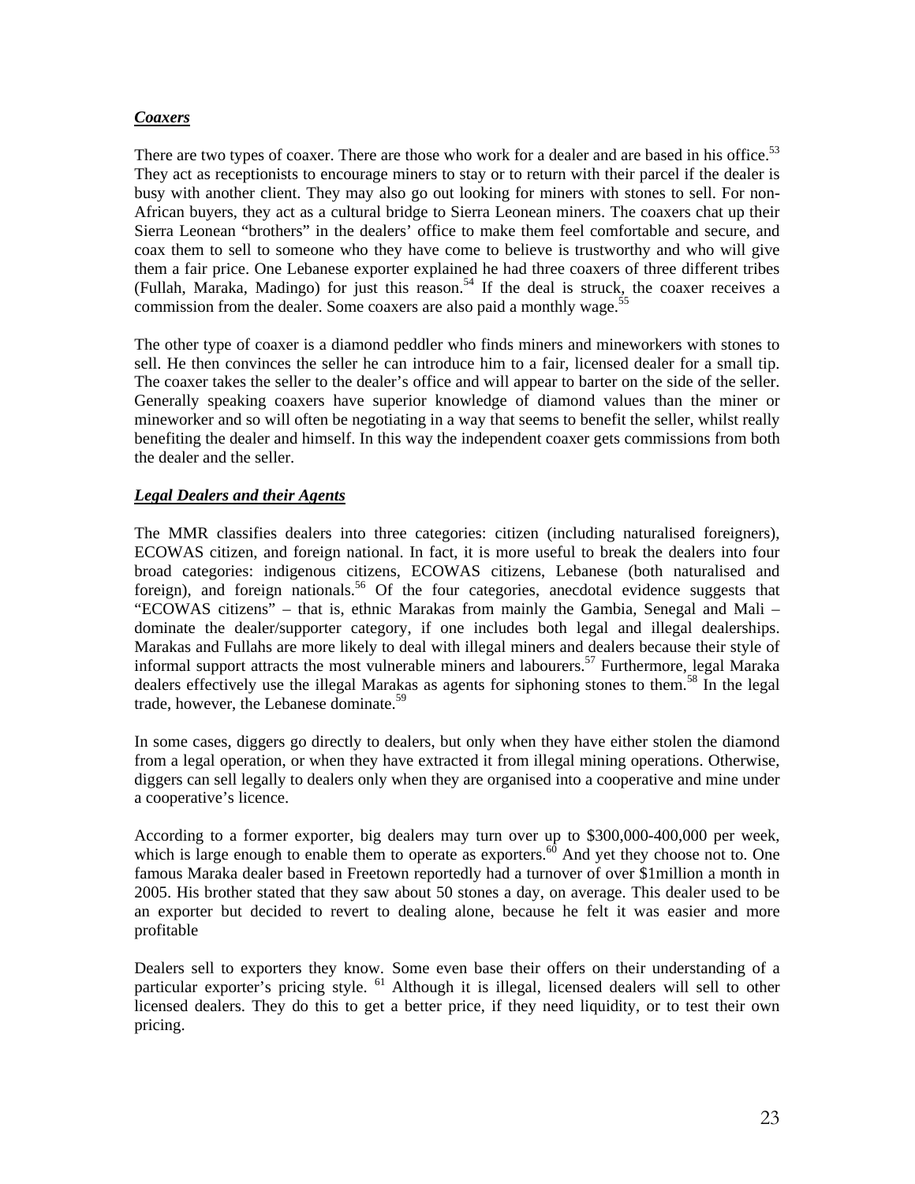***Coaxers***

There are two types of coaxer. There are those who work for a dealer and are based in his office.[53] They act as receptionists to encourage miners to stay or to return with their parcel if the dealer is busy with another client. They may also go out looking for miners with stones to sell. For non-African buyers, they act as a cultural bridge to Sierra Leonean miners. The coaxers chat up their Sierra Leonean "brothers" in the dealers' office to make them feel comfortable and secure, and coax them to sell to someone who they have come to believe is trustworthy and who will give them a fair price. One Lebanese exporter explained he had three coaxers of three different tribes (Fullah, Maraka, Madingo) for just this reason.[54] If the deal is struck, the coaxer receives a commission from the dealer. Some coaxers are also paid a monthly wage.[55]

The other type of coaxer is a diamond peddler who finds miners and mineworkers with stones to sell. He then convinces the seller he can introduce him to a fair, licensed dealer for a small tip. The coaxer takes the seller to the dealer's office and will appear to barter on the side of the seller. Generally speaking coaxers have superior knowledge of diamond values than the miner or mineworker and so will often be negotiating in a way that seems to benefit the seller, whilst really benefiting the dealer and himself. In this way the independent coaxer gets commissions from both the dealer and the seller.

***Legal Dealers and their Agents***

The MMR classifies dealers into three categories: citizen (including naturalised foreigners), ECOWAS citizen, and foreign national. In fact, it is more useful to break the dealers into four broad categories: indigenous citizens, ECOWAS citizens, Lebanese (both naturalised and foreign), and foreign nationals.[56] Of the four categories, anecdotal evidence suggests that "ECOWAS citizens" – that is, ethnic Marakas from mainly the Gambia, Senegal and Mali – dominate the dealer/supporter category, if one includes both legal and illegal dealerships. Marakas and Fullahs are more likely to deal with illegal miners and dealers because their style of informal support attracts the most vulnerable miners and labourers.[57] Furthermore, legal Maraka dealers effectively use the illegal Marakas as agents for siphoning stones to them.[58] In the legal trade, however, the Lebanese dominate.[59]

In some cases, diggers go directly to dealers, but only when they have either stolen the diamond from a legal operation, or when they have extracted it from illegal mining operations. Otherwise, diggers can sell legally to dealers only when they are organised into a cooperative and mine under a cooperative's licence.

According to a former exporter, big dealers may turn over up to \$300,000-400,000 per week, which is large enough to enable them to operate as exporters.[60] And yet they choose not to. One famous Maraka dealer based in Freetown reportedly had a turnover of over \$1million a month in 2005. His brother stated that they saw about 50 stones a day, on average. This dealer used to be an exporter but decided to revert to dealing alone, because he felt it was easier and more profitable

Dealers sell to exporters they know. Some even base their offers on their understanding of a particular exporter's pricing style. [61] Although it is illegal, licensed dealers will sell to other licensed dealers. They do this to get a better price, if they need liquidity, or to test their own pricing.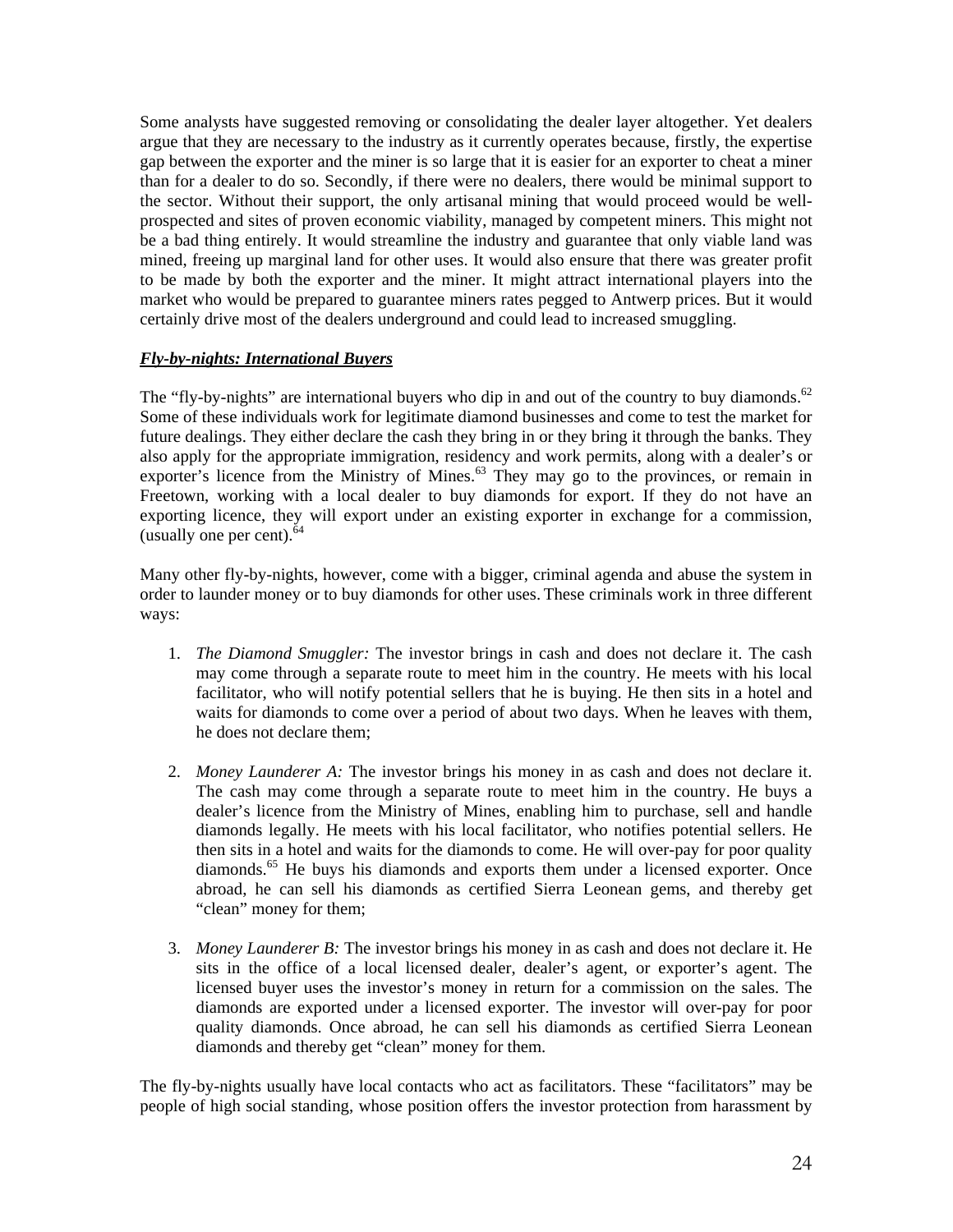Some analysts have suggested removing or consolidating the dealer layer altogether. Yet dealers argue that they are necessary to the industry as it currently operates because, firstly, the expertise gap between the exporter and the miner is so large that it is easier for an exporter to cheat a miner than for a dealer to do so. Secondly, if there were no dealers, there would be minimal support to the sector. Without their support, the only artisanal mining that would proceed would be well-prospected and sites of proven economic viability, managed by competent miners. This might not be a bad thing entirely. It would streamline the industry and guarantee that only viable land was mined, freeing up marginal land for other uses. It would also ensure that there was greater profit to be made by both the exporter and the miner. It might attract international players into the market who would be prepared to guarantee miners rates pegged to Antwerp prices. But it would certainly drive most of the dealers underground and could lead to increased smuggling.

***Fly-by-nights: International Buyers***

The "fly-by-nights" are international buyers who dip in and out of the country to buy diamonds.[62] Some of these individuals work for legitimate diamond businesses and come to test the market for future dealings. They either declare the cash they bring in or they bring it through the banks. They also apply for the appropriate immigration, residency and work permits, along with a dealer's or exporter's licence from the Ministry of Mines.[63] They may go to the provinces, or remain in Freetown, working with a local dealer to buy diamonds for export. If they do not have an exporting licence, they will export under an existing exporter in exchange for a commission, (usually one per cent).[64]

Many other fly-by-nights, however, come with a bigger, criminal agenda and abuse the system in order to launder money or to buy diamonds for other uses. These criminals work in three different ways:

1. *The Diamond Smuggler:* The investor brings in cash and does not declare it. The cash may come through a separate route to meet him in the country. He meets with his local facilitator, who will notify potential sellers that he is buying. He then sits in a hotel and waits for diamonds to come over a period of about two days. When he leaves with them, he does not declare them;

2. *Money Launderer A:* The investor brings his money in as cash and does not declare it. The cash may come through a separate route to meet him in the country. He buys a dealer's licence from the Ministry of Mines, enabling him to purchase, sell and handle diamonds legally. He meets with his local facilitator, who notifies potential sellers. He then sits in a hotel and waits for the diamonds to come. He will over-pay for poor quality diamonds.[65] He buys his diamonds and exports them under a licensed exporter. Once abroad, he can sell his diamonds as certified Sierra Leonean gems, and thereby get "clean" money for them;

3. *Money Launderer B:* The investor brings his money in as cash and does not declare it. He sits in the office of a local licensed dealer, dealer's agent, or exporter's agent. The licensed buyer uses the investor's money in return for a commission on the sales. The diamonds are exported under a licensed exporter. The investor will over-pay for poor quality diamonds. Once abroad, he can sell his diamonds as certified Sierra Leonean diamonds and thereby get "clean" money for them.

The fly-by-nights usually have local contacts who act as facilitators. These "facilitators" may be people of high social standing, whose position offers the investor protection from harassment by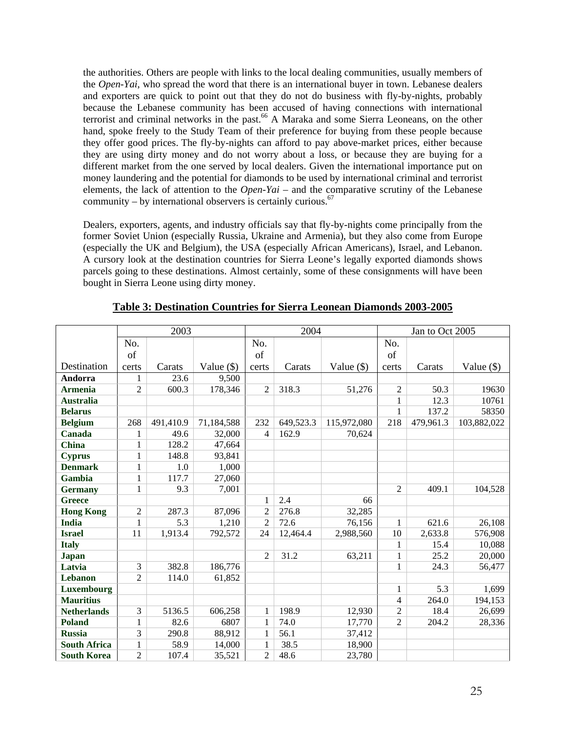the authorities. Others are people with links to the local dealing communities, usually members of the *Open-Yai*, who spread the word that there is an international buyer in town. Lebanese dealers and exporters are quick to point out that they do not do business with fly-by-nights, probably because the Lebanese community has been accused of having connections with international terrorist and criminal networks in the past.[66] A Maraka and some Sierra Leoneans, on the other hand, spoke freely to the Study Team of their preference for buying from these people because they offer good prices. The fly-by-nights can afford to pay above-market prices, either because they are using dirty money and do not worry about a loss, or because they are buying for a different market from the one served by local dealers. Given the international importance put on money laundering and the potential for diamonds to be used by international criminal and terrorist elements, the lack of attention to the *Open-Yai* – and the comparative scrutiny of the Lebanese community – by international observers is certainly curious.[67]

Dealers, exporters, agents, and industry officials say that fly-by-nights come principally from the former Soviet Union (especially Russia, Ukraine and Armenia), but they also come from Europe (especially the UK and Belgium), the USA (especially African Americans), Israel, and Lebanon. A cursory look at the destination countries for Sierra Leone's legally exported diamonds shows parcels going to these destinations. Almost certainly, some of these consignments will have been bought in Sierra Leone using dirty money.

**Table 3: Destination Countries for Sierra Leonean Diamonds 2003-2005**

| | 2003 | | | 2004 | | | Jan to Oct 2005 | | |
|---|---|---|---|---|---|---|---|---|---|
| Destination | No. of certs | Carats | Value ($) | No. of certs | Carats | Value ($) | No. of certs | Carats | Value ($) |
| **Andorra** | 1 | 23.6 | 9,500 | | | | | | |
| **Armenia** | 2 | 600.3 | 178,346 | 2 | 318.3 | 51,276 | 2 | 50.3 | 19630 |
| **Australia** | | | | | | | 1 | 12.3 | 10761 |
| **Belarus** | | | | | | | 1 | 137.2 | 58350 |
| **Belgium** | 268 | 491,410.9 | 71,184,588 | 232 | 649,523.3 | 115,972,080 | 218 | 479,961.3 | 103,882,022 |
| **Canada** | 1 | 49.6 | 32,000 | 4 | 162.9 | 70,624 | | | |
| **China** | 1 | 128.2 | 47,664 | | | | | | |
| **Cyprus** | 1 | 148.8 | 93,841 | | | | | | |
| **Denmark** | 1 | 1.0 | 1,000 | | | | | | |
| **Gambia** | 1 | 117.7 | 27,060 | | | | | | |
| **Germany** | 1 | 9.3 | 7,001 | | | | 2 | 409.1 | 104,528 |
| **Greece** | | | | 1 | 2.4 | 66 | | | |
| **Hong Kong** | 2 | 287.3 | 87,096 | 2 | 276.8 | 32,285 | | | |
| **India** | 1 | 5.3 | 1,210 | 2 | 72.6 | 76,156 | 1 | 621.6 | 26,108 |
| **Israel** | 11 | 1,913.4 | 792,572 | 24 | 12,464.4 | 2,988,560 | 10 | 2,633.8 | 576,908 |
| **Italy** | | | | | | | 1 | 15.4 | 10,088 |
| **Japan** | | | | 2 | 31.2 | 63,211 | 1 | 25.2 | 20,000 |
| **Latvia** | 3 | 382.8 | 186,776 | | | | 1 | 24.3 | 56,477 |
| **Lebanon** | 2 | 114.0 | 61,852 | | | | | | |
| **Luxembourg** | | | | | | | 1 | 5.3 | 1,699 |
| **Mauritius** | | | | | | | 4 | 264.0 | 194,153 |
| **Netherlands** | 3 | 5136.5 | 606,258 | 1 | 198.9 | 12,930 | 2 | 18.4 | 26,699 |
| **Poland** | 1 | 82.6 | 6807 | 1 | 74.0 | 17,770 | 2 | 204.2 | 28,336 |
| **Russia** | 3 | 290.8 | 88,912 | 1 | 56.1 | 37,412 | | | |
| **South Africa** | 1 | 58.9 | 14,000 | 1 | 38.5 | 18,900 | | | |
| **South Korea** | 2 | 107.4 | 35,521 | 2 | 48.6 | 23,780 | | | |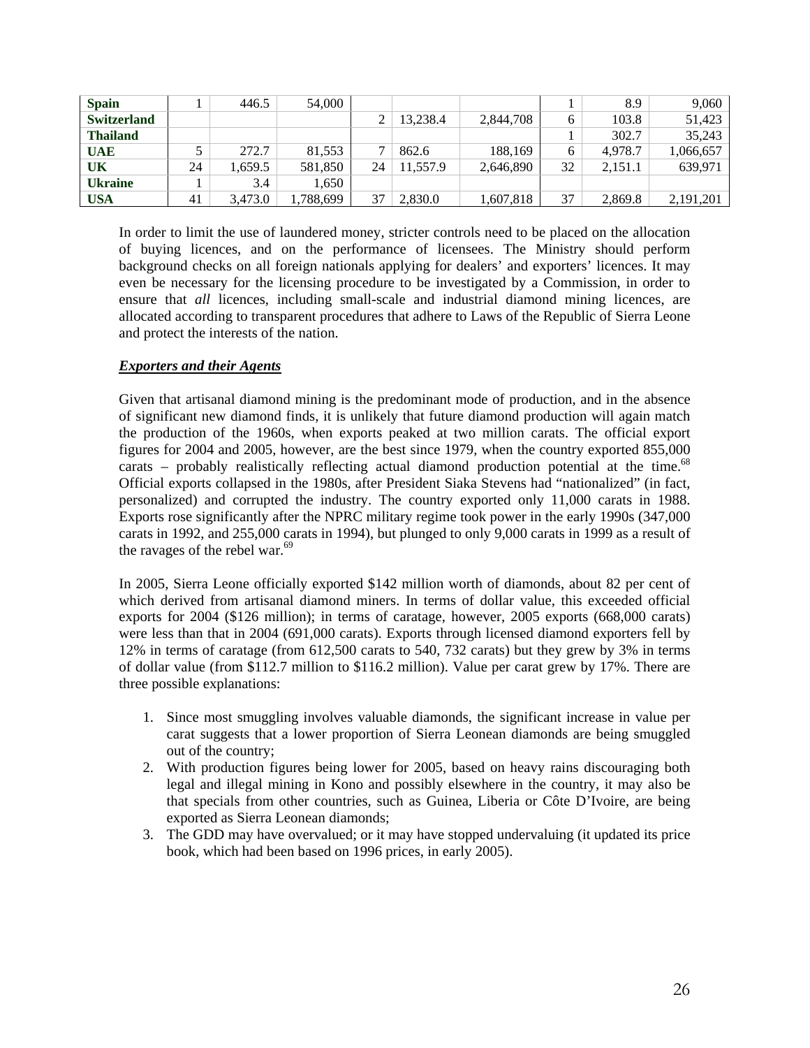| | | | | | | | | | |
|---|---|---|---|---|---|---|---|---|---|
| **Spain** | 1 | 446.5 | 54,000 | | | | 1 | 8.9 | 9,060 |
| **Switzerland** | | | | 2 | 13,238.4 | 2,844,708 | 6 | 103.8 | 51,423 |
| **Thailand** | | | | | | | 1 | 302.7 | 35,243 |
| **UAE** | 5 | 272.7 | 81,553 | 7 | 862.6 | 188,169 | 6 | 4,978.7 | 1,066,657 |
| **UK** | 24 | 1,659.5 | 581,850 | 24 | 11,557.9 | 2,646,890 | 32 | 2,151.1 | 639,971 |
| **Ukraine** | 1 | 3.4 | 1,650 | | | | | | |
| **USA** | 41 | 3,473.0 | 1,788,699 | 37 | 2,830.0 | 1,607,818 | 37 | 2,869.8 | 2,191,201 |

In order to limit the use of laundered money, stricter controls need to be placed on the allocation of buying licences, and on the performance of licensees. The Ministry should perform background checks on all foreign nationals applying for dealers' and exporters' licences. It may even be necessary for the licensing procedure to be investigated by a Commission, in order to ensure that *all* licences, including small-scale and industrial diamond mining licences, are allocated according to transparent procedures that adhere to Laws of the Republic of Sierra Leone and protect the interests of the nation.

***Exporters and their Agents***

Given that artisanal diamond mining is the predominant mode of production, and in the absence of significant new diamond finds, it is unlikely that future diamond production will again match the production of the 1960s, when exports peaked at two million carats. The official export figures for 2004 and 2005, however, are the best since 1979, when the country exported 855,000 carats – probably realistically reflecting actual diamond production potential at the time.[68] Official exports collapsed in the 1980s, after President Siaka Stevens had "nationalized" (in fact, personalized) and corrupted the industry. The country exported only 11,000 carats in 1988. Exports rose significantly after the NPRC military regime took power in the early 1990s (347,000 carats in 1992, and 255,000 carats in 1994), but plunged to only 9,000 carats in 1999 as a result of the ravages of the rebel war.[69]

In 2005, Sierra Leone officially exported $142 million worth of diamonds, about 82 per cent of which derived from artisanal diamond miners. In terms of dollar value, this exceeded official exports for 2004 ($126 million); in terms of caratage, however, 2005 exports (668,000 carats) were less than that in 2004 (691,000 carats). Exports through licensed diamond exporters fell by 12% in terms of caratage (from 612,500 carats to 540, 732 carats) but they grew by 3% in terms of dollar value (from $112.7 million to $116.2 million). Value per carat grew by 17%. There are three possible explanations:

1. Since most smuggling involves valuable diamonds, the significant increase in value per carat suggests that a lower proportion of Sierra Leonean diamonds are being smuggled out of the country;
2. With production figures being lower for 2005, based on heavy rains discouraging both legal and illegal mining in Kono and possibly elsewhere in the country, it may also be that specials from other countries, such as Guinea, Liberia or Côte D'Ivoire, are being exported as Sierra Leonean diamonds;
3. The GDD may have overvalued; or it may have stopped undervaluing (it updated its price book, which had been based on 1996 prices, in early 2005).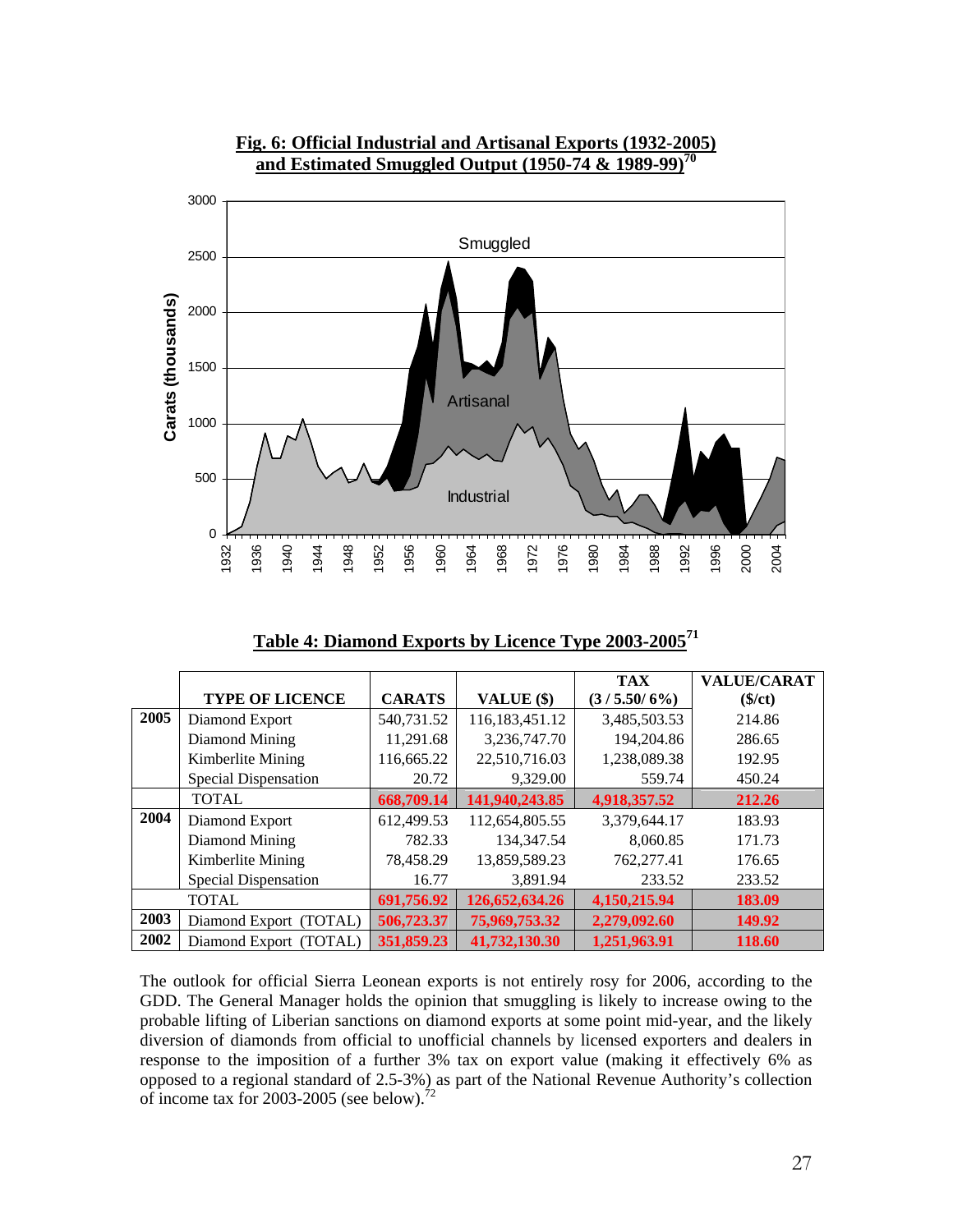**Fig. 6: Official Industrial and Artisanal Exports (1932-2005) and Estimated Smuggled Output (1950-74 & 1989-99)[70]**

**Table 4: Diamond Exports by Licence Type 2003-2005[71]**

| | TYPE OF LICENCE | CARATS | VALUE ($) | TAX (3 / 5.50/ 6%) | VALUE/CARAT ($/ct) |
|---|---|---|---|---|---|
| 2005 | Diamond Export | 540,731.52 | 116,183,451.12 | 3,485,503.53 | 214.86 |
| | Diamond Mining | 11,291.68 | 3,236,747.70 | 194,204.86 | 286.65 |
| | Kimberlite Mining | 116,665.22 | 22,510,716.03 | 1,238,089.38 | 192.95 |
| | Special Dispensation | 20.72 | 9,329.00 | 559.74 | 450.24 |
| | TOTAL | **668,709.14** | **141,940,243.85** | **4,918,357.52** | **212.26** |
| 2004 | Diamond Export | 612,499.53 | 112,654,805.55 | 3,379,644.17 | 183.93 |
| | Diamond Mining | 782.33 | 134,347.54 | 8,060.85 | 171.73 |
| | Kimberlite Mining | 78,458.29 | 13,859,589.23 | 762,277.41 | 176.65 |
| | Special Dispensation | 16.77 | 3,891.94 | 233.52 | 233.52 |
| | TOTAL | **691,756.92** | **126,652,634.26** | **4,150,215.94** | **183.09** |
| 2003 | Diamond Export (TOTAL) | **506,723.37** | **75,969,753.32** | **2,279,092.60** | **149.92** |
| 2002 | Diamond Export (TOTAL) | **351,859.23** | **41,732,130.30** | **1,251,963.91** | **118.60** |

The outlook for official Sierra Leonean exports is not entirely rosy for 2006, according to the GDD. The General Manager holds the opinion that smuggling is likely to increase owing to the probable lifting of Liberian sanctions on diamond exports at some point mid-year, and the likely diversion of diamonds from official to unofficial channels by licensed exporters and dealers in response to the imposition of a further 3% tax on export value (making it effectively 6% as opposed to a regional standard of 2.5-3%) as part of the National Revenue Authority's collection of income tax for 2003-2005 (see below).[72]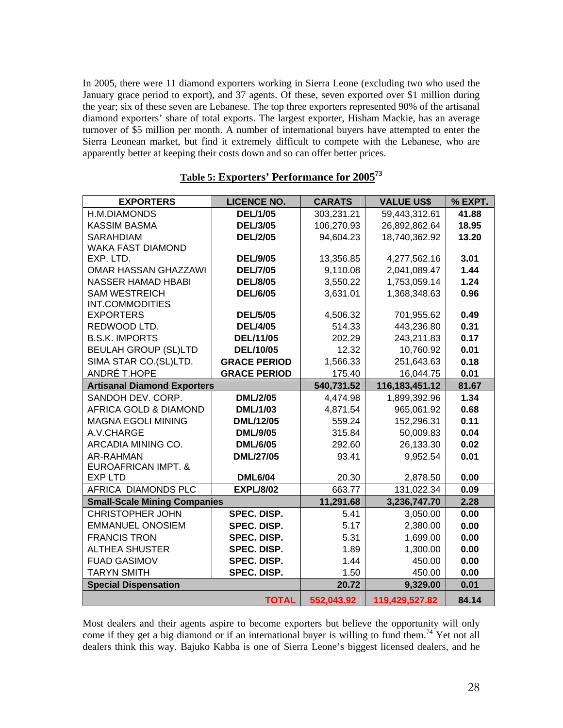In 2005, there were 11 diamond exporters working in Sierra Leone (excluding two who used the January grace period to export), and 37 agents. Of these, seven exported over $1 million during the year; six of these seven are Lebanese. The top three exporters represented 90% of the artisanal diamond exporters' share of total exports. The largest exporter, Hisham Mackie, has an average turnover of $5 million per month. A number of international buyers have attempted to enter the Sierra Leonean market, but find it extremely difficult to compete with the Lebanese, who are apparently better at keeping their costs down and so can offer better prices.

**Table 5: Exporters' Performance for 2005**[73]

| EXPORTERS | LICENCE NO. | CARATS | VALUE US$ | % EXPT. |
|---|---|---|---|---|
| H.M.DIAMONDS | **DEL/1/05** | 303,231.21 | 59,443,312.61 | **41.88** |
| KASSIM BASMA | **DEL/3/05** | 106,270.93 | 26,892,862.64 | **18.95** |
| SARAHDIAM | **DEL/2/05** | 94,604.23 | 18,740,362.92 | **13.20** |
| WAKA FAST DIAMOND EXP. LTD. | **DEL/9/05** | 13,356.85 | 4,277,562.16 | **3.01** |
| OMAR HASSAN GHAZZAWI | **DEL/7/05** | 9,110.08 | 2,041,089.47 | **1.44** |
| NASSER HAMAD HBABI | **DEL/8/05** | 3,550.22 | 1,753,059.14 | **1.24** |
| SAM WESTREICH | **DEL/6/05** | 3,631.01 | 1,368,348.63 | **0.96** |
| INT.COMMODITIES EXPORTERS | **DEL/5/05** | 4,506.32 | 701,955.62 | **0.49** |
| REDWOOD LTD. | **DEL/4/05** | 514.33 | 443,236.80 | **0.31** |
| B.S.K. IMPORTS | **DEL/11/05** | 202.29 | 243,211.83 | **0.17** |
| BEULAH GROUP (SL)LTD | **DEL/10/05** | 12.32 | 10,760.92 | **0.01** |
| SIMA STAR CO.(SL)LTD. | **GRACE PERIOD** | 1,566.33 | 251,643.63 | **0.18** |
| ANDRÉ T.HOPE | **GRACE PERIOD** | 175.40 | 16,044.75 | **0.01** |
| **Artisanal Diamond Exporters** | | **540,731.52** | **116,183,451.12** | **81.67** |
| SANDOH DEV. CORP. | **DML/2/05** | 4,474.98 | 1,899,392.96 | **1.34** |
| AFRICA GOLD & DIAMOND | **DML/1/03** | 4,871.54 | 965,061.92 | **0.68** |
| MAGNA EGOLI MINING | **DML/12/05** | 559.24 | 152,296.31 | **0.11** |
| A.V.CHARGE | **DML/9/05** | 315.84 | 50,009.83 | **0.04** |
| ARCADIA MINING CO. | **DML/6/05** | 292.60 | 26,133.30 | **0.02** |
| AR-RAHMAN | **DML/27/05** | 93.41 | 9,952.54 | **0.01** |
| EUROAFRICAN IMPT. & EXP LTD | **DML6/04** | 20.30 | 2,878.50 | **0.00** |
| AFRICA DIAMONDS PLC | **EXPL/8/02** | 663.77 | 131,022.34 | **0.09** |
| **Small-Scale Mining Companies** | | **11,291.68** | **3,236,747.70** | **2.28** |
| CHRISTOPHER JOHN | **SPEC. DISP.** | 5.41 | 3,050.00 | **0.00** |
| EMMANUEL ONOSIEM | **SPEC. DISP.** | 5.17 | 2,380.00 | **0.00** |
| FRANCIS TRON | **SPEC. DISP.** | 5.31 | 1,699.00 | **0.00** |
| ALTHEA SHUSTER | **SPEC. DISP.** | 1.89 | 1,300.00 | **0.00** |
| FUAD GASIMOV | **SPEC. DISP.** | 1.44 | 450.00 | **0.00** |
| TARYN SMITH | **SPEC. DISP.** | 1.50 | 450.00 | **0.00** |
| **Special Dispensation** | | **20.72** | **9,329.00** | **0.01** |
| | **TOTAL** | **552,043.92** | **119,429,527.82** | **84.14** |

Most dealers and their agents aspire to become exporters but believe the opportunity will only come if they get a big diamond or if an international buyer is willing to fund them.[74] Yet not all dealers think this way. Bajuko Kabba is one of Sierra Leone's biggest licensed dealers, and he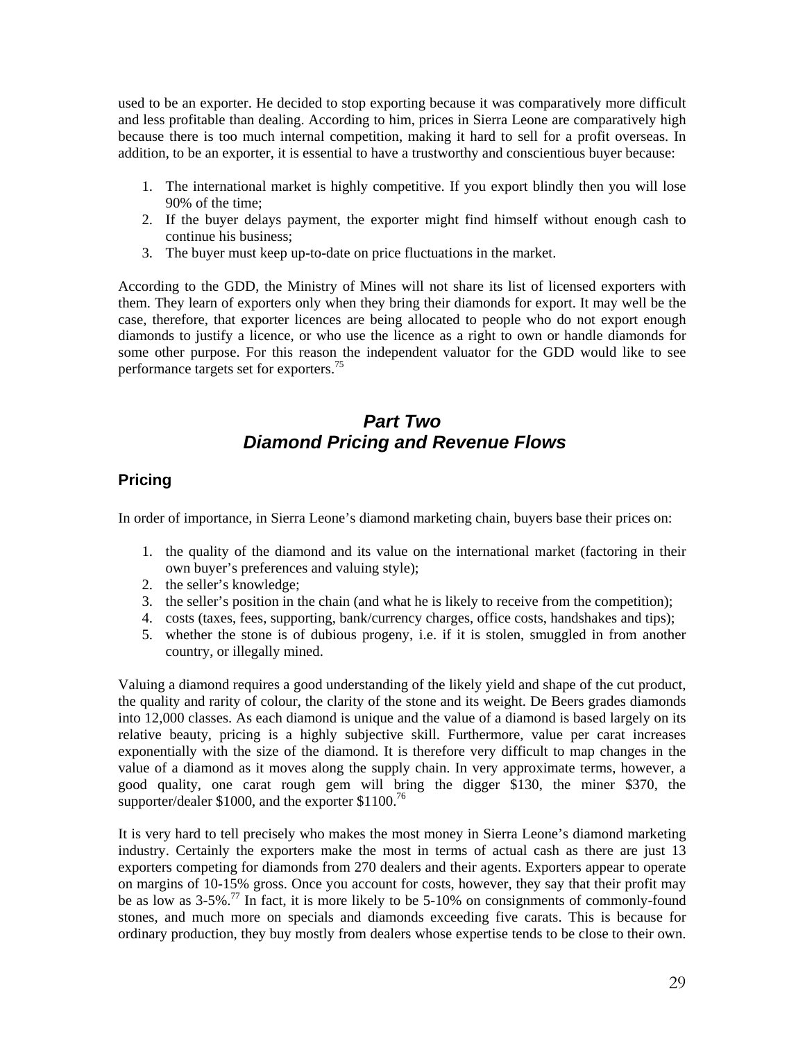used to be an exporter. He decided to stop exporting because it was comparatively more difficult and less profitable than dealing. According to him, prices in Sierra Leone are comparatively high because there is too much internal competition, making it hard to sell for a profit overseas. In addition, to be an exporter, it is essential to have a trustworthy and conscientious buyer because:

1. The international market is highly competitive. If you export blindly then you will lose 90% of the time;
2. If the buyer delays payment, the exporter might find himself without enough cash to continue his business;
3. The buyer must keep up-to-date on price fluctuations in the market.

According to the GDD, the Ministry of Mines will not share its list of licensed exporters with them. They learn of exporters only when they bring their diamonds for export. It may well be the case, therefore, that exporter licences are being allocated to people who do not export enough diamonds to justify a licence, or who use the licence as a right to own or handle diamonds for some other purpose. For this reason the independent valuator for the GDD would like to see performance targets set for exporters.[75]

# *Part Two*
# *Diamond Pricing and Revenue Flows*

## Pricing

In order of importance, in Sierra Leone's diamond marketing chain, buyers base their prices on:

1. the quality of the diamond and its value on the international market (factoring in their own buyer's preferences and valuing style);
2. the seller's knowledge;
3. the seller's position in the chain (and what he is likely to receive from the competition);
4. costs (taxes, fees, supporting, bank/currency charges, office costs, handshakes and tips);
5. whether the stone is of dubious progeny, i.e. if it is stolen, smuggled in from another country, or illegally mined.

Valuing a diamond requires a good understanding of the likely yield and shape of the cut product, the quality and rarity of colour, the clarity of the stone and its weight. De Beers grades diamonds into 12,000 classes. As each diamond is unique and the value of a diamond is based largely on its relative beauty, pricing is a highly subjective skill. Furthermore, value per carat increases exponentially with the size of the diamond. It is therefore very difficult to map changes in the value of a diamond as it moves along the supply chain. In very approximate terms, however, a good quality, one carat rough gem will bring the digger $130, the miner $370, the supporter/dealer $1000, and the exporter $1100.[76]

It is very hard to tell precisely who makes the most money in Sierra Leone's diamond marketing industry. Certainly the exporters make the most in terms of actual cash as there are just 13 exporters competing for diamonds from 270 dealers and their agents. Exporters appear to operate on margins of 10-15% gross. Once you account for costs, however, they say that their profit may be as low as 3-5%.[77] In fact, it is more likely to be 5-10% on consignments of commonly-found stones, and much more on specials and diamonds exceeding five carats. This is because for ordinary production, they buy mostly from dealers whose expertise tends to be close to their own.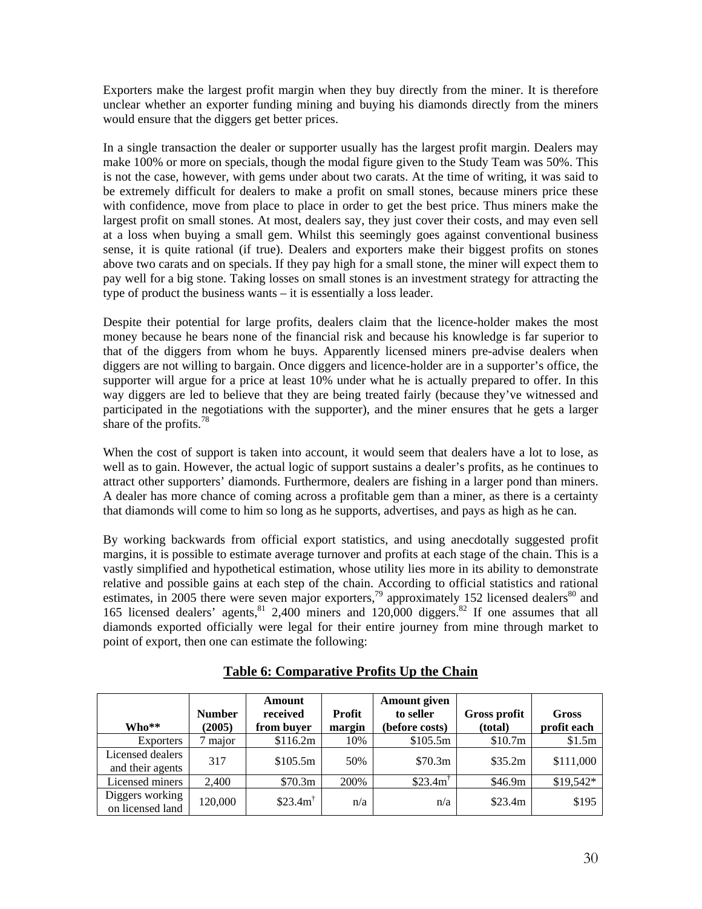Exporters make the largest profit margin when they buy directly from the miner. It is therefore unclear whether an exporter funding mining and buying his diamonds directly from the miners would ensure that the diggers get better prices.

In a single transaction the dealer or supporter usually has the largest profit margin. Dealers may make 100% or more on specials, though the modal figure given to the Study Team was 50%. This is not the case, however, with gems under about two carats. At the time of writing, it was said to be extremely difficult for dealers to make a profit on small stones, because miners price these with confidence, move from place to place in order to get the best price. Thus miners make the largest profit on small stones. At most, dealers say, they just cover their costs, and may even sell at a loss when buying a small gem. Whilst this seemingly goes against conventional business sense, it is quite rational (if true). Dealers and exporters make their biggest profits on stones above two carats and on specials. If they pay high for a small stone, the miner will expect them to pay well for a big stone. Taking losses on small stones is an investment strategy for attracting the type of product the business wants – it is essentially a loss leader.

Despite their potential for large profits, dealers claim that the licence-holder makes the most money because he bears none of the financial risk and because his knowledge is far superior to that of the diggers from whom he buys. Apparently licensed miners pre-advise dealers when diggers are not willing to bargain. Once diggers and licence-holder are in a supporter's office, the supporter will argue for a price at least 10% under what he is actually prepared to offer. In this way diggers are led to believe that they are being treated fairly (because they've witnessed and participated in the negotiations with the supporter), and the miner ensures that he gets a larger share of the profits.[78]

When the cost of support is taken into account, it would seem that dealers have a lot to lose, as well as to gain. However, the actual logic of support sustains a dealer's profits, as he continues to attract other supporters' diamonds. Furthermore, dealers are fishing in a larger pond than miners. A dealer has more chance of coming across a profitable gem than a miner, as there is a certainty that diamonds will come to him so long as he supports, advertises, and pays as high as he can.

By working backwards from official export statistics, and using anecdotally suggested profit margins, it is possible to estimate average turnover and profits at each stage of the chain. This is a vastly simplified and hypothetical estimation, whose utility lies more in its ability to demonstrate relative and possible gains at each step of the chain. According to official statistics and rational estimates, in 2005 there were seven major exporters,[79] approximately 152 licensed dealers[80] and 165 licensed dealers' agents,[81] 2,400 miners and 120,000 diggers.[82] If one assumes that all diamonds exported officially were legal for their entire journey from mine through market to point of export, then one can estimate the following:

**Table 6: Comparative Profits Up the Chain**

| Who** | Number (2005) | Amount received from buyer | Profit margin | Amount given to seller (before costs) | Gross profit (total) | Gross profit each |
|---|---|---|---|---|---|---|
| Exporters | 7 major | \$116.2m | 10% | \$105.5m | \$10.7m | \$1.5m |
| Licensed dealers and their agents | 317 | \$105.5m | 50% | \$70.3m | \$35.2m | \$111,000 |
| Licensed miners | 2,400 | \$70.3m | 200% | \$23.4m† | \$46.9m | \$19,542* |
| Diggers working on licensed land | 120,000 | \$23.4m† | n/a | n/a | \$23.4m | \$195 |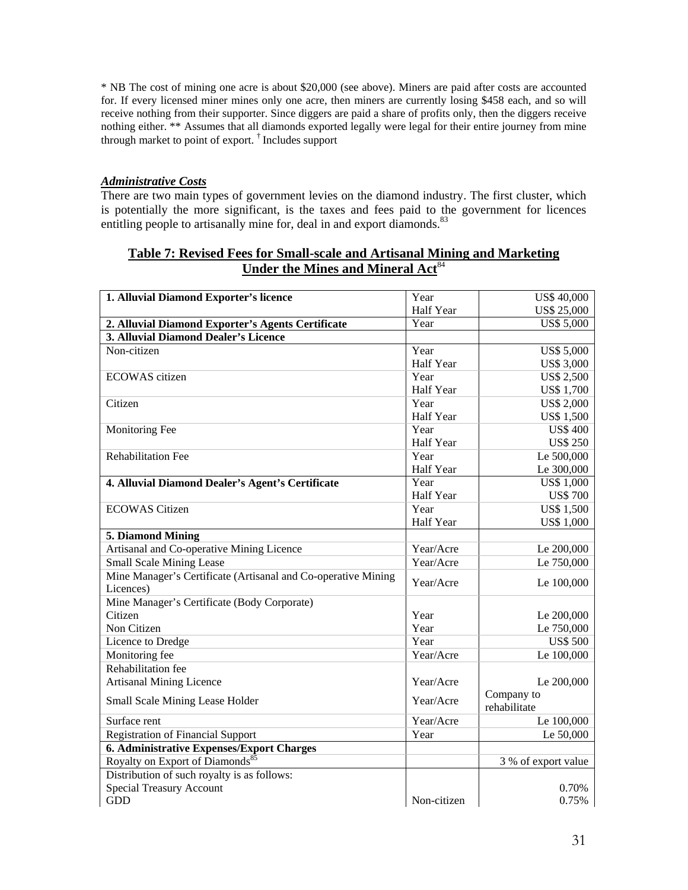* NB The cost of mining one acre is about $20,000 (see above). Miners are paid after costs are accounted for. If every licensed miner mines only one acre, then miners are currently losing $458 each, and so will receive nothing from their supporter. Since diggers are paid a share of profits only, then the diggers receive nothing either. ** Assumes that all diamonds exported legally were legal for their entire journey from mine through market to point of export. † Includes support

### *Administrative Costs*

There are two main types of government levies on the diamond industry. The first cluster, which is potentially the more significant, is the taxes and fees paid to the government for licences entitling people to artisanally mine for, deal in and export diamonds.[83]

**Table 7: Revised Fees for Small-scale and Artisanal Mining and Marketing Under the Mines and Mineral Act**[84]

| | | |
|---|---|---|
| **1. Alluvial Diamond Exporter's licence** | Year<br>Half Year | US$ 40,000<br>US$ 25,000 |
| **2. Alluvial Diamond Exporter's Agents Certificate** | Year | US$ 5,000 |
| **3. Alluvial Diamond Dealer's Licence** | | |
| Non-citizen | Year<br>Half Year | US$ 5,000<br>US$ 3,000 |
| ECOWAS citizen | Year<br>Half Year | US$ 2,500<br>US$ 1,700 |
| Citizen | Year<br>Half Year | US$ 2,000<br>US$ 1,500 |
| Monitoring Fee | Year<br>Half Year | US$ 400<br>US$ 250 |
| Rehabilitation Fee | Year<br>Half Year | Le 500,000<br>Le 300,000 |
| **4. Alluvial Diamond Dealer's Agent's Certificate** | Year<br>Half Year | US$ 1,000<br>US$ 700 |
| ECOWAS Citizen | Year<br>Half Year | US$ 1,500<br>US$ 1,000 |
| **5. Diamond Mining** | | |
| Artisanal and Co-operative Mining Licence | Year/Acre | Le 200,000 |
| Small Scale Mining Lease | Year/Acre | Le 750,000 |
| Mine Manager's Certificate (Artisanal and Co-operative Mining Licences) | Year/Acre | Le 100,000 |
| Mine Manager's Certificate (Body Corporate)<br>Citizen<br>Non Citizen | <br>Year<br>Year | <br>Le 200,000<br>Le 750,000 |
| Licence to Dredge | Year | US$ 500 |
| Monitoring fee | Year/Acre | Le 100,000 |
| Rehabilitation fee<br>Artisanal Mining Licence<br>Small Scale Mining Lease Holder | <br>Year/Acre<br>Year/Acre | <br>Le 200,000<br>Company to rehabilitate |
| Surface rent | Year/Acre | Le 100,000 |
| Registration of Financial Support | Year | Le 50,000 |
| **6. Administrative Expenses/Export Charges** | | |
| Royalty on Export of Diamonds[85] | | 3 % of export value |
| Distribution of such royalty is as follows:<br>Special Treasury Account<br>GDD | <br><br>Non-citizen | <br>0.70%<br>0.75% |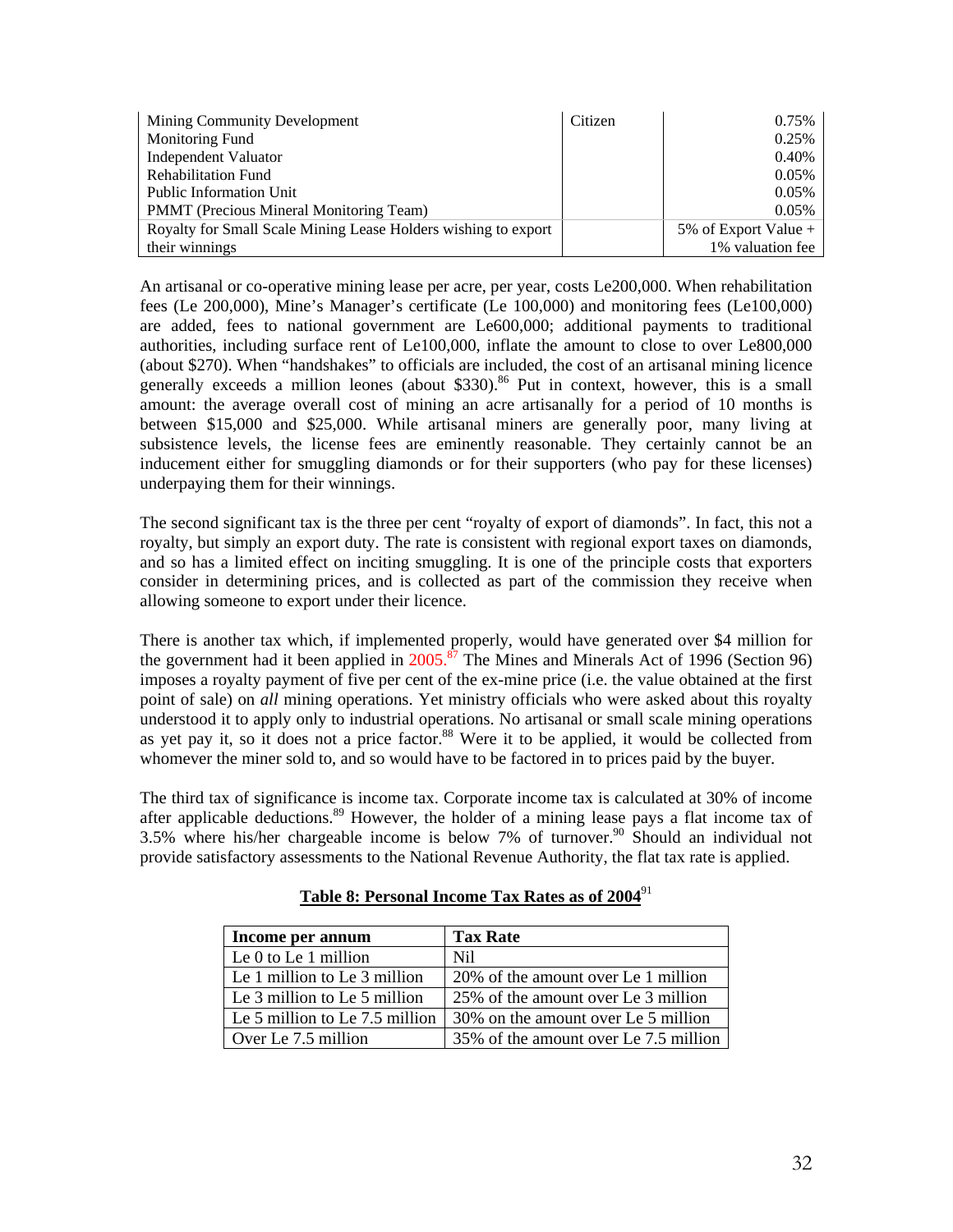| | | |
|---|---|---|
| Mining Community Development | Citizen | 0.75% |
| Monitoring Fund | | 0.25% |
| Independent Valuator | | 0.40% |
| Rehabilitation Fund | | 0.05% |
| Public Information Unit | | 0.05% |
| PMMT (Precious Mineral Monitoring Team) | | 0.05% |
| Royalty for Small Scale Mining Lease Holders wishing to export their winnings | | 5% of Export Value + 1% valuation fee |

An artisanal or co-operative mining lease per acre, per year, costs Le200,000. When rehabilitation fees (Le 200,000), Mine's Manager's certificate (Le 100,000) and monitoring fees (Le100,000) are added, fees to national government are Le600,000; additional payments to traditional authorities, including surface rent of Le100,000, inflate the amount to close to over Le800,000 (about \$270). When "handshakes" to officials are included, the cost of an artisanal mining licence generally exceeds a million leones (about \$330).[86] Put in context, however, this is a small amount: the average overall cost of mining an acre artisanally for a period of 10 months is between \$15,000 and \$25,000. While artisanal miners are generally poor, many living at subsistence levels, the license fees are eminently reasonable. They certainly cannot be an inducement either for smuggling diamonds or for their supporters (who pay for these licenses) underpaying them for their winnings.

The second significant tax is the three per cent "royalty of export of diamonds". In fact, this not a royalty, but simply an export duty. The rate is consistent with regional export taxes on diamonds, and so has a limited effect on inciting smuggling. It is one of the principle costs that exporters consider in determining prices, and is collected as part of the commission they receive when allowing someone to export under their licence.

There is another tax which, if implemented properly, would have generated over \$4 million for the government had it been applied in 2005.[87] The Mines and Minerals Act of 1996 (Section 96) imposes a royalty payment of five per cent of the ex-mine price (i.e. the value obtained at the first point of sale) on *all* mining operations. Yet ministry officials who were asked about this royalty understood it to apply only to industrial operations. No artisanal or small scale mining operations as yet pay it, so it does not a price factor.[88] Were it to be applied, it would be collected from whomever the miner sold to, and so would have to be factored in to prices paid by the buyer.

The third tax of significance is income tax. Corporate income tax is calculated at 30% of income after applicable deductions.[89] However, the holder of a mining lease pays a flat income tax of 3.5% where his/her chargeable income is below 7% of turnover.[90] Should an individual not provide satisfactory assessments to the National Revenue Authority, the flat tax rate is applied.

**Table 8: Personal Income Tax Rates as of 2004**[91]

| Income per annum | Tax Rate |
|---|---|
| Le 0 to Le 1 million | Nil |
| Le 1 million to Le 3 million | 20% of the amount over Le 1 million |
| Le 3 million to Le 5 million | 25% of the amount over Le 3 million |
| Le 5 million to Le 7.5 million | 30% on the amount over Le 5 million |
| Over Le 7.5 million | 35% of the amount over Le 7.5 million |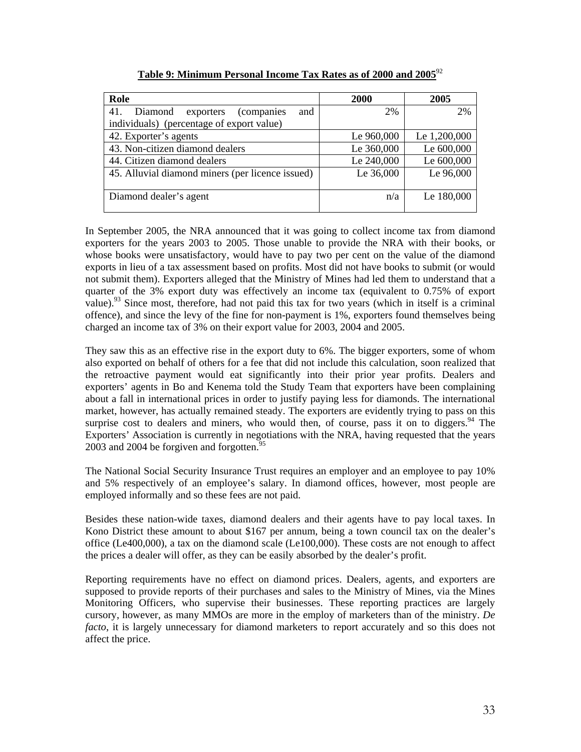**Table 9: Minimum Personal Income Tax Rates as of 2000 and 2005**[92]

| Role | 2000 | 2005 |
|---|---|---|
| 41. Diamond exporters (companies and individuals) (percentage of export value) | 2% | 2% |
| 42. Exporter's agents | Le 960,000 | Le 1,200,000 |
| 43. Non-citizen diamond dealers | Le 360,000 | Le 600,000 |
| 44. Citizen diamond dealers | Le 240,000 | Le 600,000 |
| 45. Alluvial diamond miners (per licence issued) | Le 36,000 | Le 96,000 |
| Diamond dealer's agent | n/a | Le 180,000 |

In September 2005, the NRA announced that it was going to collect income tax from diamond exporters for the years 2003 to 2005. Those unable to provide the NRA with their books, or whose books were unsatisfactory, would have to pay two per cent on the value of the diamond exports in lieu of a tax assessment based on profits. Most did not have books to submit (or would not submit them). Exporters alleged that the Ministry of Mines had led them to understand that a quarter of the 3% export duty was effectively an income tax (equivalent to 0.75% of export value).[93] Since most, therefore, had not paid this tax for two years (which in itself is a criminal offence), and since the levy of the fine for non-payment is 1%, exporters found themselves being charged an income tax of 3% on their export value for 2003, 2004 and 2005.

They saw this as an effective rise in the export duty to 6%. The bigger exporters, some of whom also exported on behalf of others for a fee that did not include this calculation, soon realized that the retroactive payment would eat significantly into their prior year profits. Dealers and exporters' agents in Bo and Kenema told the Study Team that exporters have been complaining about a fall in international prices in order to justify paying less for diamonds. The international market, however, has actually remained steady. The exporters are evidently trying to pass on this surprise cost to dealers and miners, who would then, of course, pass it on to diggers.[94] The Exporters' Association is currently in negotiations with the NRA, having requested that the years 2003 and 2004 be forgiven and forgotten.[95]

The National Social Security Insurance Trust requires an employer and an employee to pay 10% and 5% respectively of an employee's salary. In diamond offices, however, most people are employed informally and so these fees are not paid.

Besides these nation-wide taxes, diamond dealers and their agents have to pay local taxes. In Kono District these amount to about $167 per annum, being a town council tax on the dealer's office (Le400,000), a tax on the diamond scale (Le100,000). These costs are not enough to affect the prices a dealer will offer, as they can be easily absorbed by the dealer's profit.

Reporting requirements have no effect on diamond prices. Dealers, agents, and exporters are supposed to provide reports of their purchases and sales to the Ministry of Mines, via the Mines Monitoring Officers, who supervise their businesses. These reporting practices are largely cursory, however, as many MMOs are more in the employ of marketers than of the ministry. *De facto*, it is largely unnecessary for diamond marketers to report accurately and so this does not affect the price.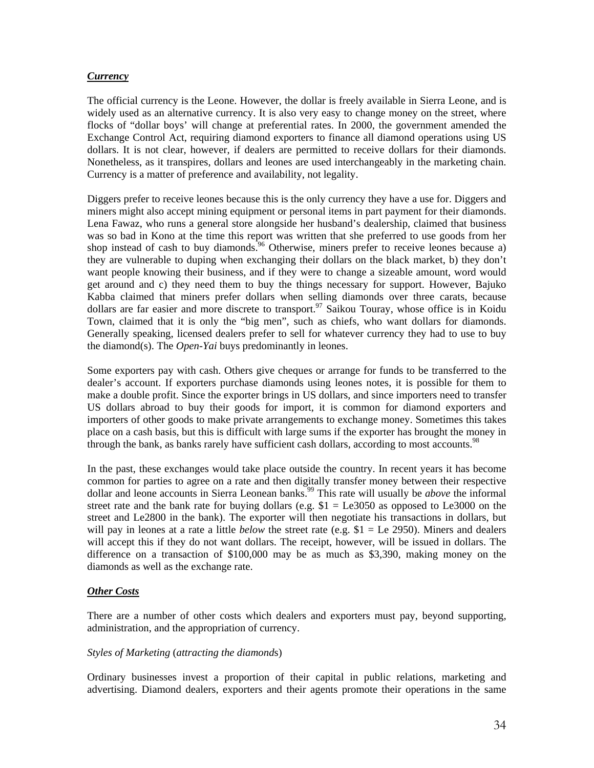***Currency***

The official currency is the Leone. However, the dollar is freely available in Sierra Leone, and is widely used as an alternative currency. It is also very easy to change money on the street, where flocks of "dollar boys' will change at preferential rates. In 2000, the government amended the Exchange Control Act, requiring diamond exporters to finance all diamond operations using US dollars. It is not clear, however, if dealers are permitted to receive dollars for their diamonds. Nonetheless, as it transpires, dollars and leones are used interchangeably in the marketing chain. Currency is a matter of preference and availability, not legality.

Diggers prefer to receive leones because this is the only currency they have a use for. Diggers and miners might also accept mining equipment or personal items in part payment for their diamonds. Lena Fawaz, who runs a general store alongside her husband's dealership, claimed that business was so bad in Kono at the time this report was written that she preferred to use goods from her shop instead of cash to buy diamonds.[96] Otherwise, miners prefer to receive leones because a) they are vulnerable to duping when exchanging their dollars on the black market, b) they don't want people knowing their business, and if they were to change a sizeable amount, word would get around and c) they need them to buy the things necessary for support. However, Bajuko Kabba claimed that miners prefer dollars when selling diamonds over three carats, because dollars are far easier and more discrete to transport.[97] Saikou Touray, whose office is in Koidu Town, claimed that it is only the "big men", such as chiefs, who want dollars for diamonds. Generally speaking, licensed dealers prefer to sell for whatever currency they had to use to buy the diamond(s). The *Open-Yai* buys predominantly in leones.

Some exporters pay with cash. Others give cheques or arrange for funds to be transferred to the dealer's account. If exporters purchase diamonds using leones notes, it is possible for them to make a double profit. Since the exporter brings in US dollars, and since importers need to transfer US dollars abroad to buy their goods for import, it is common for diamond exporters and importers of other goods to make private arrangements to exchange money. Sometimes this takes place on a cash basis, but this is difficult with large sums if the exporter has brought the money in through the bank, as banks rarely have sufficient cash dollars, according to most accounts.[98]

In the past, these exchanges would take place outside the country. In recent years it has become common for parties to agree on a rate and then digitally transfer money between their respective dollar and leone accounts in Sierra Leonean banks.[99] This rate will usually be *above* the informal street rate and the bank rate for buying dollars (e.g. $1 = Le3050 as opposed to Le3000 on the street and Le2800 in the bank). The exporter will then negotiate his transactions in dollars, but will pay in leones at a rate a little *below* the street rate (e.g. $1 = Le 2950). Miners and dealers will accept this if they do not want dollars. The receipt, however, will be issued in dollars. The difference on a transaction of $100,000 may be as much as $3,390, making money on the diamonds as well as the exchange rate.

***Other Costs***

There are a number of other costs which dealers and exporters must pay, beyond supporting, administration, and the appropriation of currency.

*Styles of Marketing* (*attracting the diamond*s)

Ordinary businesses invest a proportion of their capital in public relations, marketing and advertising. Diamond dealers, exporters and their agents promote their operations in the same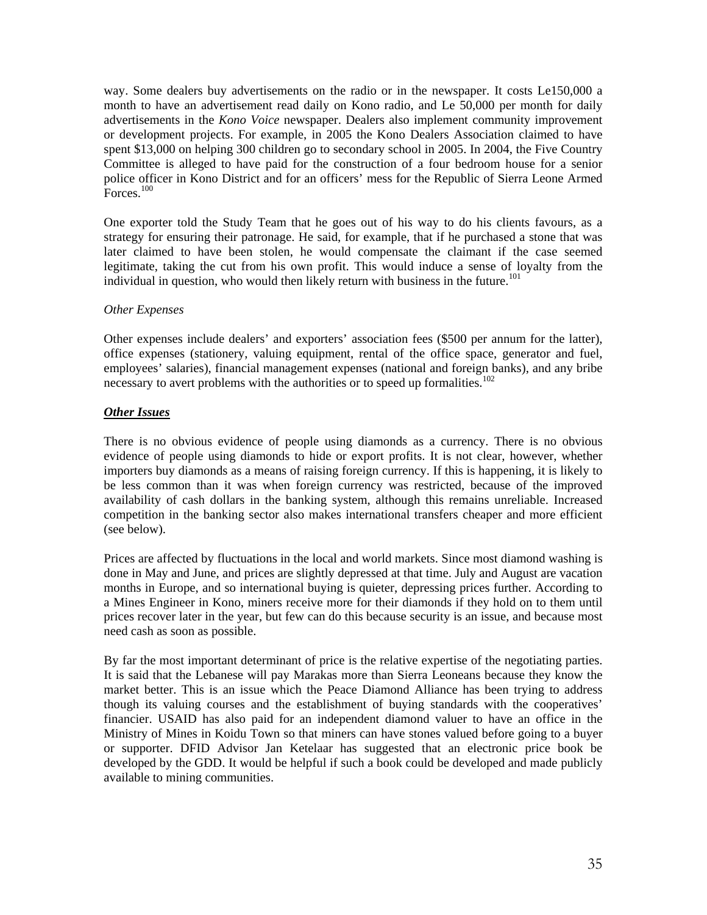way. Some dealers buy advertisements on the radio or in the newspaper. It costs Le150,000 a month to have an advertisement read daily on Kono radio, and Le 50,000 per month for daily advertisements in the *Kono Voice* newspaper. Dealers also implement community improvement or development projects. For example, in 2005 the Kono Dealers Association claimed to have spent $13,000 on helping 300 children go to secondary school in 2005. In 2004, the Five Country Committee is alleged to have paid for the construction of a four bedroom house for a senior police officer in Kono District and for an officers' mess for the Republic of Sierra Leone Armed Forces.[100]

One exporter told the Study Team that he goes out of his way to do his clients favours, as a strategy for ensuring their patronage. He said, for example, that if he purchased a stone that was later claimed to have been stolen, he would compensate the claimant if the case seemed legitimate, taking the cut from his own profit. This would induce a sense of loyalty from the individual in question, who would then likely return with business in the future.[101]

*Other Expenses*

Other expenses include dealers' and exporters' association fees ($500 per annum for the latter), office expenses (stationery, valuing equipment, rental of the office space, generator and fuel, employees' salaries), financial management expenses (national and foreign banks), and any bribe necessary to avert problems with the authorities or to speed up formalities.[102]

***Other Issues***

There is no obvious evidence of people using diamonds as a currency. There is no obvious evidence of people using diamonds to hide or export profits. It is not clear, however, whether importers buy diamonds as a means of raising foreign currency. If this is happening, it is likely to be less common than it was when foreign currency was restricted, because of the improved availability of cash dollars in the banking system, although this remains unreliable. Increased competition in the banking sector also makes international transfers cheaper and more efficient (see below).

Prices are affected by fluctuations in the local and world markets. Since most diamond washing is done in May and June, and prices are slightly depressed at that time. July and August are vacation months in Europe, and so international buying is quieter, depressing prices further. According to a Mines Engineer in Kono, miners receive more for their diamonds if they hold on to them until prices recover later in the year, but few can do this because security is an issue, and because most need cash as soon as possible.

By far the most important determinant of price is the relative expertise of the negotiating parties. It is said that the Lebanese will pay Marakas more than Sierra Leoneans because they know the market better. This is an issue which the Peace Diamond Alliance has been trying to address though its valuing courses and the establishment of buying standards with the cooperatives' financier. USAID has also paid for an independent diamond valuer to have an office in the Ministry of Mines in Koidu Town so that miners can have stones valued before going to a buyer or supporter. DFID Advisor Jan Ketelaar has suggested that an electronic price book be developed by the GDD. It would be helpful if such a book could be developed and made publicly available to mining communities.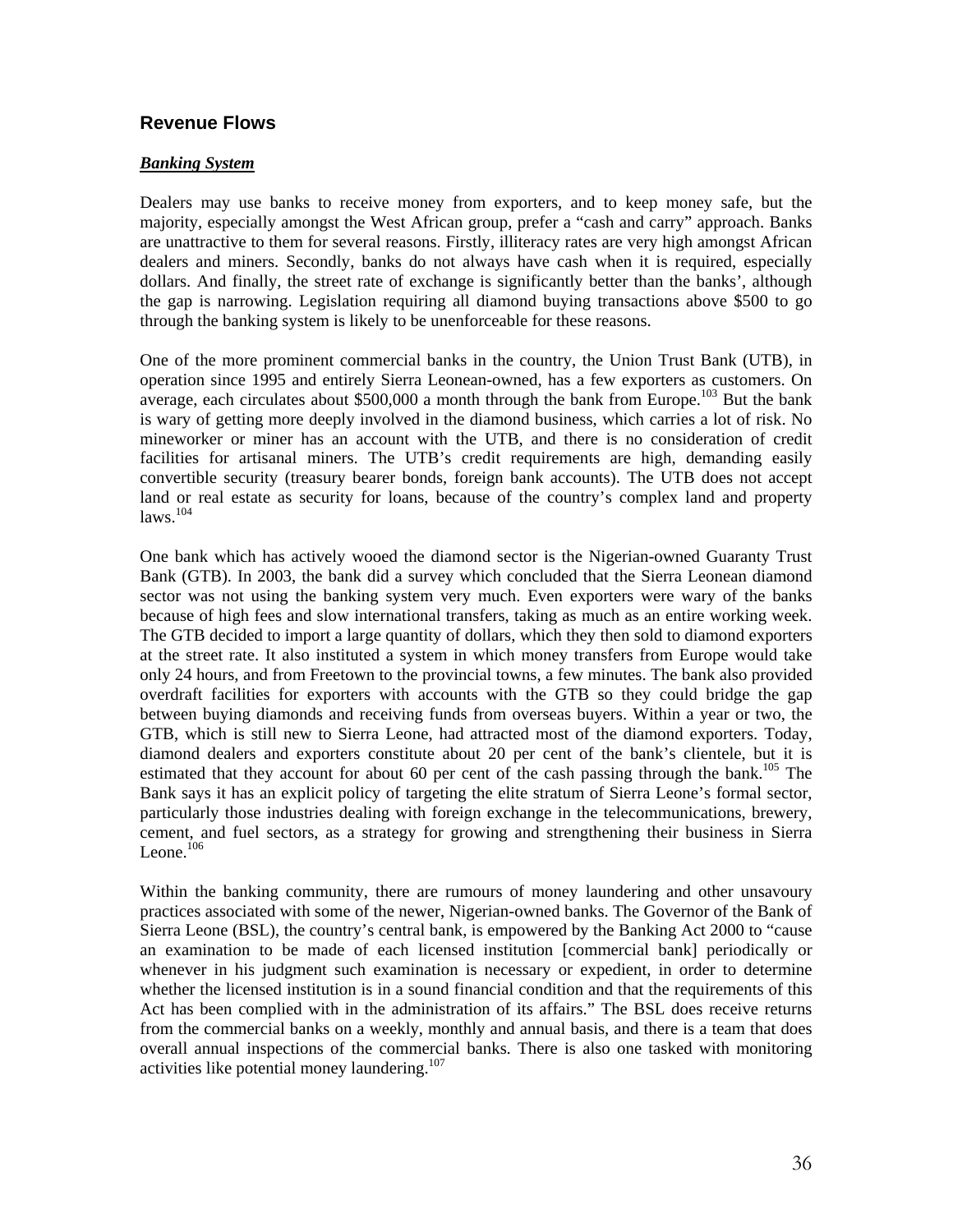## Revenue Flows

***Banking System***

Dealers may use banks to receive money from exporters, and to keep money safe, but the majority, especially amongst the West African group, prefer a "cash and carry" approach. Banks are unattractive to them for several reasons. Firstly, illiteracy rates are very high amongst African dealers and miners. Secondly, banks do not always have cash when it is required, especially dollars. And finally, the street rate of exchange is significantly better than the banks', although the gap is narrowing. Legislation requiring all diamond buying transactions above $500 to go through the banking system is likely to be unenforceable for these reasons.

One of the more prominent commercial banks in the country, the Union Trust Bank (UTB), in operation since 1995 and entirely Sierra Leonean-owned, has a few exporters as customers. On average, each circulates about $500,000 a month through the bank from Europe.[103] But the bank is wary of getting more deeply involved in the diamond business, which carries a lot of risk. No mineworker or miner has an account with the UTB, and there is no consideration of credit facilities for artisanal miners. The UTB's credit requirements are high, demanding easily convertible security (treasury bearer bonds, foreign bank accounts). The UTB does not accept land or real estate as security for loans, because of the country's complex land and property laws.[104]

One bank which has actively wooed the diamond sector is the Nigerian-owned Guaranty Trust Bank (GTB). In 2003, the bank did a survey which concluded that the Sierra Leonean diamond sector was not using the banking system very much. Even exporters were wary of the banks because of high fees and slow international transfers, taking as much as an entire working week. The GTB decided to import a large quantity of dollars, which they then sold to diamond exporters at the street rate. It also instituted a system in which money transfers from Europe would take only 24 hours, and from Freetown to the provincial towns, a few minutes. The bank also provided overdraft facilities for exporters with accounts with the GTB so they could bridge the gap between buying diamonds and receiving funds from overseas buyers. Within a year or two, the GTB, which is still new to Sierra Leone, had attracted most of the diamond exporters. Today, diamond dealers and exporters constitute about 20 per cent of the bank's clientele, but it is estimated that they account for about 60 per cent of the cash passing through the bank.[105] The Bank says it has an explicit policy of targeting the elite stratum of Sierra Leone's formal sector, particularly those industries dealing with foreign exchange in the telecommunications, brewery, cement, and fuel sectors, as a strategy for growing and strengthening their business in Sierra Leone.[106]

Within the banking community, there are rumours of money laundering and other unsavoury practices associated with some of the newer, Nigerian-owned banks. The Governor of the Bank of Sierra Leone (BSL), the country's central bank, is empowered by the Banking Act 2000 to "cause an examination to be made of each licensed institution [commercial bank] periodically or whenever in his judgment such examination is necessary or expedient, in order to determine whether the licensed institution is in a sound financial condition and that the requirements of this Act has been complied with in the administration of its affairs." The BSL does receive returns from the commercial banks on a weekly, monthly and annual basis, and there is a team that does overall annual inspections of the commercial banks. There is also one tasked with monitoring activities like potential money laundering.[107]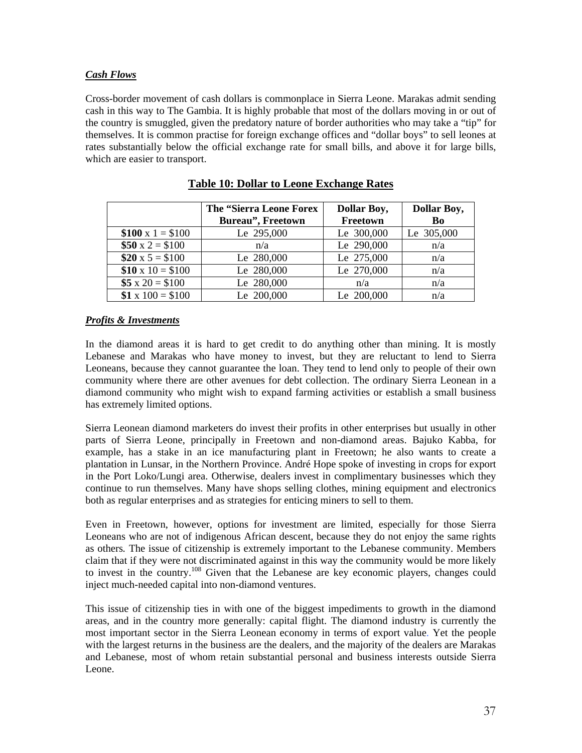***Cash Flows***

Cross-border movement of cash dollars is commonplace in Sierra Leone. Marakas admit sending cash in this way to The Gambia. It is highly probable that most of the dollars moving in or out of the country is smuggled, given the predatory nature of border authorities who may take a "tip" for themselves. It is common practise for foreign exchange offices and "dollar boys" to sell leones at rates substantially below the official exchange rate for small bills, and above it for large bills, which are easier to transport.

**Table 10: Dollar to Leone Exchange Rates**

| | **The "Sierra Leone Forex Bureau", Freetown** | **Dollar Boy, Freetown** | **Dollar Boy, Bo** |
|---|---|---|---|
| **$100** x 1 = $100 | Le 295,000 | Le 300,000 | Le 305,000 |
| **$50** x 2 = $100 | n/a | Le 290,000 | n/a |
| **$20** x 5 = $100 | Le 280,000 | Le 275,000 | n/a |
| **$10** x 10 = $100 | Le 280,000 | Le 270,000 | n/a |
| **$5** x 20 = $100 | Le 280,000 | n/a | n/a |
| **$1** x 100 = $100 | Le 200,000 | Le 200,000 | n/a |

***Profits & Investments***

In the diamond areas it is hard to get credit to do anything other than mining. It is mostly Lebanese and Marakas who have money to invest, but they are reluctant to lend to Sierra Leoneans, because they cannot guarantee the loan. They tend to lend only to people of their own community where there are other avenues for debt collection. The ordinary Sierra Leonean in a diamond community who might wish to expand farming activities or establish a small business has extremely limited options.

Sierra Leonean diamond marketers do invest their profits in other enterprises but usually in other parts of Sierra Leone, principally in Freetown and non-diamond areas. Bajuko Kabba, for example, has a stake in an ice manufacturing plant in Freetown; he also wants to create a plantation in Lunsar, in the Northern Province. André Hope spoke of investing in crops for export in the Port Loko/Lungi area. Otherwise, dealers invest in complimentary businesses which they continue to run themselves. Many have shops selling clothes, mining equipment and electronics both as regular enterprises and as strategies for enticing miners to sell to them.

Even in Freetown, however, options for investment are limited, especially for those Sierra Leoneans who are not of indigenous African descent, because they do not enjoy the same rights as others. The issue of citizenship is extremely important to the Lebanese community. Members claim that if they were not discriminated against in this way the community would be more likely to invest in the country.[108] Given that the Lebanese are key economic players, changes could inject much-needed capital into non-diamond ventures.

This issue of citizenship ties in with one of the biggest impediments to growth in the diamond areas, and in the country more generally: capital flight. The diamond industry is currently the most important sector in the Sierra Leonean economy in terms of export value. Yet the people with the largest returns in the business are the dealers, and the majority of the dealers are Marakas and Lebanese, most of whom retain substantial personal and business interests outside Sierra Leone.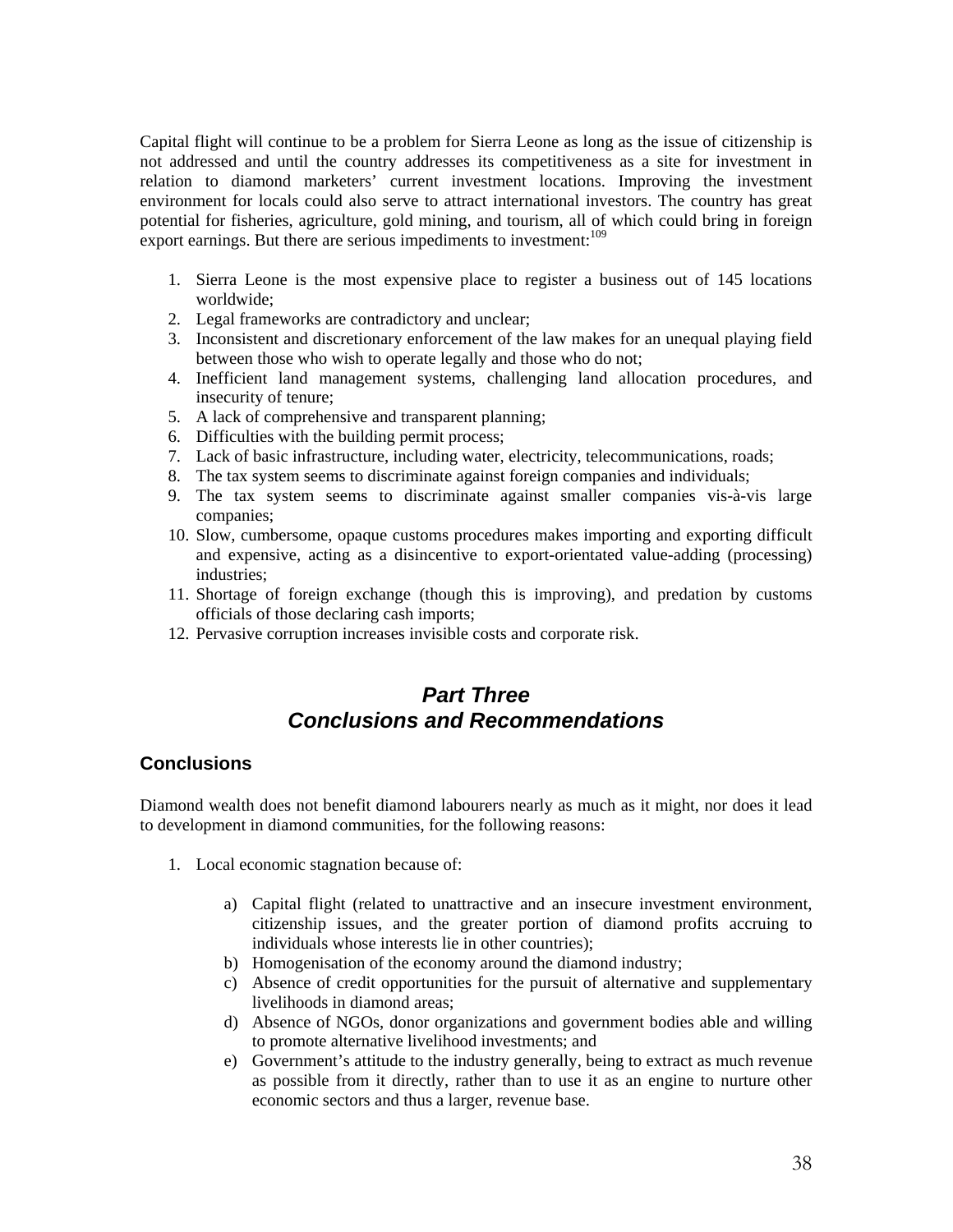Capital flight will continue to be a problem for Sierra Leone as long as the issue of citizenship is not addressed and until the country addresses its competitiveness as a site for investment in relation to diamond marketers' current investment locations. Improving the investment environment for locals could also serve to attract international investors. The country has great potential for fisheries, agriculture, gold mining, and tourism, all of which could bring in foreign export earnings. But there are serious impediments to investment:[109]

1. Sierra Leone is the most expensive place to register a business out of 145 locations worldwide;
2. Legal frameworks are contradictory and unclear;
3. Inconsistent and discretionary enforcement of the law makes for an unequal playing field between those who wish to operate legally and those who do not;
4. Inefficient land management systems, challenging land allocation procedures, and insecurity of tenure;
5. A lack of comprehensive and transparent planning;
6. Difficulties with the building permit process;
7. Lack of basic infrastructure, including water, electricity, telecommunications, roads;
8. The tax system seems to discriminate against foreign companies and individuals;
9. The tax system seems to discriminate against smaller companies vis-à-vis large companies;
10. Slow, cumbersome, opaque customs procedures makes importing and exporting difficult and expensive, acting as a disincentive to export-orientated value-adding (processing) industries;
11. Shortage of foreign exchange (though this is improving), and predation by customs officials of those declaring cash imports;
12. Pervasive corruption increases invisible costs and corporate risk.

# *Part Three*
# *Conclusions and Recommendations*

## Conclusions

Diamond wealth does not benefit diamond labourers nearly as much as it might, nor does it lead to development in diamond communities, for the following reasons:

1. Local economic stagnation because of:

   a) Capital flight (related to unattractive and an insecure investment environment, citizenship issues, and the greater portion of diamond profits accruing to individuals whose interests lie in other countries);
   b) Homogenisation of the economy around the diamond industry;
   c) Absence of credit opportunities for the pursuit of alternative and supplementary livelihoods in diamond areas;
   d) Absence of NGOs, donor organizations and government bodies able and willing to promote alternative livelihood investments; and
   e) Government's attitude to the industry generally, being to extract as much revenue as possible from it directly, rather than to use it as an engine to nurture other economic sectors and thus a larger, revenue base.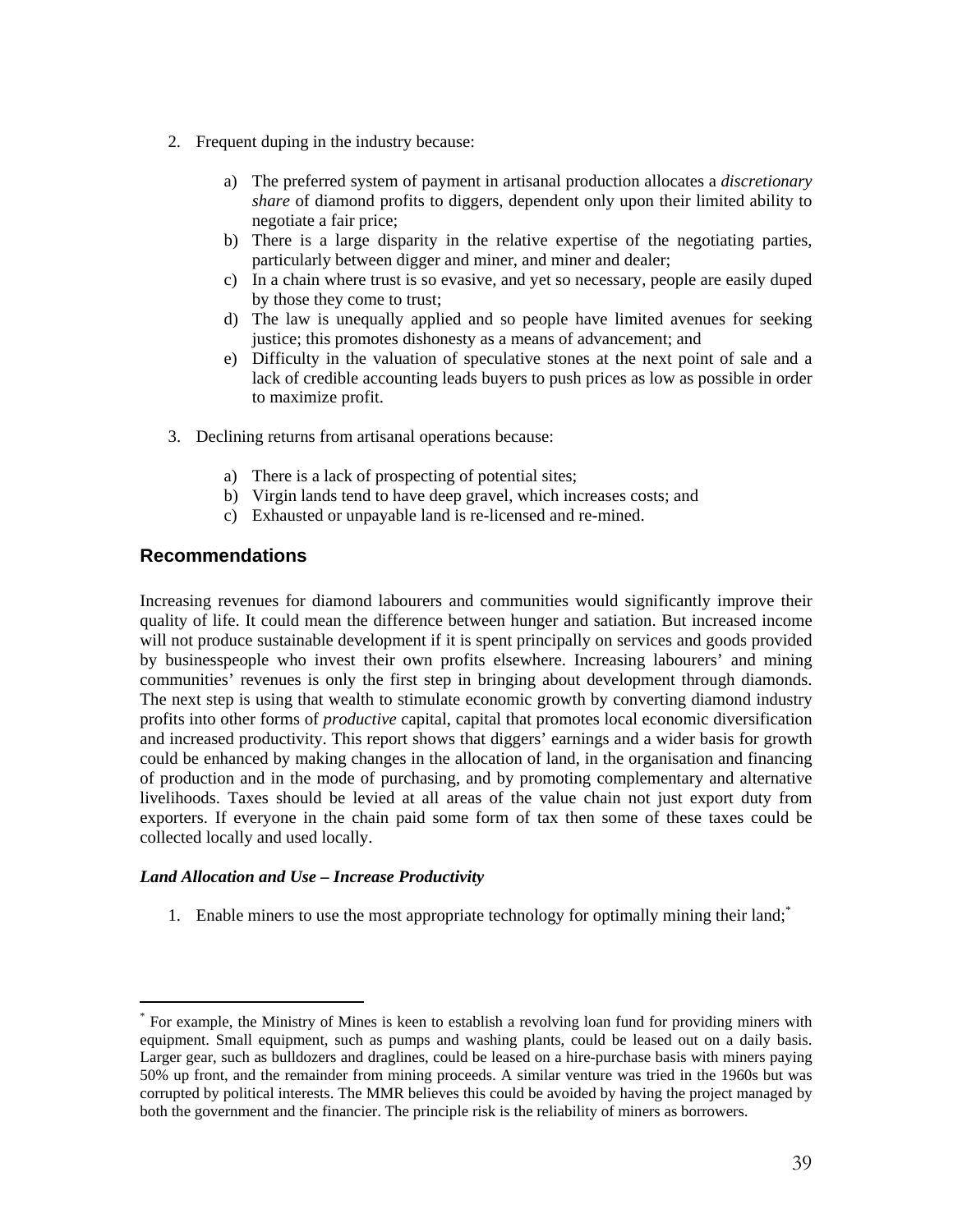2. Frequent duping in the industry because:

    a) The preferred system of payment in artisanal production allocates a *discretionary share* of diamond profits to diggers, dependent only upon their limited ability to negotiate a fair price;
    b) There is a large disparity in the relative expertise of the negotiating parties, particularly between digger and miner, and miner and dealer;
    c) In a chain where trust is so evasive, and yet so necessary, people are easily duped by those they come to trust;
    d) The law is unequally applied and so people have limited avenues for seeking justice; this promotes dishonesty as a means of advancement; and
    e) Difficulty in the valuation of speculative stones at the next point of sale and a lack of credible accounting leads buyers to push prices as low as possible in order to maximize profit.

3. Declining returns from artisanal operations because:

    a) There is a lack of prospecting of potential sites;
    b) Virgin lands tend to have deep gravel, which increases costs; and
    c) Exhausted or unpayable land is re-licensed and re-mined.

## Recommendations

Increasing revenues for diamond labourers and communities would significantly improve their quality of life. It could mean the difference between hunger and satiation. But increased income will not produce sustainable development if it is spent principally on services and goods provided by businesspeople who invest their own profits elsewhere. Increasing labourers' and mining communities' revenues is only the first step in bringing about development through diamonds. The next step is using that wealth to stimulate economic growth by converting diamond industry profits into other forms of *productive* capital, capital that promotes local economic diversification and increased productivity. This report shows that diggers' earnings and a wider basis for growth could be enhanced by making changes in the allocation of land, in the organisation and financing of production and in the mode of purchasing, and by promoting complementary and alternative livelihoods. Taxes should be levied at all areas of the value chain not just export duty from exporters. If everyone in the chain paid some form of tax then some of these taxes could be collected locally and used locally.

***Land Allocation and Use – Increase Productivity***

1. Enable miners to use the most appropriate technology for optimally mining their land;*

* For example, the Ministry of Mines is keen to establish a revolving loan fund for providing miners with equipment. Small equipment, such as pumps and washing plants, could be leased out on a daily basis. Larger gear, such as bulldozers and draglines, could be leased on a hire-purchase basis with miners paying 50% up front, and the remainder from mining proceeds. A similar venture was tried in the 1960s but was corrupted by political interests. The MMR believes this could be avoided by having the project managed by both the government and the financier. The principle risk is the reliability of miners as borrowers.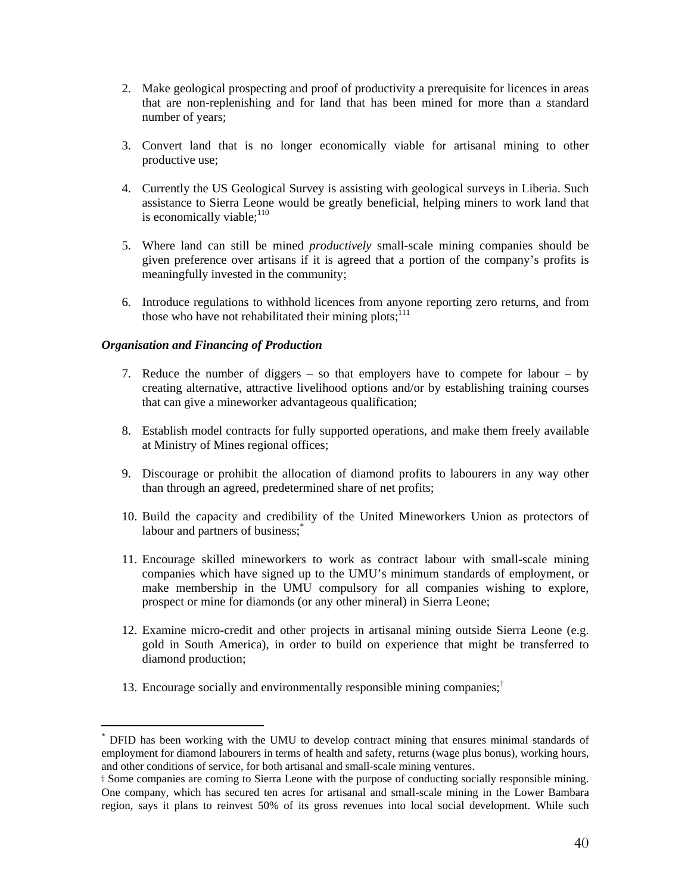2. Make geological prospecting and proof of productivity a prerequisite for licences in areas that are non-replenishing and for land that has been mined for more than a standard number of years;

3. Convert land that is no longer economically viable for artisanal mining to other productive use;

4. Currently the US Geological Survey is assisting with geological surveys in Liberia. Such assistance to Sierra Leone would be greatly beneficial, helping miners to work land that is economically viable;[110]

5. Where land can still be mined *productively* small-scale mining companies should be given preference over artisans if it is agreed that a portion of the company's profits is meaningfully invested in the community;

6. Introduce regulations to withhold licences from anyone reporting zero returns, and from those who have not rehabilitated their mining plots;[111]

***Organisation and Financing of Production***

7. Reduce the number of diggers – so that employers have to compete for labour – by creating alternative, attractive livelihood options and/or by establishing training courses that can give a mineworker advantageous qualification;

8. Establish model contracts for fully supported operations, and make them freely available at Ministry of Mines regional offices;

9. Discourage or prohibit the allocation of diamond profits to labourers in any way other than through an agreed, predetermined share of net profits;

10. Build the capacity and credibility of the United Mineworkers Union as protectors of labour and partners of business;[*]

11. Encourage skilled mineworkers to work as contract labour with small-scale mining companies which have signed up to the UMU's minimum standards of employment, or make membership in the UMU compulsory for all companies wishing to explore, prospect or mine for diamonds (or any other mineral) in Sierra Leone;

12. Examine micro-credit and other projects in artisanal mining outside Sierra Leone (e.g. gold in South America), in order to build on experience that might be transferred to diamond production;

13. Encourage socially and environmentally responsible mining companies;[†]

---

[*] DFID has been working with the UMU to develop contract mining that ensures minimal standards of employment for diamond labourers in terms of health and safety, returns (wage plus bonus), working hours, and other conditions of service, for both artisanal and small-scale mining ventures.

[†] Some companies are coming to Sierra Leone with the purpose of conducting socially responsible mining. One company, which has secured ten acres for artisanal and small-scale mining in the Lower Bambara region, says it plans to reinvest 50% of its gross revenues into local social development. While such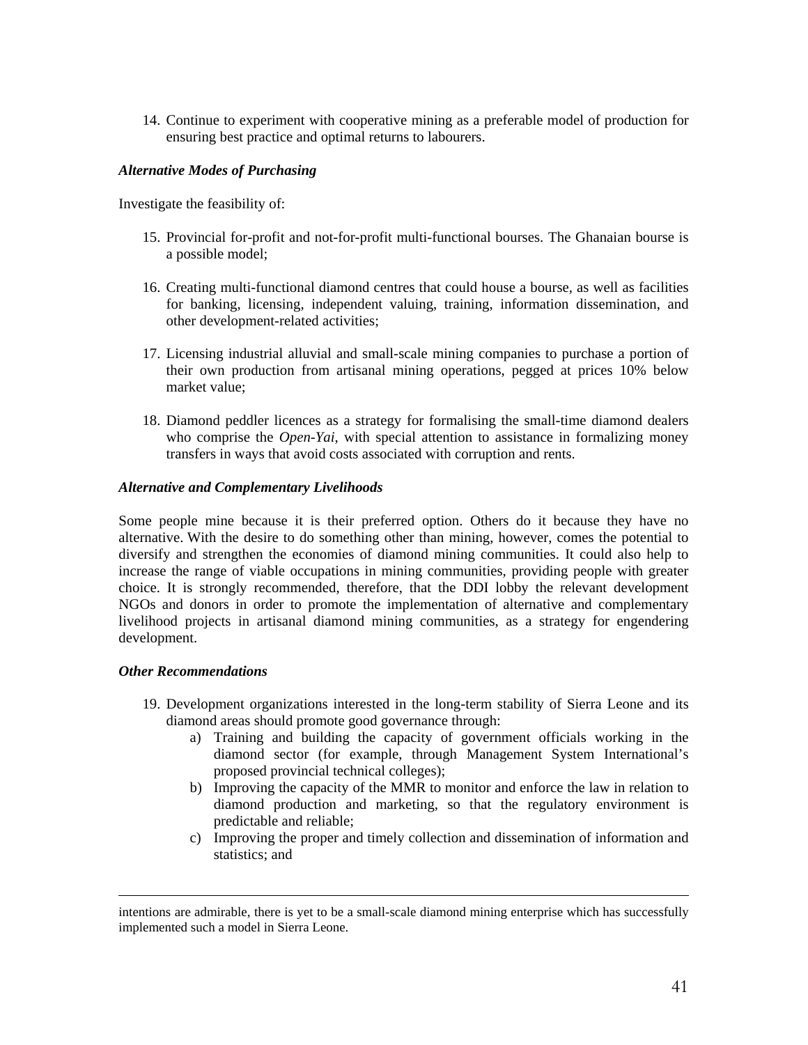14. Continue to experiment with cooperative mining as a preferable model of production for ensuring best practice and optimal returns to labourers.

***Alternative Modes of Purchasing***

Investigate the feasibility of:

15. Provincial for-profit and not-for-profit multi-functional bourses. The Ghanaian bourse is a possible model;

16. Creating multi-functional diamond centres that could house a bourse, as well as facilities for banking, licensing, independent valuing, training, information dissemination, and other development-related activities;

17. Licensing industrial alluvial and small-scale mining companies to purchase a portion of their own production from artisanal mining operations, pegged at prices 10% below market value;

18. Diamond peddler licences as a strategy for formalising the small-time diamond dealers who comprise the *Open-Yai*, with special attention to assistance in formalizing money transfers in ways that avoid costs associated with corruption and rents.

***Alternative and Complementary Livelihoods***

Some people mine because it is their preferred option. Others do it because they have no alternative. With the desire to do something other than mining, however, comes the potential to diversify and strengthen the economies of diamond mining communities. It could also help to increase the range of viable occupations in mining communities, providing people with greater choice. It is strongly recommended, therefore, that the DDI lobby the relevant development NGOs and donors in order to promote the implementation of alternative and complementary livelihood projects in artisanal diamond mining communities, as a strategy for engendering development.

***Other Recommendations***

19. Development organizations interested in the long-term stability of Sierra Leone and its diamond areas should promote good governance through:
    a) Training and building the capacity of government officials working in the diamond sector (for example, through Management System International's proposed provincial technical colleges);
    b) Improving the capacity of the MMR to monitor and enforce the law in relation to diamond production and marketing, so that the regulatory environment is predictable and reliable;
    c) Improving the proper and timely collection and dissemination of information and statistics; and

---

intentions are admirable, there is yet to be a small-scale diamond mining enterprise which has successfully implemented such a model in Sierra Leone.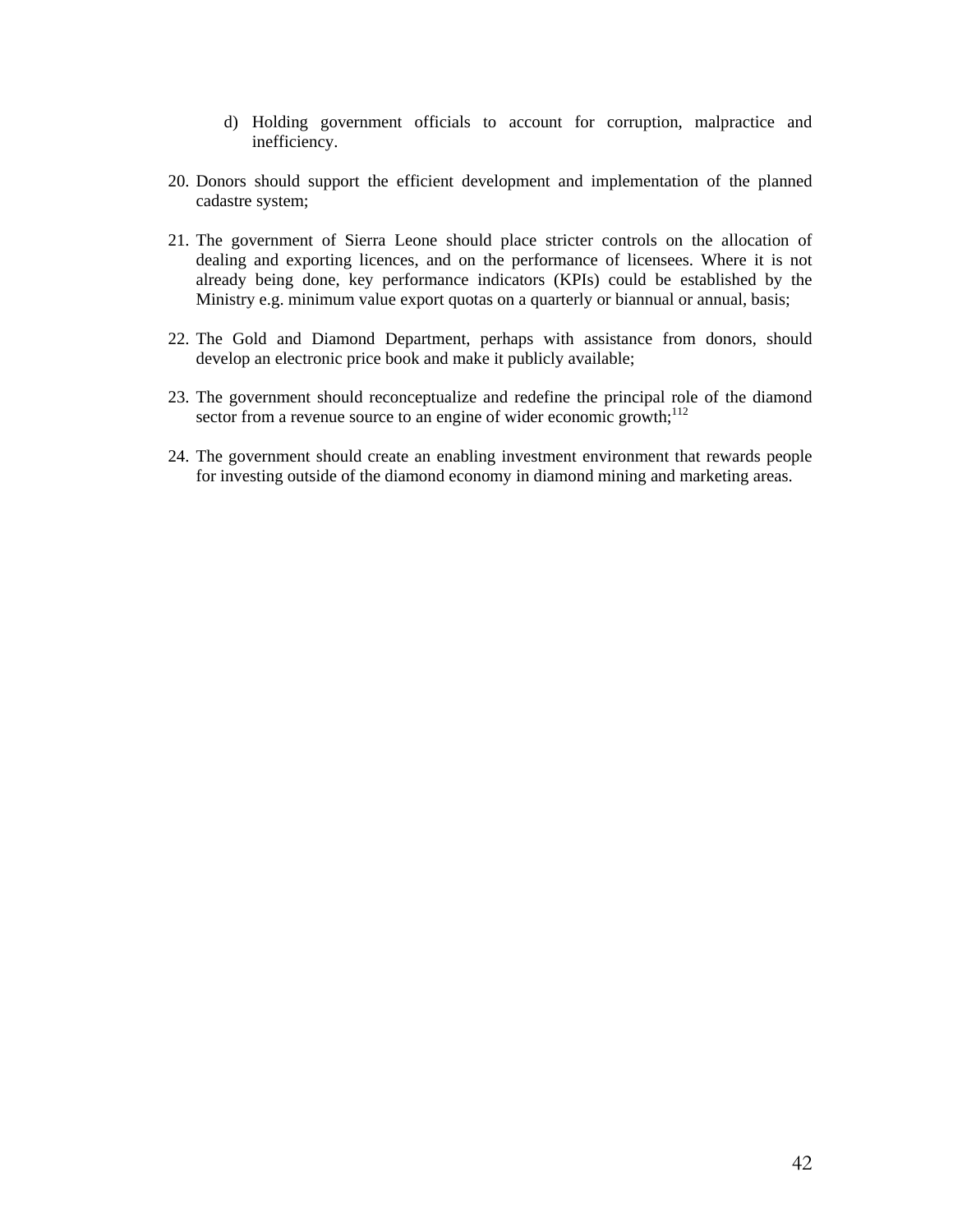d) Holding government officials to account for corruption, malpractice and inefficiency.

20. Donors should support the efficient development and implementation of the planned cadastre system;

21. The government of Sierra Leone should place stricter controls on the allocation of dealing and exporting licences, and on the performance of licensees. Where it is not already being done, key performance indicators (KPIs) could be established by the Ministry e.g. minimum value export quotas on a quarterly or biannual or annual, basis;

22. The Gold and Diamond Department, perhaps with assistance from donors, should develop an electronic price book and make it publicly available;

23. The government should reconceptualize and redefine the principal role of the diamond sector from a revenue source to an engine of wider economic growth;[112]

24. The government should create an enabling investment environment that rewards people for investing outside of the diamond economy in diamond mining and marketing areas.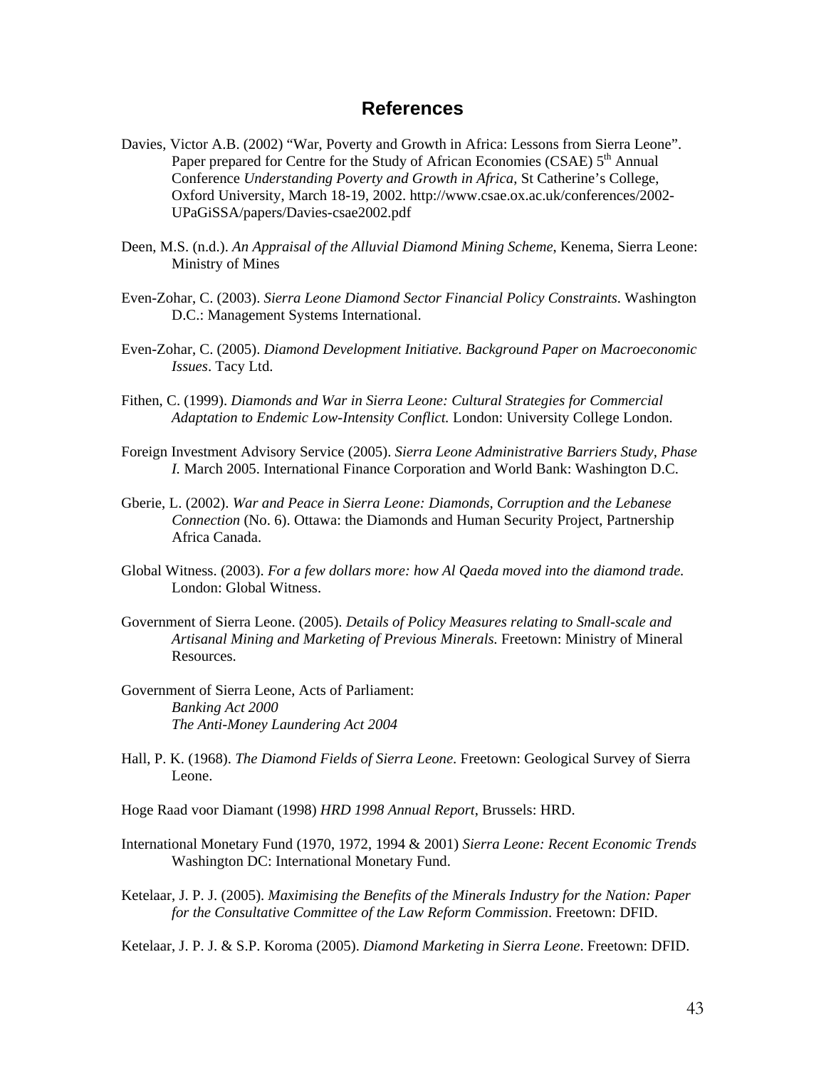# References

Davies, Victor A.B. (2002) "War, Poverty and Growth in Africa: Lessons from Sierra Leone". Paper prepared for Centre for the Study of African Economies (CSAE) 5th Annual Conference *Understanding Poverty and Growth in Africa*, St Catherine's College, Oxford University, March 18-19, 2002. http://www.csae.ox.ac.uk/conferences/2002-UPaGiSSA/papers/Davies-csae2002.pdf

Deen, M.S. (n.d.). *An Appraisal of the Alluvial Diamond Mining Scheme*, Kenema, Sierra Leone: Ministry of Mines

Even-Zohar, C. (2003). *Sierra Leone Diamond Sector Financial Policy Constraints*. Washington D.C.: Management Systems International.

Even-Zohar, C. (2005). *Diamond Development Initiative. Background Paper on Macroeconomic Issues*. Tacy Ltd.

Fithen, C. (1999). *Diamonds and War in Sierra Leone: Cultural Strategies for Commercial Adaptation to Endemic Low-Intensity Conflict.* London: University College London.

Foreign Investment Advisory Service (2005). *Sierra Leone Administrative Barriers Study, Phase I.* March 2005. International Finance Corporation and World Bank: Washington D.C.

Gberie, L. (2002). *War and Peace in Sierra Leone: Diamonds, Corruption and the Lebanese Connection* (No. 6). Ottawa: the Diamonds and Human Security Project, Partnership Africa Canada.

Global Witness. (2003). *For a few dollars more: how Al Qaeda moved into the diamond trade.* London: Global Witness.

Government of Sierra Leone. (2005). *Details of Policy Measures relating to Small-scale and Artisanal Mining and Marketing of Previous Minerals.* Freetown: Ministry of Mineral Resources.

Government of Sierra Leone, Acts of Parliament:
*Banking Act 2000*
*The Anti-Money Laundering Act 2004*

Hall, P. K. (1968). *The Diamond Fields of Sierra Leone*. Freetown: Geological Survey of Sierra Leone.

Hoge Raad voor Diamant (1998) *HRD 1998 Annual Report*, Brussels: HRD.

International Monetary Fund (1970, 1972, 1994 & 2001) *Sierra Leone: Recent Economic Trends* Washington DC: International Monetary Fund.

Ketelaar, J. P. J. (2005). *Maximising the Benefits of the Minerals Industry for the Nation: Paper for the Consultative Committee of the Law Reform Commission*. Freetown: DFID.

Ketelaar, J. P. J. & S.P. Koroma (2005). *Diamond Marketing in Sierra Leone*. Freetown: DFID.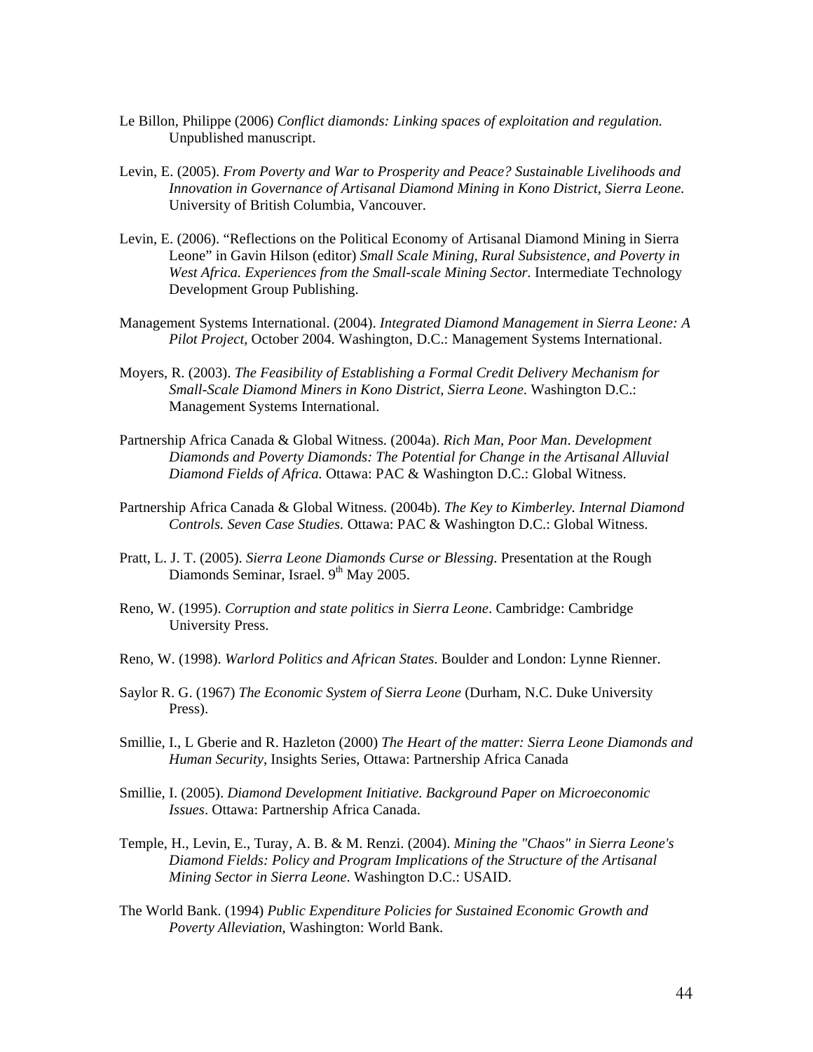Le Billon, Philippe (2006) *Conflict diamonds: Linking spaces of exploitation and regulation.* Unpublished manuscript.

Levin, E. (2005). *From Poverty and War to Prosperity and Peace? Sustainable Livelihoods and Innovation in Governance of Artisanal Diamond Mining in Kono District, Sierra Leone.* University of British Columbia, Vancouver.

Levin, E. (2006). "Reflections on the Political Economy of Artisanal Diamond Mining in Sierra Leone" in Gavin Hilson (editor) *Small Scale Mining, Rural Subsistence, and Poverty in West Africa. Experiences from the Small-scale Mining Sector.* Intermediate Technology Development Group Publishing.

Management Systems International. (2004). *Integrated Diamond Management in Sierra Leone: A Pilot Project,* October 2004. Washington, D.C.: Management Systems International.

Moyers, R. (2003). *The Feasibility of Establishing a Formal Credit Delivery Mechanism for Small-Scale Diamond Miners in Kono District, Sierra Leone.* Washington D.C.: Management Systems International.

Partnership Africa Canada & Global Witness. (2004a). *Rich Man, Poor Man. Development Diamonds and Poverty Diamonds: The Potential for Change in the Artisanal Alluvial Diamond Fields of Africa.* Ottawa: PAC & Washington D.C.: Global Witness.

Partnership Africa Canada & Global Witness. (2004b). *The Key to Kimberley. Internal Diamond Controls. Seven Case Studies.* Ottawa: PAC & Washington D.C.: Global Witness.

Pratt, L. J. T. (2005). *Sierra Leone Diamonds Curse or Blessing*. Presentation at the Rough Diamonds Seminar, Israel. 9th May 2005.

Reno, W. (1995). *Corruption and state politics in Sierra Leone*. Cambridge: Cambridge University Press.

Reno, W. (1998). *Warlord Politics and African States*. Boulder and London: Lynne Rienner.

Saylor R. G. (1967) *The Economic System of Sierra Leone* (Durham, N.C. Duke University Press).

Smillie, I., L Gberie and R. Hazleton (2000) *The Heart of the matter: Sierra Leone Diamonds and Human Security*, Insights Series, Ottawa: Partnership Africa Canada

Smillie, I. (2005). *Diamond Development Initiative. Background Paper on Microeconomic Issues*. Ottawa: Partnership Africa Canada.

Temple, H., Levin, E., Turay, A. B. & M. Renzi. (2004). *Mining the "Chaos" in Sierra Leone's Diamond Fields: Policy and Program Implications of the Structure of the Artisanal Mining Sector in Sierra Leone*. Washington D.C.: USAID.

The World Bank. (1994) *Public Expenditure Policies for Sustained Economic Growth and Poverty Alleviation*, Washington: World Bank.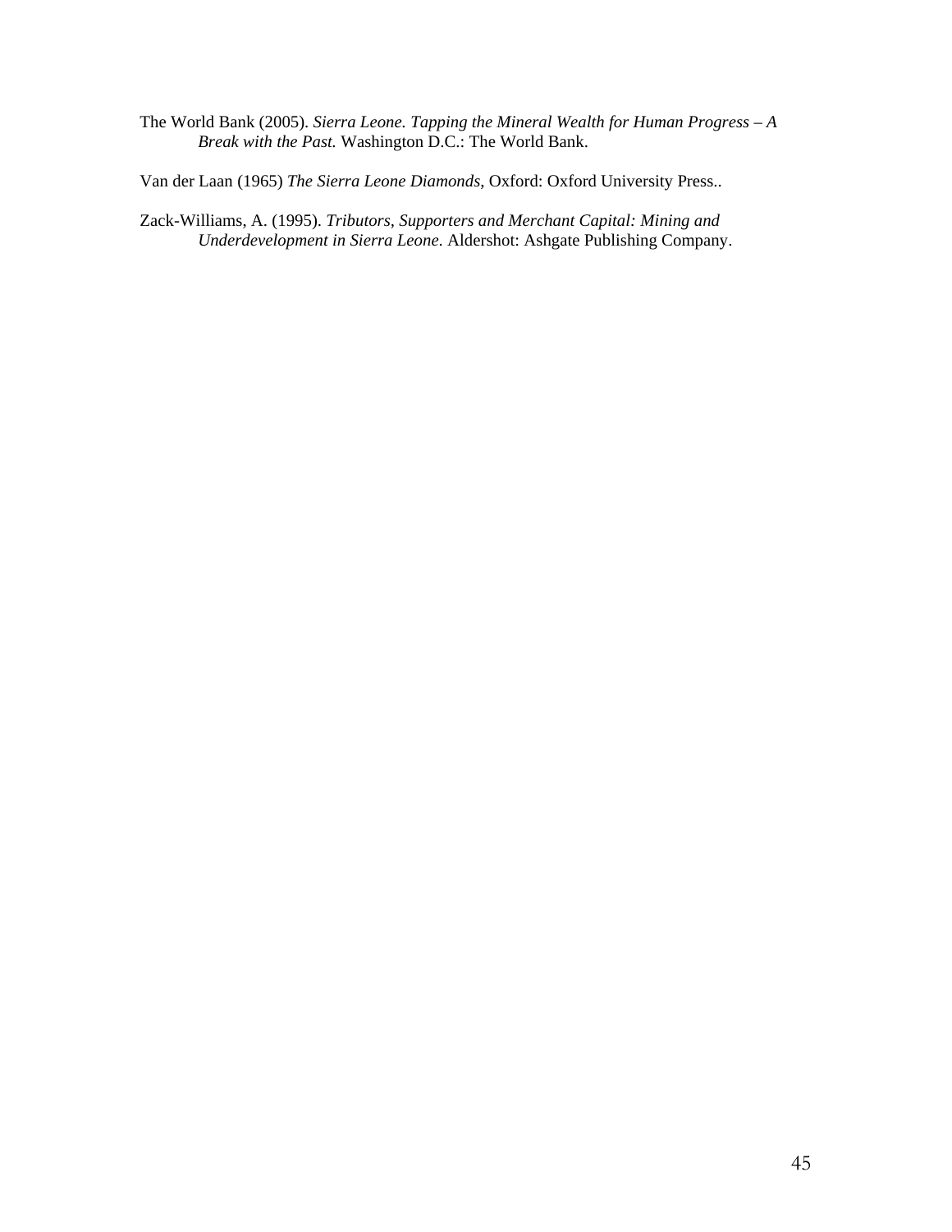The World Bank (2005). *Sierra Leone. Tapping the Mineral Wealth for Human Progress – A Break with the Past.* Washington D.C.: The World Bank.

Van der Laan (1965) *The Sierra Leone Diamonds*, Oxford: Oxford University Press..

Zack-Williams, A. (1995). *Tributors, Supporters and Merchant Capital: Mining and Underdevelopment in Sierra Leone*. Aldershot: Ashgate Publishing Company.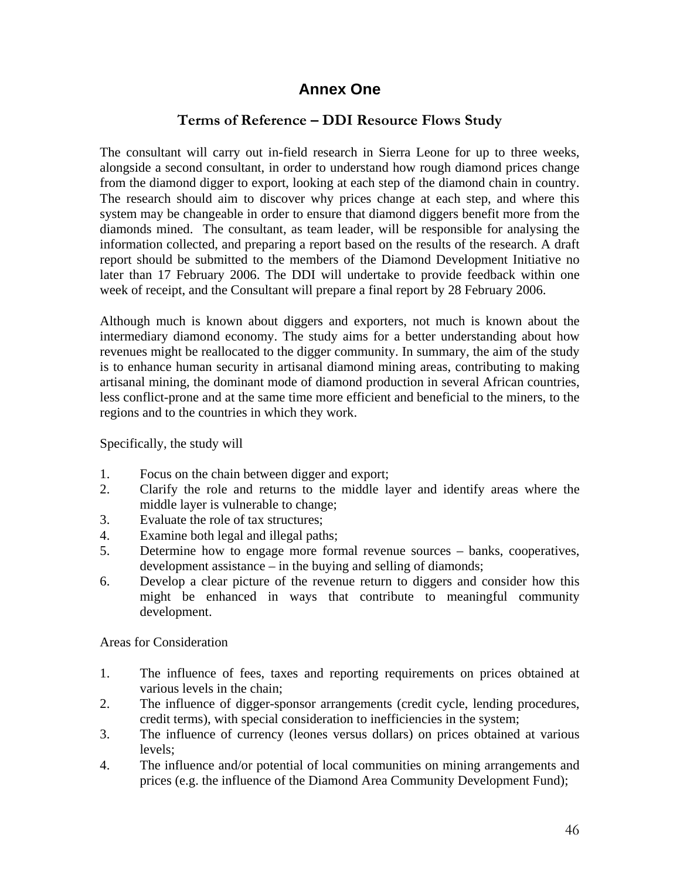# Annex One

## Terms of Reference – DDI Resource Flows Study

The consultant will carry out in-field research in Sierra Leone for up to three weeks, alongside a second consultant, in order to understand how rough diamond prices change from the diamond digger to export, looking at each step of the diamond chain in country. The research should aim to discover why prices change at each step, and where this system may be changeable in order to ensure that diamond diggers benefit more from the diamonds mined. The consultant, as team leader, will be responsible for analysing the information collected, and preparing a report based on the results of the research. A draft report should be submitted to the members of the Diamond Development Initiative no later than 17 February 2006. The DDI will undertake to provide feedback within one week of receipt, and the Consultant will prepare a final report by 28 February 2006.

Although much is known about diggers and exporters, not much is known about the intermediary diamond economy. The study aims for a better understanding about how revenues might be reallocated to the digger community. In summary, the aim of the study is to enhance human security in artisanal diamond mining areas, contributing to making artisanal mining, the dominant mode of diamond production in several African countries, less conflict-prone and at the same time more efficient and beneficial to the miners, to the regions and to the countries in which they work.

Specifically, the study will

1. Focus on the chain between digger and export;
2. Clarify the role and returns to the middle layer and identify areas where the middle layer is vulnerable to change;
3. Evaluate the role of tax structures;
4. Examine both legal and illegal paths;
5. Determine how to engage more formal revenue sources – banks, cooperatives, development assistance – in the buying and selling of diamonds;
6. Develop a clear picture of the revenue return to diggers and consider how this might be enhanced in ways that contribute to meaningful community development.

Areas for Consideration

1. The influence of fees, taxes and reporting requirements on prices obtained at various levels in the chain;
2. The influence of digger-sponsor arrangements (credit cycle, lending procedures, credit terms), with special consideration to inefficiencies in the system;
3. The influence of currency (leones versus dollars) on prices obtained at various levels;
4. The influence and/or potential of local communities on mining arrangements and prices (e.g. the influence of the Diamond Area Community Development Fund);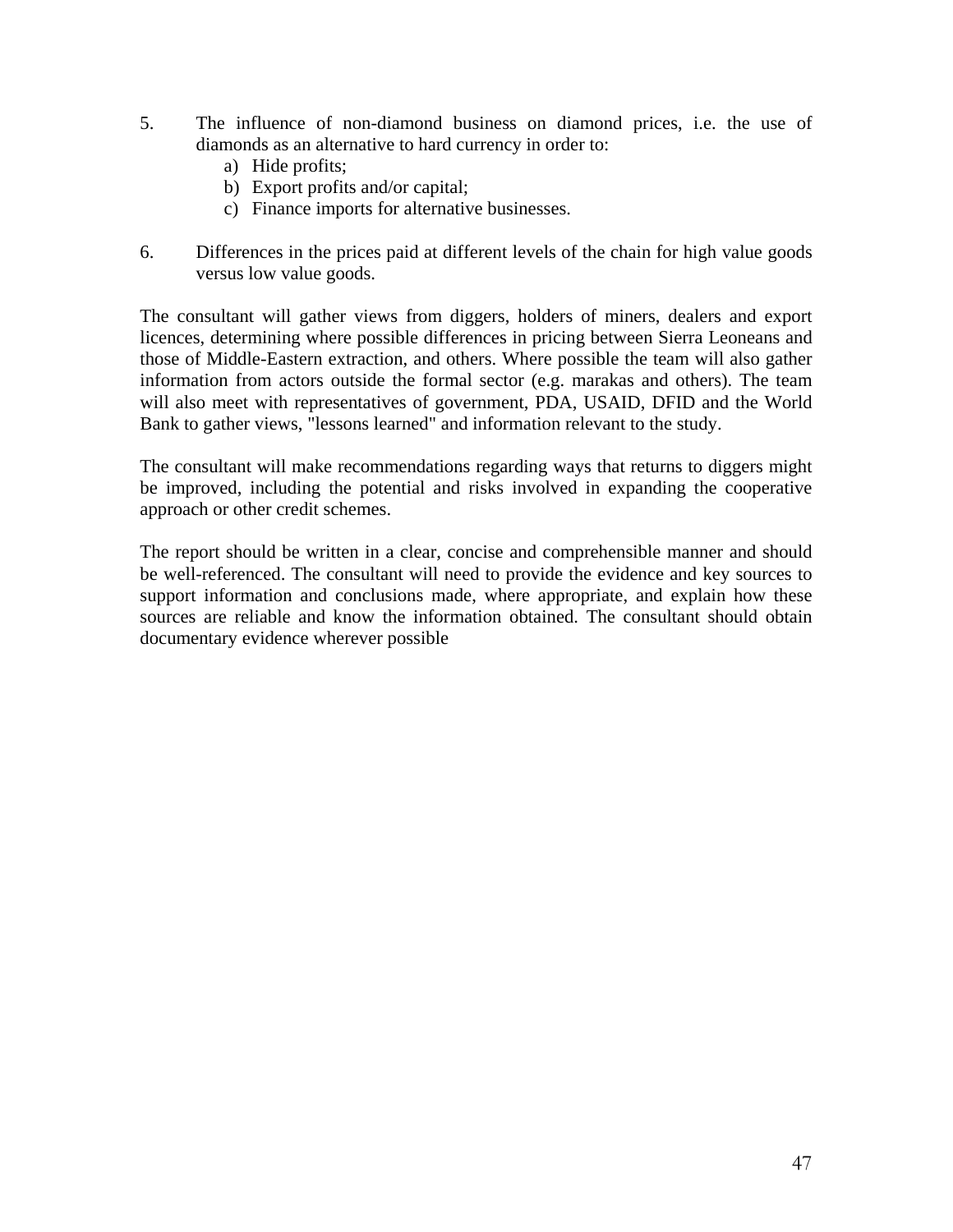5. The influence of non-diamond business on diamond prices, i.e. the use of diamonds as an alternative to hard currency in order to:
    a) Hide profits;
    b) Export profits and/or capital;
    c) Finance imports for alternative businesses.

6. Differences in the prices paid at different levels of the chain for high value goods versus low value goods.

The consultant will gather views from diggers, holders of miners, dealers and export licences, determining where possible differences in pricing between Sierra Leoneans and those of Middle-Eastern extraction, and others. Where possible the team will also gather information from actors outside the formal sector (e.g. marakas and others). The team will also meet with representatives of government, PDA, USAID, DFID and the World Bank to gather views, "lessons learned" and information relevant to the study.

The consultant will make recommendations regarding ways that returns to diggers might be improved, including the potential and risks involved in expanding the cooperative approach or other credit schemes.

The report should be written in a clear, concise and comprehensible manner and should be well-referenced. The consultant will need to provide the evidence and key sources to support information and conclusions made, where appropriate, and explain how these sources are reliable and know the information obtained. The consultant should obtain documentary evidence wherever possible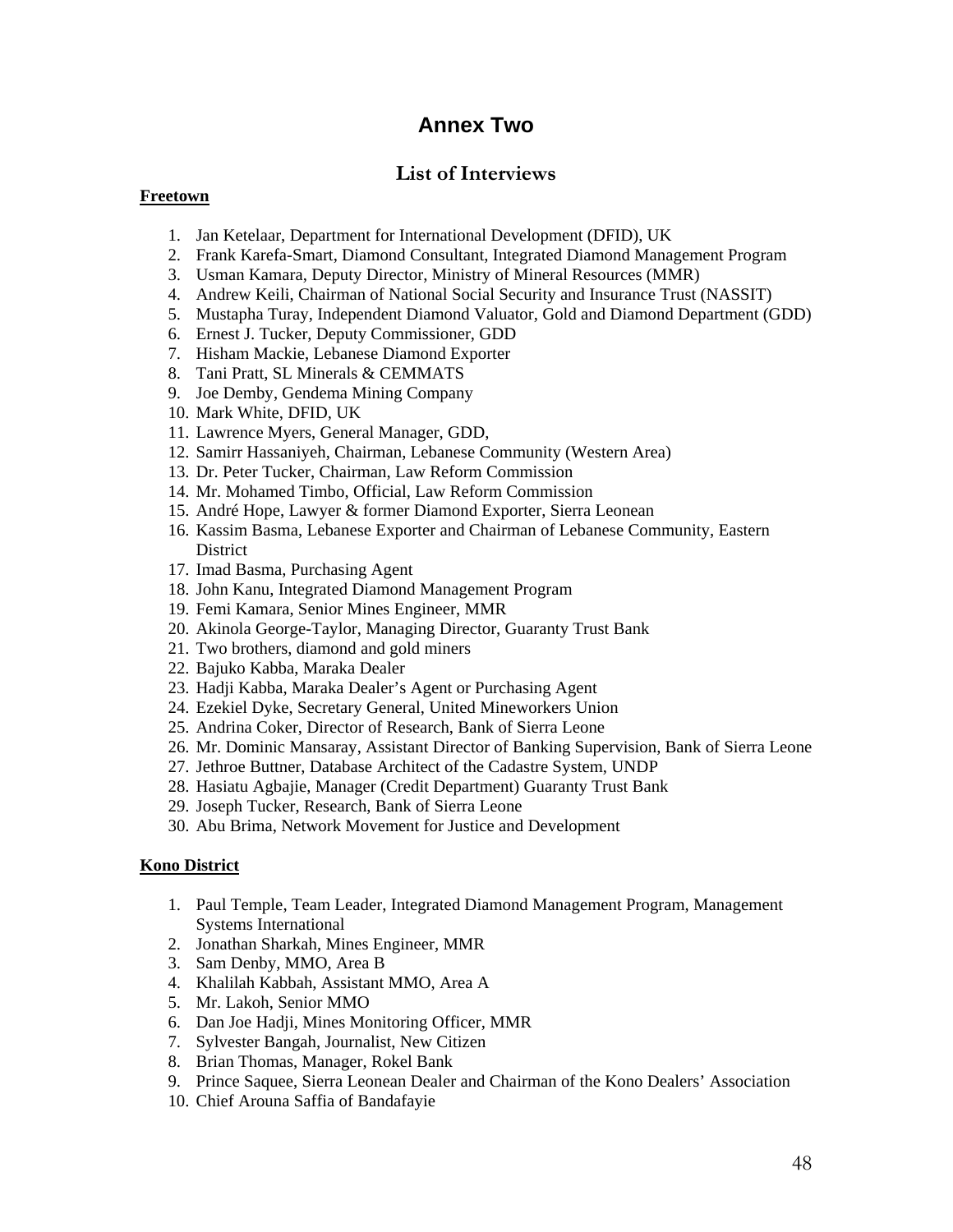# Annex Two

## List of Interviews

**Freetown**

1. Jan Ketelaar, Department for International Development (DFID), UK
2. Frank Karefa-Smart, Diamond Consultant, Integrated Diamond Management Program
3. Usman Kamara, Deputy Director, Ministry of Mineral Resources (MMR)
4. Andrew Keili, Chairman of National Social Security and Insurance Trust (NASSIT)
5. Mustapha Turay, Independent Diamond Valuator, Gold and Diamond Department (GDD)
6. Ernest J. Tucker, Deputy Commissioner, GDD
7. Hisham Mackie, Lebanese Diamond Exporter
8. Tani Pratt, SL Minerals & CEMMATS
9. Joe Demby, Gendema Mining Company
10. Mark White, DFID, UK
11. Lawrence Myers, General Manager, GDD,
12. Samirr Hassaniyeh, Chairman, Lebanese Community (Western Area)
13. Dr. Peter Tucker, Chairman, Law Reform Commission
14. Mr. Mohamed Timbo, Official, Law Reform Commission
15. André Hope, Lawyer & former Diamond Exporter, Sierra Leonean
16. Kassim Basma, Lebanese Exporter and Chairman of Lebanese Community, Eastern District
17. Imad Basma, Purchasing Agent
18. John Kanu, Integrated Diamond Management Program
19. Femi Kamara, Senior Mines Engineer, MMR
20. Akinola George-Taylor, Managing Director, Guaranty Trust Bank
21. Two brothers, diamond and gold miners
22. Bajuko Kabba, Maraka Dealer
23. Hadji Kabba, Maraka Dealer's Agent or Purchasing Agent
24. Ezekiel Dyke, Secretary General, United Mineworkers Union
25. Andrina Coker, Director of Research, Bank of Sierra Leone
26. Mr. Dominic Mansaray, Assistant Director of Banking Supervision, Bank of Sierra Leone
27. Jethroe Buttner, Database Architect of the Cadastre System, UNDP
28. Hasiatu Agbajie, Manager (Credit Department) Guaranty Trust Bank
29. Joseph Tucker, Research, Bank of Sierra Leone
30. Abu Brima, Network Movement for Justice and Development

**Kono District**

1. Paul Temple, Team Leader, Integrated Diamond Management Program, Management Systems International
2. Jonathan Sharkah, Mines Engineer, MMR
3. Sam Denby, MMO, Area B
4. Khalilah Kabbah, Assistant MMO, Area A
5. Mr. Lakoh, Senior MMO
6. Dan Joe Hadji, Mines Monitoring Officer, MMR
7. Sylvester Bangah, Journalist, New Citizen
8. Brian Thomas, Manager, Rokel Bank
9. Prince Saquee, Sierra Leonean Dealer and Chairman of the Kono Dealers' Association
10. Chief Arouna Saffia of Bandafayie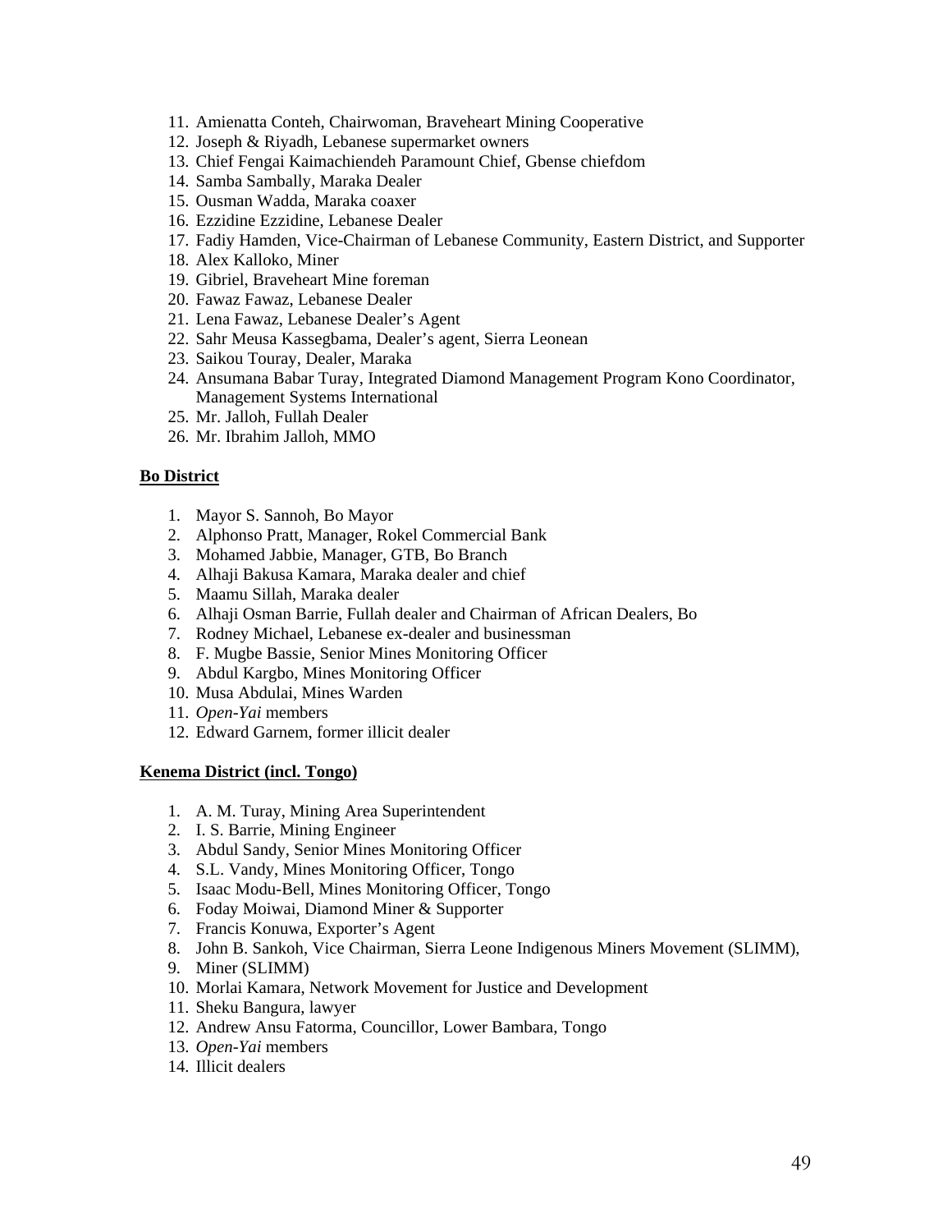11. Amienatta Conteh, Chairwoman, Braveheart Mining Cooperative
12. Joseph & Riyadh, Lebanese supermarket owners
13. Chief Fengai Kaimachiendeh Paramount Chief, Gbense chiefdom
14. Samba Sambally, Maraka Dealer
15. Ousman Wadda, Maraka coaxer
16. Ezzidine Ezzidine, Lebanese Dealer
17. Fadiy Hamden, Vice-Chairman of Lebanese Community, Eastern District, and Supporter
18. Alex Kalloko, Miner
19. Gibriel, Braveheart Mine foreman
20. Fawaz Fawaz, Lebanese Dealer
21. Lena Fawaz, Lebanese Dealer's Agent
22. Sahr Meusa Kassegbama, Dealer's agent, Sierra Leonean
23. Saikou Touray, Dealer, Maraka
24. Ansumana Babar Turay, Integrated Diamond Management Program Kono Coordinator, Management Systems International
25. Mr. Jalloh, Fullah Dealer
26. Mr. Ibrahim Jalloh, MMO

**Bo District**

1. Mayor S. Sannoh, Bo Mayor
2. Alphonso Pratt, Manager, Rokel Commercial Bank
3. Mohamed Jabbie, Manager, GTB, Bo Branch
4. Alhaji Bakusa Kamara, Maraka dealer and chief
5. Maamu Sillah, Maraka dealer
6. Alhaji Osman Barrie, Fullah dealer and Chairman of African Dealers, Bo
7. Rodney Michael, Lebanese ex-dealer and businessman
8. F. Mugbe Bassie, Senior Mines Monitoring Officer
9. Abdul Kargbo, Mines Monitoring Officer
10. Musa Abdulai, Mines Warden
11. *Open-Yai* members
12. Edward Garnem, former illicit dealer

**Kenema District (incl. Tongo)**

1. A. M. Turay, Mining Area Superintendent
2. I. S. Barrie, Mining Engineer
3. Abdul Sandy, Senior Mines Monitoring Officer
4. S.L. Vandy, Mines Monitoring Officer, Tongo
5. Isaac Modu-Bell, Mines Monitoring Officer, Tongo
6. Foday Moiwai, Diamond Miner & Supporter
7. Francis Konuwa, Exporter's Agent
8. John B. Sankoh, Vice Chairman, Sierra Leone Indigenous Miners Movement (SLIMM),
9. Miner (SLIMM)
10. Morlai Kamara, Network Movement for Justice and Development
11. Sheku Bangura, lawyer
12. Andrew Ansu Fatorma, Councillor, Lower Bambara, Tongo
13. *Open-Yai* members
14. Illicit dealers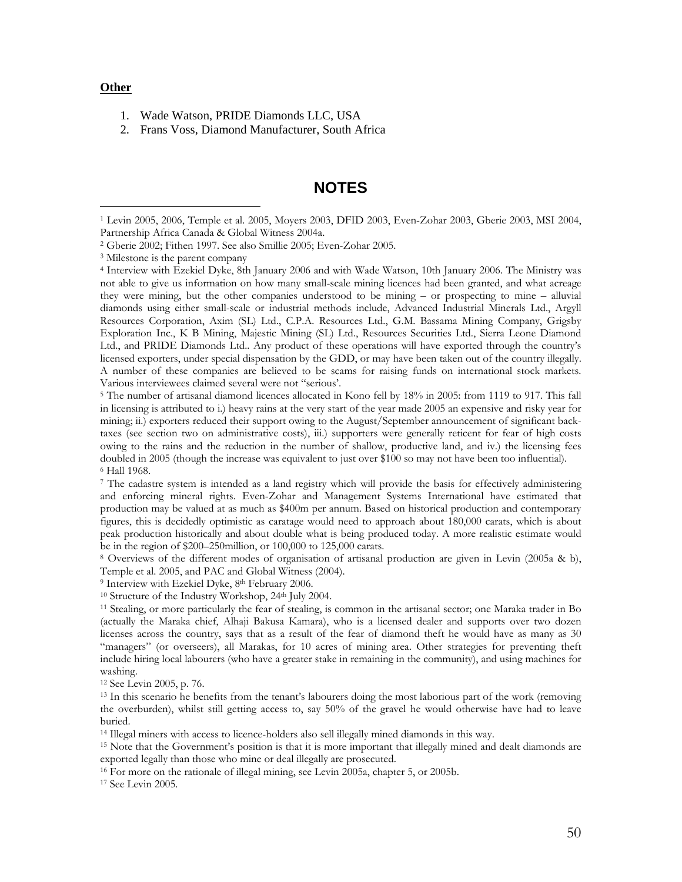**Other**

1. Wade Watson, PRIDE Diamonds LLC, USA
2. Frans Voss, Diamond Manufacturer, South Africa

## NOTES

[1] Levin 2005, 2006, Temple et al. 2005, Moyers 2003, DFID 2003, Even-Zohar 2003, Gberie 2003, MSI 2004, Partnership Africa Canada & Global Witness 2004a.

[2] Gberie 2002; Fithen 1997. See also Smillie 2005; Even-Zohar 2005.

[3] Milestone is the parent company

[4] Interview with Ezekiel Dyke, 8th January 2006 and with Wade Watson, 10th January 2006. The Ministry was not able to give us information on how many small-scale mining licences had been granted, and what acreage they were mining, but the other companies understood to be mining – or prospecting to mine – alluvial diamonds using either small-scale or industrial methods include, Advanced Industrial Minerals Ltd., Argyll Resources Corporation, Axim (SL) Ltd., C.P.A. Resources Ltd., G.M. Bassama Mining Company, Grigsby Exploration Inc., K B Mining, Majestic Mining (SL) Ltd., Resources Securities Ltd., Sierra Leone Diamond Ltd., and PRIDE Diamonds Ltd.. Any product of these operations will have exported through the country's licensed exporters, under special dispensation by the GDD, or may have been taken out of the country illegally. A number of these companies are believed to be scams for raising funds on international stock markets. Various interviewees claimed several were not "serious'.

[5] The number of artisanal diamond licences allocated in Kono fell by 18% in 2005: from 1119 to 917. This fall in licensing is attributed to i.) heavy rains at the very start of the year made 2005 an expensive and risky year for mining; ii.) exporters reduced their support owing to the August/September announcement of significant back-taxes (see section two on administrative costs), iii.) supporters were generally reticent for fear of high costs owing to the rains and the reduction in the number of shallow, productive land, and iv.) the licensing fees doubled in 2005 (though the increase was equivalent to just over $100 so may not have been too influential).

[6] Hall 1968.

[7] The cadastre system is intended as a land registry which will provide the basis for effectively administering and enforcing mineral rights. Even-Zohar and Management Systems International have estimated that production may be valued at as much as $400m per annum. Based on historical production and contemporary figures, this is decidedly optimistic as caratage would need to approach about 180,000 carats, which is about peak production historically and about double what is being produced today. A more realistic estimate would be in the region of $200–250million, or 100,000 to 125,000 carats.

[8] Overviews of the different modes of organisation of artisanal production are given in Levin (2005a & b), Temple et al. 2005, and PAC and Global Witness (2004).

[9] Interview with Ezekiel Dyke, 8th February 2006.

[10] Structure of the Industry Workshop, 24th July 2004.

[11] Stealing, or more particularly the fear of stealing, is common in the artisanal sector; one Maraka trader in Bo (actually the Maraka chief, Alhaji Bakusa Kamara), who is a licensed dealer and supports over two dozen licenses across the country, says that as a result of the fear of diamond theft he would have as many as 30 "managers" (or overseers), all Marakas, for 10 acres of mining area. Other strategies for preventing theft include hiring local labourers (who have a greater stake in remaining in the community), and using machines for washing.

[12] See Levin 2005, p. 76.

[13] In this scenario he benefits from the tenant's labourers doing the most laborious part of the work (removing the overburden), whilst still getting access to, say 50% of the gravel he would otherwise have had to leave buried.

[14] Illegal miners with access to licence-holders also sell illegally mined diamonds in this way.

[15] Note that the Government's position is that it is more important that illegally mined and dealt diamonds are exported legally than those who mine or deal illegally are prosecuted.

[16] For more on the rationale of illegal mining, see Levin 2005a, chapter 5, or 2005b.

[17] See Levin 2005.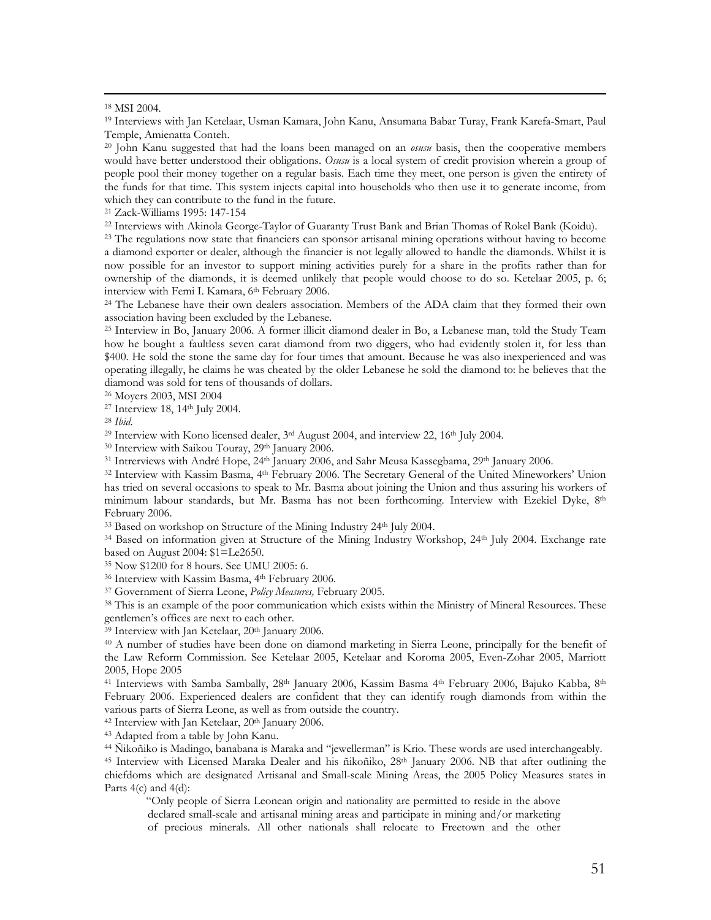[18] MSI 2004.

[19] Interviews with Jan Ketelaar, Usman Kamara, John Kanu, Ansumana Babar Turay, Frank Karefa-Smart, Paul Temple, Amienatta Conteh.

[20] John Kanu suggested that had the loans been managed on an *osusu* basis, then the cooperative members would have better understood their obligations. *Osusu* is a local system of credit provision wherein a group of people pool their money together on a regular basis. Each time they meet, one person is given the entirety of the funds for that time. This system injects capital into households who then use it to generate income, from which they can contribute to the fund in the future.

[21] Zack-Williams 1995: 147-154

[22] Interviews with Akinola George-Taylor of Guaranty Trust Bank and Brian Thomas of Rokel Bank (Koidu).

[23] The regulations now state that financiers can sponsor artisanal mining operations without having to become a diamond exporter or dealer, although the financier is not legally allowed to handle the diamonds. Whilst it is now possible for an investor to support mining activities purely for a share in the profits rather than for ownership of the diamonds, it is deemed unlikely that people would choose to do so. Ketelaar 2005, p. 6; interview with Femi I. Kamara, 6th February 2006.

[24] The Lebanese have their own dealers association. Members of the ADA claim that they formed their own association having been excluded by the Lebanese.

[25] Interview in Bo, January 2006. A former illicit diamond dealer in Bo, a Lebanese man, told the Study Team how he bought a faultless seven carat diamond from two diggers, who had evidently stolen it, for less than $400. He sold the stone the same day for four times that amount. Because he was also inexperienced and was operating illegally, he claims he was cheated by the older Lebanese he sold the diamond to: he believes that the diamond was sold for tens of thousands of dollars.

[26] Moyers 2003, MSI 2004

[27] Interview 18, 14th July 2004.

[28] *Ibid.*

[29] Interview with Kono licensed dealer, 3rd August 2004, and interview 22, 16th July 2004.

[30] Interview with Saikou Touray, 29th January 2006.

[31] Intrerviews with André Hope, 24th January 2006, and Sahr Meusa Kassegbama, 29th January 2006.

[32] Interview with Kassim Basma, 4th February 2006. The Secretary General of the United Mineworkers' Union has tried on several occasions to speak to Mr. Basma about joining the Union and thus assuring his workers of minimum labour standards, but Mr. Basma has not been forthcoming. Interview with Ezekiel Dyke, 8th February 2006.

[33] Based on workshop on Structure of the Mining Industry 24th July 2004.

[34] Based on information given at Structure of the Mining Industry Workshop, 24th July 2004. Exchange rate based on August 2004: $1=Le2650.

[35] Now $1200 for 8 hours. See UMU 2005: 6.

[36] Interview with Kassim Basma, 4th February 2006.

[37] Government of Sierra Leone, *Policy Measures,* February 2005.

[38] This is an example of the poor communication which exists within the Ministry of Mineral Resources. These gentlemen's offices are next to each other.

[39] Interview with Jan Ketelaar, 20th January 2006.

[40] A number of studies have been done on diamond marketing in Sierra Leone, principally for the benefit of the Law Reform Commission. See Ketelaar 2005, Ketelaar and Koroma 2005, Even-Zohar 2005, Marriott 2005, Hope 2005

[41] Interviews with Samba Sambally, 28th January 2006, Kassim Basma 4th February 2006, Bajuko Kabba, 8th February 2006. Experienced dealers are confident that they can identify rough diamonds from within the various parts of Sierra Leone, as well as from outside the country.

[42] Interview with Jan Ketelaar, 20th January 2006.

[43] Adapted from a table by John Kanu.

[44] Ñikoñiko is Madingo, banabana is Maraka and "jewellerman" is Krio. These words are used interchangeably.

[45] Interview with Licensed Maraka Dealer and his ñikoñiko, 28th January 2006. NB that after outlining the chiefdoms which are designated Artisanal and Small-scale Mining Areas, the 2005 Policy Measures states in Parts 4(c) and 4(d):

> "Only people of Sierra Leonean origin and nationality are permitted to reside in the above declared small-scale and artisanal mining areas and participate in mining and/or marketing of precious minerals. All other nationals shall relocate to Freetown and the other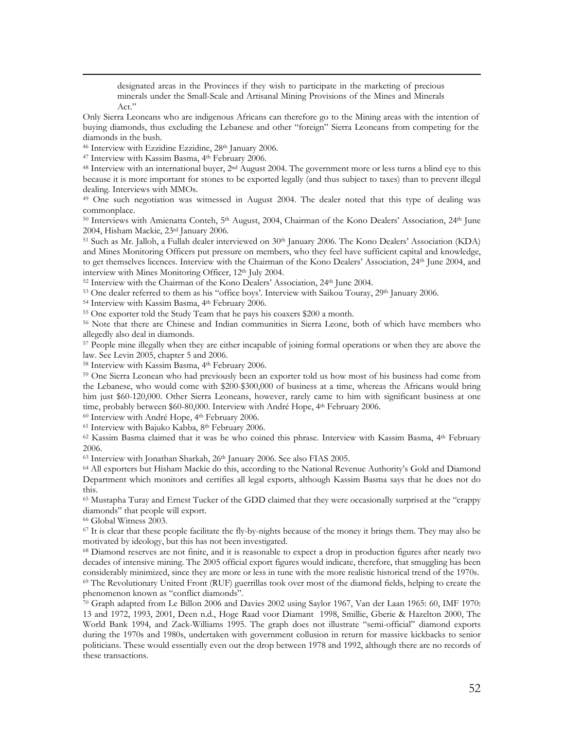> designated areas in the Provinces if they wish to participate in the marketing of precious minerals under the Small-Scale and Artisanal Mining Provisions of the Mines and Minerals Act."

Only Sierra Leoneans who are indigenous Africans can therefore go to the Mining areas with the intention of buying diamonds, thus excluding the Lebanese and other "foreign" Sierra Leoneans from competing for the diamonds in the bush.

[46] Interview with Ezzidine Ezzidine, 28th January 2006.

[47] Interview with Kassim Basma, 4th February 2006.

[48] Interview with an international buyer, 2nd August 2004. The government more or less turns a blind eye to this because it is more important for stones to be exported legally (and thus subject to taxes) than to prevent illegal dealing. Interviews with MMOs.

[49] One such negotiation was witnessed in August 2004. The dealer noted that this type of dealing was commonplace.

[50] Interviews with Amienatta Conteh, 5th August, 2004, Chairman of the Kono Dealers' Association, 24th June 2004, Hisham Mackie, 23rd January 2006.

[51] Such as Mr. Jalloh, a Fullah dealer interviewed on 30th January 2006. The Kono Dealers' Association (KDA) and Mines Monitoring Officers put pressure on members, who they feel have sufficient capital and knowledge, to get themselves licences. Interview with the Chairman of the Kono Dealers' Association, 24th June 2004, and interview with Mines Monitoring Officer, 12th July 2004.

[52] Interview with the Chairman of the Kono Dealers' Association, 24th June 2004.

[53] One dealer referred to them as his "office boys'. Interview with Saikou Touray, 29th January 2006.

[54] Interview with Kassim Basma, 4th February 2006.

[55] One exporter told the Study Team that he pays his coaxers $200 a month.

[56] Note that there are Chinese and Indian communities in Sierra Leone, both of which have members who allegedly also deal in diamonds.

[57] People mine illegally when they are either incapable of joining formal operations or when they are above the law. See Levin 2005, chapter 5 and 2006.

[58] Interview with Kassim Basma, 4th February 2006.

[59] One Sierra Leonean who had previously been an exporter told us how most of his business had come from the Lebanese, who would come with $200-$300,000 of business at a time, whereas the Africans would bring him just $60-120,000. Other Sierra Leoneans, however, rarely came to him with significant business at one time, probably between $60-80,000. Interview with André Hope, 4th February 2006.

[60] Interview with André Hope, 4th February 2006.

[61] Interview with Bajuko Kabba, 8th February 2006.

[62] Kassim Basma claimed that it was he who coined this phrase. Interview with Kassim Basma, 4th February 2006.

[63] Interview with Jonathan Sharkah, 26th January 2006. See also FIAS 2005.

[64] All exporters but Hisham Mackie do this, according to the National Revenue Authority's Gold and Diamond Department which monitors and certifies all legal exports, although Kassim Basma says that he does not do this.

[65] Mustapha Turay and Ernest Tucker of the GDD claimed that they were occasionally surprised at the "crappy diamonds" that people will export.

[66] Global Witness 2003.

[67] It is clear that these people facilitate the fly-by-nights because of the money it brings them. They may also be motivated by ideology, but this has not been investigated.

[68] Diamond reserves are not finite, and it is reasonable to expect a drop in production figures after nearly two decades of intensive mining. The 2005 official export figures would indicate, therefore, that smuggling has been considerably minimized, since they are more or less in tune with the more realistic historical trend of the 1970s.

[69] The Revolutionary United Front (RUF) guerrillas took over most of the diamond fields, helping to create the phenomenon known as "conflict diamonds".

[70] Graph adapted from Le Billon 2006 and Davies 2002 using Saylor 1967, Van der Laan 1965: 60, IMF 1970: 13 and 1972, 1993, 2001, Deen n.d., Hoge Raad voor Diamant 1998, Smillie, Gberie & Hazelton 2000, The World Bank 1994, and Zack-Williams 1995. The graph does not illustrate "semi-official" diamond exports during the 1970s and 1980s, undertaken with government collusion in return for massive kickbacks to senior politicians. These would essentially even out the drop between 1978 and 1992, although there are no records of these transactions.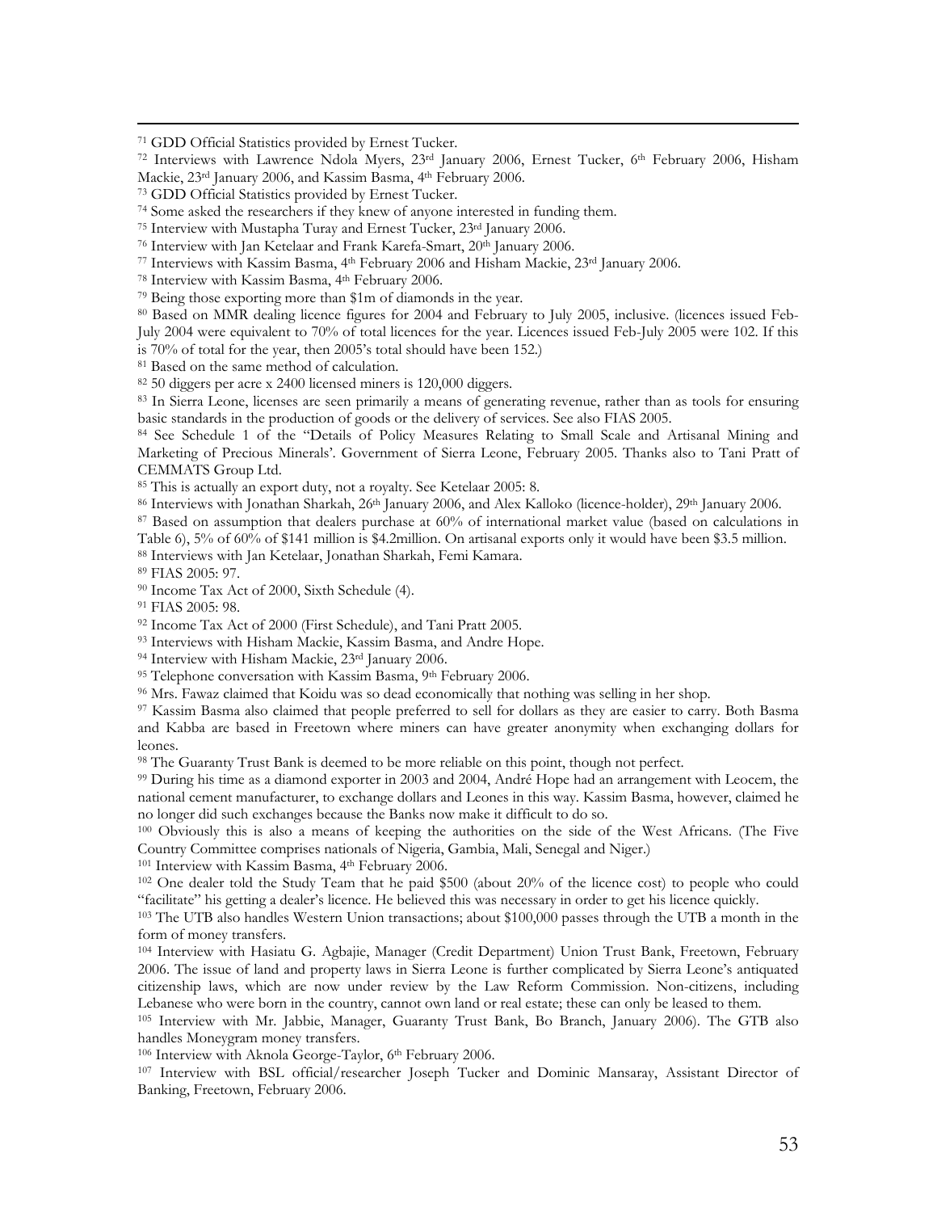[71] GDD Official Statistics provided by Ernest Tucker.

[72] Interviews with Lawrence Ndola Myers, 23rd January 2006, Ernest Tucker, 6th February 2006, Hisham Mackie, 23rd January 2006, and Kassim Basma, 4th February 2006.

[73] GDD Official Statistics provided by Ernest Tucker.

[74] Some asked the researchers if they knew of anyone interested in funding them.

[75] Interview with Mustapha Turay and Ernest Tucker, 23rd January 2006.

[76] Interview with Jan Ketelaar and Frank Karefa-Smart, 20th January 2006.

[77] Interviews with Kassim Basma, 4th February 2006 and Hisham Mackie, 23rd January 2006.

[78] Interview with Kassim Basma, 4th February 2006.

[79] Being those exporting more than $1m of diamonds in the year.

[80] Based on MMR dealing licence figures for 2004 and February to July 2005, inclusive. (licences issued Feb-July 2004 were equivalent to 70% of total licences for the year. Licences issued Feb-July 2005 were 102. If this is 70% of total for the year, then 2005's total should have been 152.)

[81] Based on the same method of calculation.

[82] 50 diggers per acre x 2400 licensed miners is 120,000 diggers.

[83] In Sierra Leone, licenses are seen primarily a means of generating revenue, rather than as tools for ensuring basic standards in the production of goods or the delivery of services. See also FIAS 2005.

[84] See Schedule 1 of the "Details of Policy Measures Relating to Small Scale and Artisanal Mining and Marketing of Precious Minerals'. Government of Sierra Leone, February 2005. Thanks also to Tani Pratt of CEMMATS Group Ltd.

[85] This is actually an export duty, not a royalty. See Ketelaar 2005: 8.

[86] Interviews with Jonathan Sharkah, 26th January 2006, and Alex Kalloko (licence-holder), 29th January 2006.

[87] Based on assumption that dealers purchase at 60% of international market value (based on calculations in Table 6), 5% of 60% of $141 million is $4.2million. On artisanal exports only it would have been $3.5 million.

[88] Interviews with Jan Ketelaar, Jonathan Sharkah, Femi Kamara.

[89] FIAS 2005: 97.

[90] Income Tax Act of 2000, Sixth Schedule (4).

[91] FIAS 2005: 98.

[92] Income Tax Act of 2000 (First Schedule), and Tani Pratt 2005.

[93] Interviews with Hisham Mackie, Kassim Basma, and Andre Hope.

[94] Interview with Hisham Mackie, 23rd January 2006.

[95] Telephone conversation with Kassim Basma, 9th February 2006.

[96] Mrs. Fawaz claimed that Koidu was so dead economically that nothing was selling in her shop.

[97] Kassim Basma also claimed that people preferred to sell for dollars as they are easier to carry. Both Basma and Kabba are based in Freetown where miners can have greater anonymity when exchanging dollars for leones.

[98] The Guaranty Trust Bank is deemed to be more reliable on this point, though not perfect.

[99] During his time as a diamond exporter in 2003 and 2004, André Hope had an arrangement with Leocem, the national cement manufacturer, to exchange dollars and Leones in this way. Kassim Basma, however, claimed he no longer did such exchanges because the Banks now make it difficult to do so.

[100] Obviously this is also a means of keeping the authorities on the side of the West Africans. (The Five Country Committee comprises nationals of Nigeria, Gambia, Mali, Senegal and Niger.)

[101] Interview with Kassim Basma, 4th February 2006.

[102] One dealer told the Study Team that he paid $500 (about 20% of the licence cost) to people who could "facilitate" his getting a dealer's licence. He believed this was necessary in order to get his licence quickly.

[103] The UTB also handles Western Union transactions; about $100,000 passes through the UTB a month in the form of money transfers.

[104] Interview with Hasiatu G. Agbajie, Manager (Credit Department) Union Trust Bank, Freetown, February 2006. The issue of land and property laws in Sierra Leone is further complicated by Sierra Leone's antiquated citizenship laws, which are now under review by the Law Reform Commission. Non-citizens, including Lebanese who were born in the country, cannot own land or real estate; these can only be leased to them.

[105] Interview with Mr. Jabbie, Manager, Guaranty Trust Bank, Bo Branch, January 2006). The GTB also handles Moneygram money transfers.

[106] Interview with Aknola George-Taylor, 6th February 2006.

[107] Interview with BSL official/researcher Joseph Tucker and Dominic Mansaray, Assistant Director of Banking, Freetown, February 2006.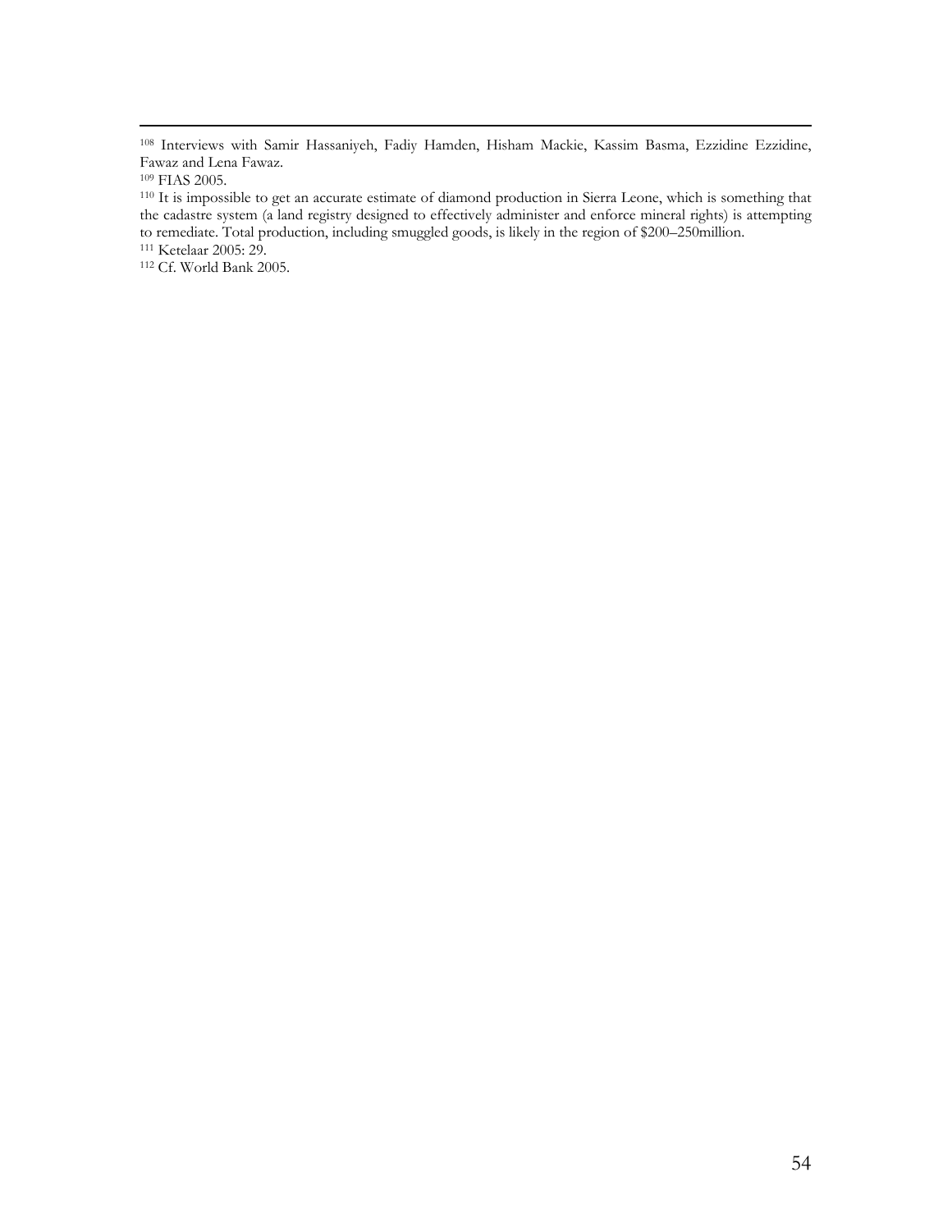[108] Interviews with Samir Hassaniyeh, Fadiy Hamden, Hisham Mackie, Kassim Basma, Ezzidine Ezzidine, Fawaz and Lena Fawaz.

[109] FIAS 2005.

[110] It is impossible to get an accurate estimate of diamond production in Sierra Leone, which is something that the cadastre system (a land registry designed to effectively administer and enforce mineral rights) is attempting to remediate. Total production, including smuggled goods, is likely in the region of $200–250million.

[111] Ketelaar 2005: 29.

[112] Cf. World Bank 2005.